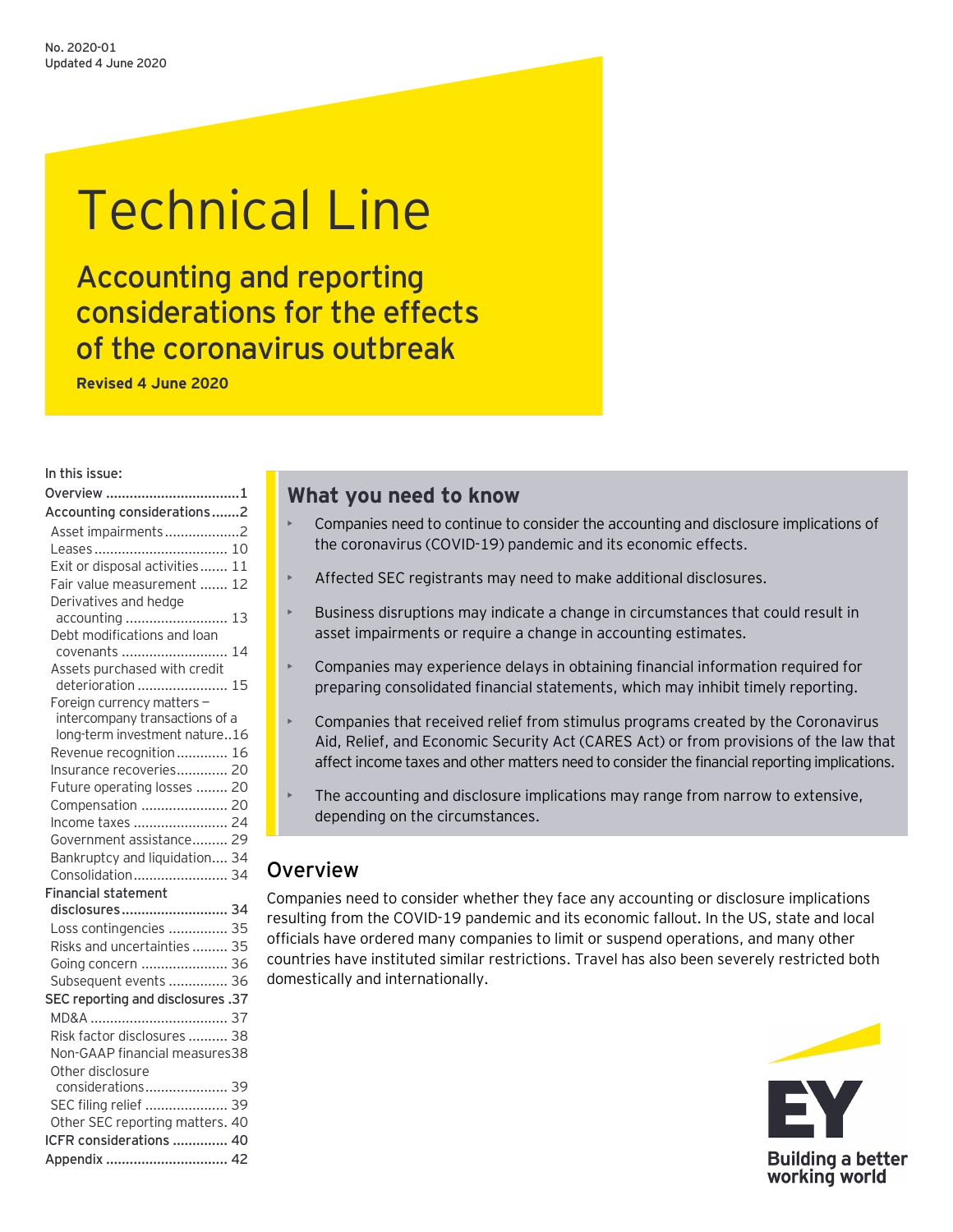No. 2020-01
Updated 4 June 2020

# Technical Line

## Accounting and reporting considerations for the effects of the coronavirus outbreak

**Revised 4 June 2020**

In this issue:

- Overview ... 1
- Accounting considerations ... 2
  - Asset impairments ... 2
  - Leases ... 10
  - Exit or disposal activities ... 11
  - Fair value measurement ... 12
  - Derivatives and hedge accounting ... 13
  - Debt modifications and loan covenants ... 14
  - Assets purchased with credit deterioration ... 15
  - Foreign currency matters – intercompany transactions of a long-term investment nature ... 16
  - Revenue recognition ... 16
  - Insurance recoveries ... 20
  - Future operating losses ... 20
  - Compensation ... 20
  - Income taxes ... 24
  - Government assistance ... 29
  - Bankruptcy and liquidation ... 34
  - Consolidation ... 34
- Financial statement disclosures ... 34
  - Loss contingencies ... 35
  - Risks and uncertainties ... 35
  - Going concern ... 36
  - Subsequent events ... 36
- SEC reporting and disclosures ... 37
  - MD&A ... 37
  - Risk factor disclosures ... 38
  - Non-GAAP financial measures ... 38
  - Other disclosure considerations ... 39
  - SEC filing relief ... 39
  - Other SEC reporting matters ... 40
- ICFR considerations ... 40
- Appendix ... 42

## What you need to know

- Companies need to continue to consider the accounting and disclosure implications of the coronavirus (COVID-19) pandemic and its economic effects.
- Affected SEC registrants may need to make additional disclosures.
- Business disruptions may indicate a change in circumstances that could result in asset impairments or require a change in accounting estimates.
- Companies may experience delays in obtaining financial information required for preparing consolidated financial statements, which may inhibit timely reporting.
- Companies that received relief from stimulus programs created by the Coronavirus Aid, Relief, and Economic Security Act (CARES Act) or from provisions of the law that affect income taxes and other matters need to consider the financial reporting implications.
- The accounting and disclosure implications may range from narrow to extensive, depending on the circumstances.

## Overview

Companies need to consider whether they face any accounting or disclosure implications resulting from the COVID-19 pandemic and its economic fallout. In the US, state and local officials have ordered many companies to limit or suspend operations, and many other countries have instituted similar restrictions. Travel has also been severely restricted both domestically and internationally.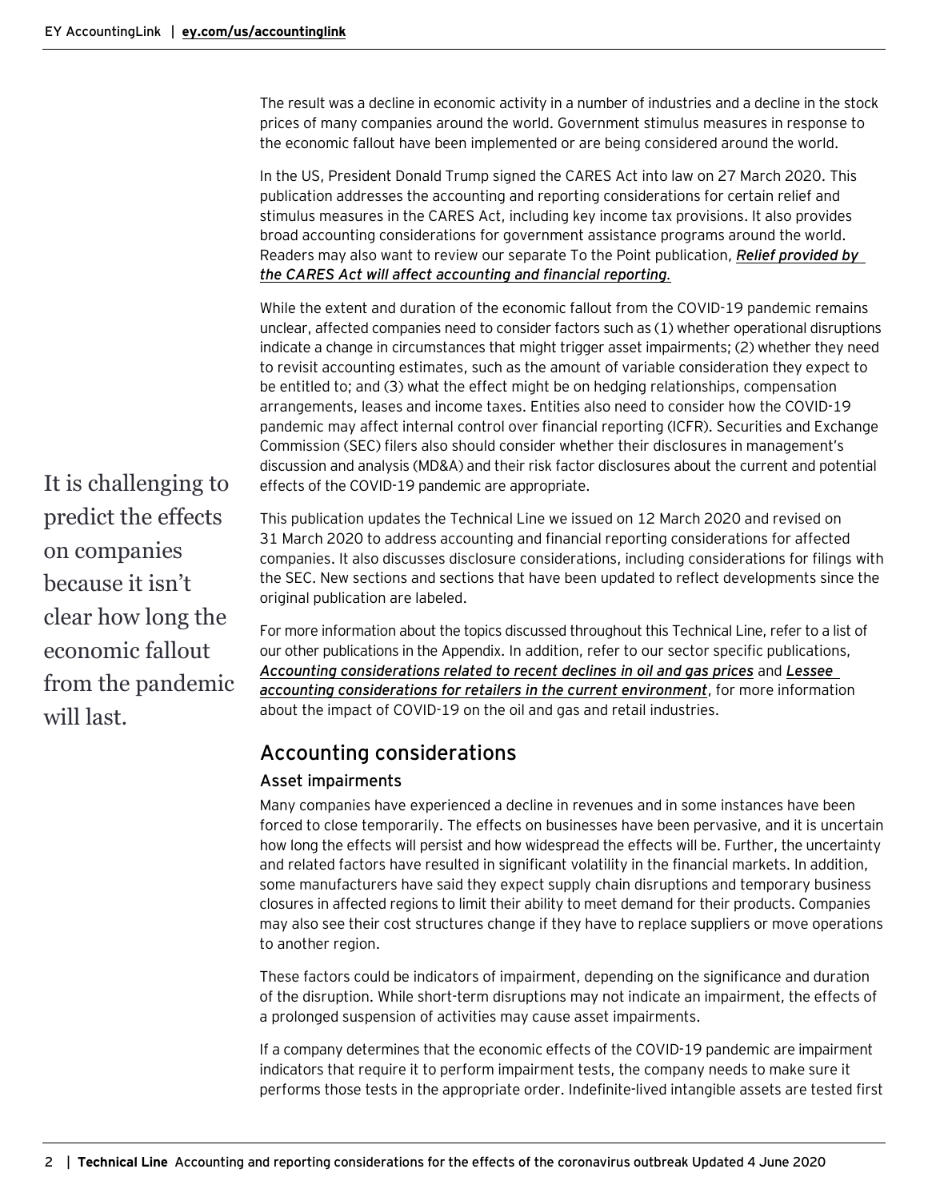The result was a decline in economic activity in a number of industries and a decline in the stock prices of many companies around the world. Government stimulus measures in response to the economic fallout have been implemented or are being considered around the world.

In the US, President Donald Trump signed the CARES Act into law on 27 March 2020. This publication addresses the accounting and reporting considerations for certain relief and stimulus measures in the CARES Act, including key income tax provisions. It also provides broad accounting considerations for government assistance programs around the world. Readers may also want to review our separate To the Point publication, ***Relief provided by the CARES Act will affect accounting and financial reporting***.

While the extent and duration of the economic fallout from the COVID-19 pandemic remains unclear, affected companies need to consider factors such as (1) whether operational disruptions indicate a change in circumstances that might trigger asset impairments; (2) whether they need to revisit accounting estimates, such as the amount of variable consideration they expect to be entitled to; and (3) what the effect might be on hedging relationships, compensation arrangements, leases and income taxes. Entities also need to consider how the COVID-19 pandemic may affect internal control over financial reporting (ICFR). Securities and Exchange Commission (SEC) filers also should consider whether their disclosures in management's discussion and analysis (MD&A) and their risk factor disclosures about the current and potential effects of the COVID-19 pandemic are appropriate.

It is challenging to predict the effects on companies because it isn't clear how long the economic fallout from the pandemic will last.

This publication updates the Technical Line we issued on 12 March 2020 and revised on 31 March 2020 to address accounting and financial reporting considerations for affected companies. It also discusses disclosure considerations, including considerations for filings with the SEC. New sections and sections that have been updated to reflect developments since the original publication are labeled.

For more information about the topics discussed throughout this Technical Line, refer to a list of our other publications in the Appendix. In addition, refer to our sector specific publications, ***Accounting considerations related to recent declines in oil and gas prices*** and ***Lessee accounting considerations for retailers in the current environment***, for more information about the impact of COVID-19 on the oil and gas and retail industries.

## Accounting considerations

### Asset impairments

Many companies have experienced a decline in revenues and in some instances have been forced to close temporarily. The effects on businesses have been pervasive, and it is uncertain how long the effects will persist and how widespread the effects will be. Further, the uncertainty and related factors have resulted in significant volatility in the financial markets. In addition, some manufacturers have said they expect supply chain disruptions and temporary business closures in affected regions to limit their ability to meet demand for their products. Companies may also see their cost structures change if they have to replace suppliers or move operations to another region.

These factors could be indicators of impairment, depending on the significance and duration of the disruption. While short-term disruptions may not indicate an impairment, the effects of a prolonged suspension of activities may cause asset impairments.

If a company determines that the economic effects of the COVID-19 pandemic are impairment indicators that require it to perform impairment tests, the company needs to make sure it performs those tests in the appropriate order. Indefinite-lived intangible assets are tested first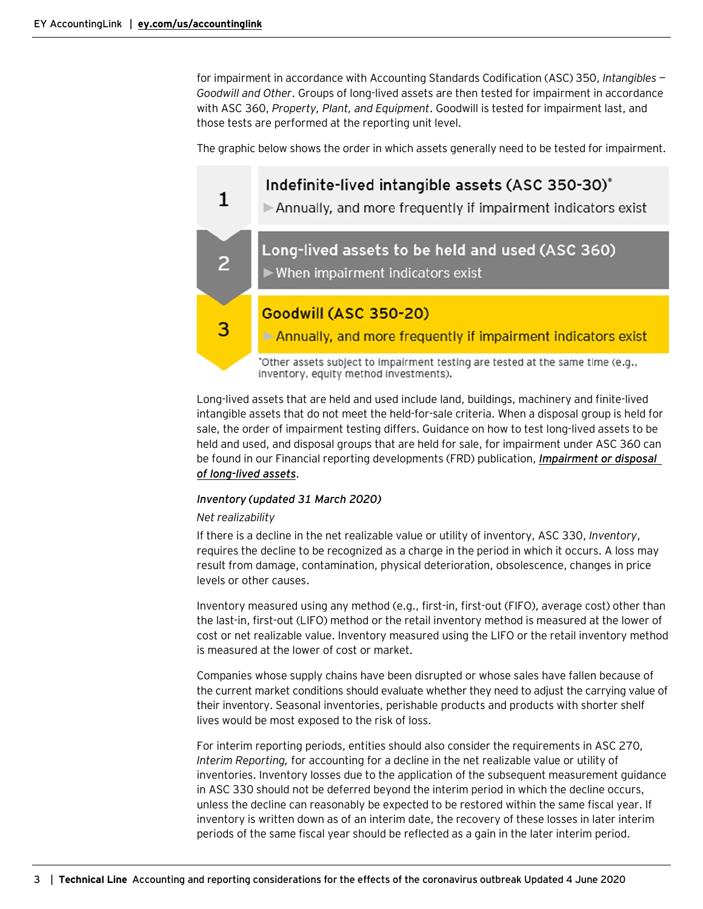for impairment in accordance with Accounting Standards Codification (ASC) 350, *Intangibles — Goodwill and Other*. Groups of long-lived assets are then tested for impairment in accordance with ASC 360, *Property, Plant, and Equipment*. Goodwill is tested for impairment last, and those tests are performed at the reporting unit level.

The graphic below shows the order in which assets generally need to be tested for impairment.

**1** **Indefinite-lived intangible assets (ASC 350-30)***
- Annually, and more frequently if impairment indicators exist

**2** **Long-lived assets to be held and used (ASC 360)**
- When impairment indicators exist

**3** **Goodwill (ASC 350-20)**
- Annually, and more frequently if impairment indicators exist

*Other assets subject to impairment testing are tested at the same time (e.g., inventory, equity method investments).

Long-lived assets that are held and used include land, buildings, machinery and finite-lived intangible assets that do not meet the held-for-sale criteria. When a disposal group is held for sale, the order of impairment testing differs. Guidance on how to test long-lived assets to be held and used, and disposal groups that are held for sale, for impairment under ASC 360 can be found in our Financial reporting developments (FRD) publication, ***Impairment or disposal of long-lived assets***.

*Inventory (updated 31 March 2020)*

*Net realizability*

If there is a decline in the net realizable value or utility of inventory, ASC 330, *Inventory*, requires the decline to be recognized as a charge in the period in which it occurs. A loss may result from damage, contamination, physical deterioration, obsolescence, changes in price levels or other causes.

Inventory measured using any method (e.g., first-in, first-out (FIFO), average cost) other than the last-in, first-out (LIFO) method or the retail inventory method is measured at the lower of cost or net realizable value. Inventory measured using the LIFO or the retail inventory method is measured at the lower of cost or market.

Companies whose supply chains have been disrupted or whose sales have fallen because of the current market conditions should evaluate whether they need to adjust the carrying value of their inventory. Seasonal inventories, perishable products and products with shorter shelf lives would be most exposed to the risk of loss.

For interim reporting periods, entities should also consider the requirements in ASC 270, *Interim Reporting,* for accounting for a decline in the net realizable value or utility of inventories. Inventory losses due to the application of the subsequent measurement guidance in ASC 330 should not be deferred beyond the interim period in which the decline occurs, unless the decline can reasonably be expected to be restored within the same fiscal year. If inventory is written down as of an interim date, the recovery of these losses in later interim periods of the same fiscal year should be reflected as a gain in the later interim period.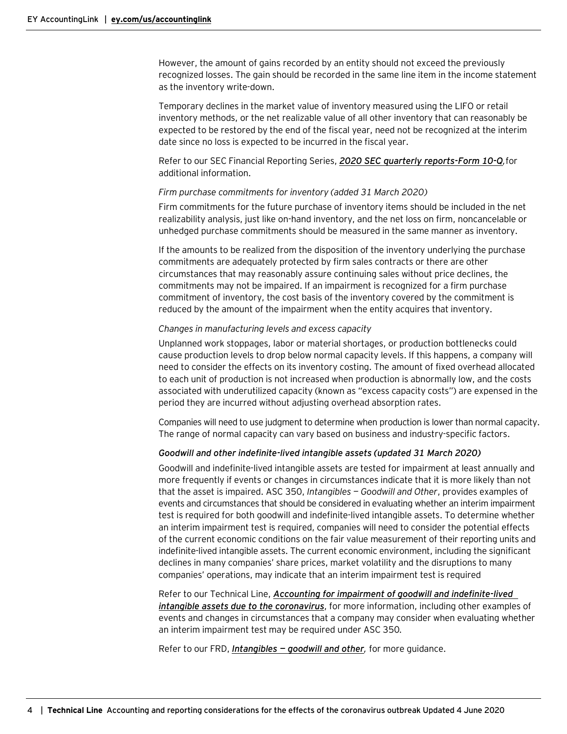However, the amount of gains recorded by an entity should not exceed the previously recognized losses. The gain should be recorded in the same line item in the income statement as the inventory write-down.

Temporary declines in the market value of inventory measured using the LIFO or retail inventory methods, or the net realizable value of all other inventory that can reasonably be expected to be restored by the end of the fiscal year, need not be recognized at the interim date since no loss is expected to be incurred in the fiscal year.

Refer to our SEC Financial Reporting Series, ***2020 SEC quarterly reports-Form 10-Q***, for additional information.

*Firm purchase commitments for inventory (added 31 March 2020)*

Firm commitments for the future purchase of inventory items should be included in the net realizability analysis, just like on-hand inventory, and the net loss on firm, noncancelable or unhedged purchase commitments should be measured in the same manner as inventory.

If the amounts to be realized from the disposition of the inventory underlying the purchase commitments are adequately protected by firm sales contracts or there are other circumstances that may reasonably assure continuing sales without price declines, the commitments may not be impaired. If an impairment is recognized for a firm purchase commitment of inventory, the cost basis of the inventory covered by the commitment is reduced by the amount of the impairment when the entity acquires that inventory.

*Changes in manufacturing levels and excess capacity*

Unplanned work stoppages, labor or material shortages, or production bottlenecks could cause production levels to drop below normal capacity levels. If this happens, a company will need to consider the effects on its inventory costing. The amount of fixed overhead allocated to each unit of production is not increased when production is abnormally low, and the costs associated with underutilized capacity (known as "excess capacity costs") are expensed in the period they are incurred without adjusting overhead absorption rates.

Companies will need to use judgment to determine when production is lower than normal capacity. The range of normal capacity can vary based on business and industry-specific factors.

***Goodwill and other indefinite-lived intangible assets (updated 31 March 2020)***

Goodwill and indefinite-lived intangible assets are tested for impairment at least annually and more frequently if events or changes in circumstances indicate that it is more likely than not that the asset is impaired. ASC 350, *Intangibles — Goodwill and Other*, provides examples of events and circumstances that should be considered in evaluating whether an interim impairment test is required for both goodwill and indefinite-lived intangible assets. To determine whether an interim impairment test is required, companies will need to consider the potential effects of the current economic conditions on the fair value measurement of their reporting units and indefinite-lived intangible assets. The current economic environment, including the significant declines in many companies' share prices, market volatility and the disruptions to many companies' operations, may indicate that an interim impairment test is required

Refer to our Technical Line, ***Accounting for impairment of goodwill and indefinite-lived intangible assets due to the coronavirus***, for more information, including other examples of events and changes in circumstances that a company may consider when evaluating whether an interim impairment test may be required under ASC 350.

Refer to our FRD, ***Intangibles — goodwill and other***, for more guidance.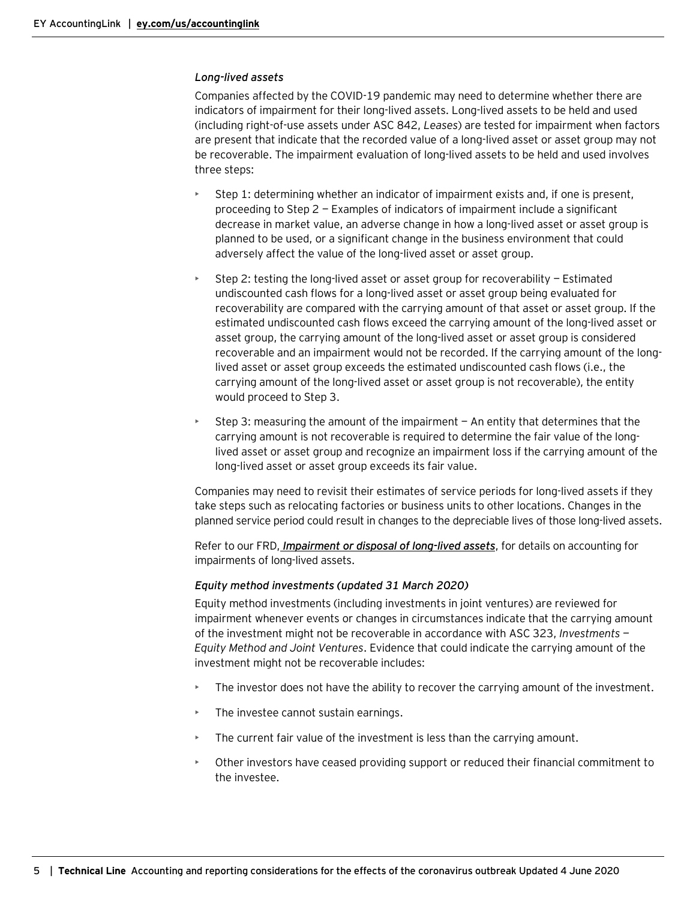### *Long-lived assets*

Companies affected by the COVID-19 pandemic may need to determine whether there are indicators of impairment for their long-lived assets. Long-lived assets to be held and used (including right-of-use assets under ASC 842, *Leases*) are tested for impairment when factors are present that indicate that the recorded value of a long-lived asset or asset group may not be recoverable. The impairment evaluation of long-lived assets to be held and used involves three steps:

- Step 1: determining whether an indicator of impairment exists and, if one is present, proceeding to Step 2 — Examples of indicators of impairment include a significant decrease in market value, an adverse change in how a long-lived asset or asset group is planned to be used, or a significant change in the business environment that could adversely affect the value of the long-lived asset or asset group.
- Step 2: testing the long-lived asset or asset group for recoverability — Estimated undiscounted cash flows for a long-lived asset or asset group being evaluated for recoverability are compared with the carrying amount of that asset or asset group. If the estimated undiscounted cash flows exceed the carrying amount of the long-lived asset or asset group, the carrying amount of the long-lived asset or asset group is considered recoverable and an impairment would not be recorded. If the carrying amount of the long-lived asset or asset group exceeds the estimated undiscounted cash flows (i.e., the carrying amount of the long-lived asset or asset group is not recoverable), the entity would proceed to Step 3.
- Step 3: measuring the amount of the impairment — An entity that determines that the carrying amount is not recoverable is required to determine the fair value of the long-lived asset or asset group and recognize an impairment loss if the carrying amount of the long-lived asset or asset group exceeds its fair value.

Companies may need to revisit their estimates of service periods for long-lived assets if they take steps such as relocating factories or business units to other locations. Changes in the planned service period could result in changes to the depreciable lives of those long-lived assets.

Refer to our FRD, ***Impairment or disposal of long-lived assets***, for details on accounting for impairments of long-lived assets.

### *Equity method investments (updated 31 March 2020)*

Equity method investments (including investments in joint ventures) are reviewed for impairment whenever events or changes in circumstances indicate that the carrying amount of the investment might not be recoverable in accordance with ASC 323, *Investments — Equity Method and Joint Ventures*. Evidence that could indicate the carrying amount of the investment might not be recoverable includes:

- The investor does not have the ability to recover the carrying amount of the investment.
- The investee cannot sustain earnings.
- The current fair value of the investment is less than the carrying amount.
- Other investors have ceased providing support or reduced their financial commitment to the investee.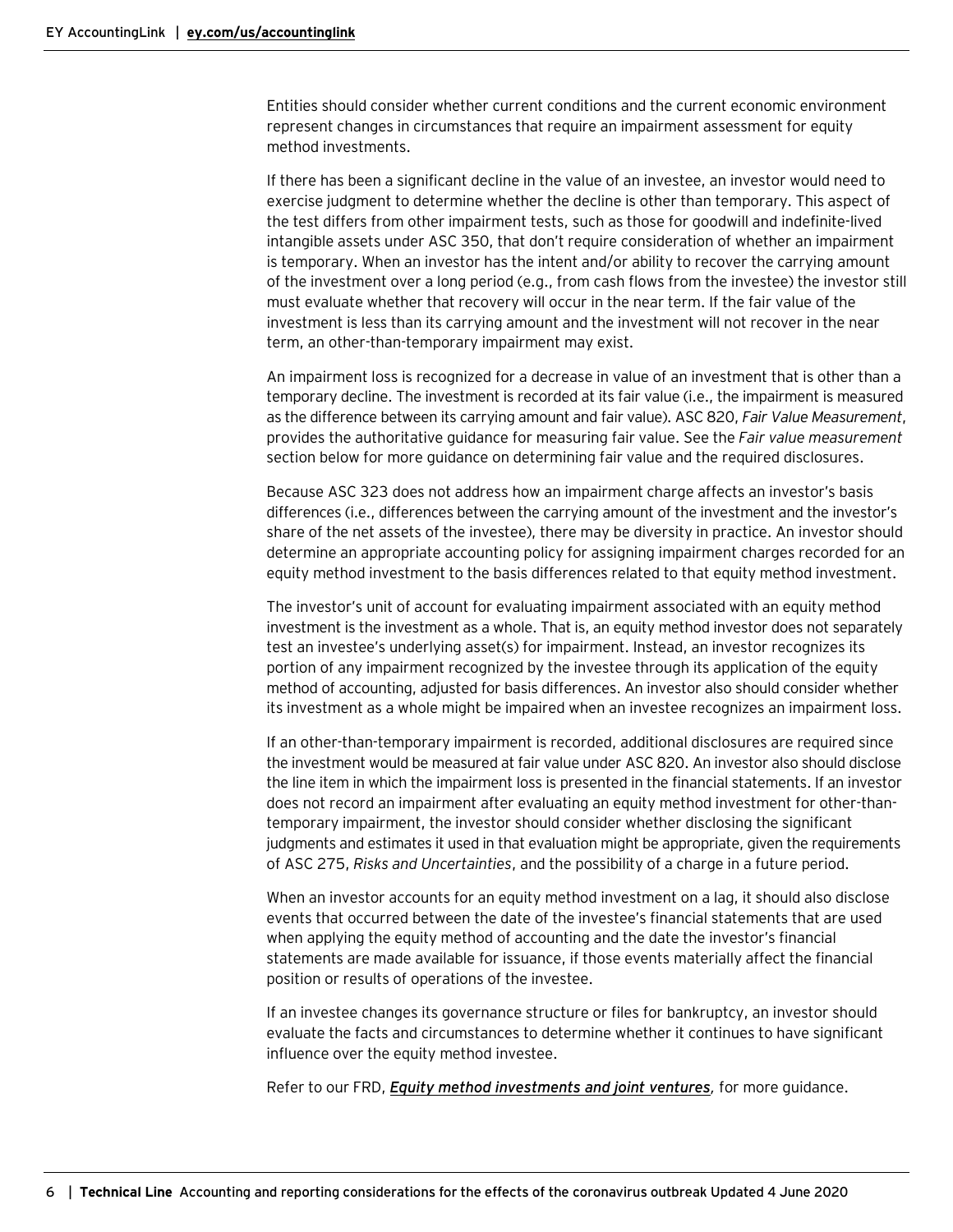Entities should consider whether current conditions and the current economic environment represent changes in circumstances that require an impairment assessment for equity method investments.

If there has been a significant decline in the value of an investee, an investor would need to exercise judgment to determine whether the decline is other than temporary. This aspect of the test differs from other impairment tests, such as those for goodwill and indefinite-lived intangible assets under ASC 350, that don't require consideration of whether an impairment is temporary. When an investor has the intent and/or ability to recover the carrying amount of the investment over a long period (e.g., from cash flows from the investee) the investor still must evaluate whether that recovery will occur in the near term. If the fair value of the investment is less than its carrying amount and the investment will not recover in the near term, an other-than-temporary impairment may exist.

An impairment loss is recognized for a decrease in value of an investment that is other than a temporary decline. The investment is recorded at its fair value (i.e., the impairment is measured as the difference between its carrying amount and fair value). ASC 820, *Fair Value Measurement*, provides the authoritative guidance for measuring fair value. See the *Fair value measurement* section below for more guidance on determining fair value and the required disclosures.

Because ASC 323 does not address how an impairment charge affects an investor's basis differences (i.e., differences between the carrying amount of the investment and the investor's share of the net assets of the investee), there may be diversity in practice. An investor should determine an appropriate accounting policy for assigning impairment charges recorded for an equity method investment to the basis differences related to that equity method investment.

The investor's unit of account for evaluating impairment associated with an equity method investment is the investment as a whole. That is, an equity method investor does not separately test an investee's underlying asset(s) for impairment. Instead, an investor recognizes its portion of any impairment recognized by the investee through its application of the equity method of accounting, adjusted for basis differences. An investor also should consider whether its investment as a whole might be impaired when an investee recognizes an impairment loss.

If an other-than-temporary impairment is recorded, additional disclosures are required since the investment would be measured at fair value under ASC 820. An investor also should disclose the line item in which the impairment loss is presented in the financial statements. If an investor does not record an impairment after evaluating an equity method investment for other-than-temporary impairment, the investor should consider whether disclosing the significant judgments and estimates it used in that evaluation might be appropriate, given the requirements of ASC 275, *Risks and Uncertainties*, and the possibility of a charge in a future period.

When an investor accounts for an equity method investment on a lag, it should also disclose events that occurred between the date of the investee's financial statements that are used when applying the equity method of accounting and the date the investor's financial statements are made available for issuance, if those events materially affect the financial position or results of operations of the investee.

If an investee changes its governance structure or files for bankruptcy, an investor should evaluate the facts and circumstances to determine whether it continues to have significant influence over the equity method investee.

Refer to our FRD, ***Equity method investments and joint ventures***, for more guidance.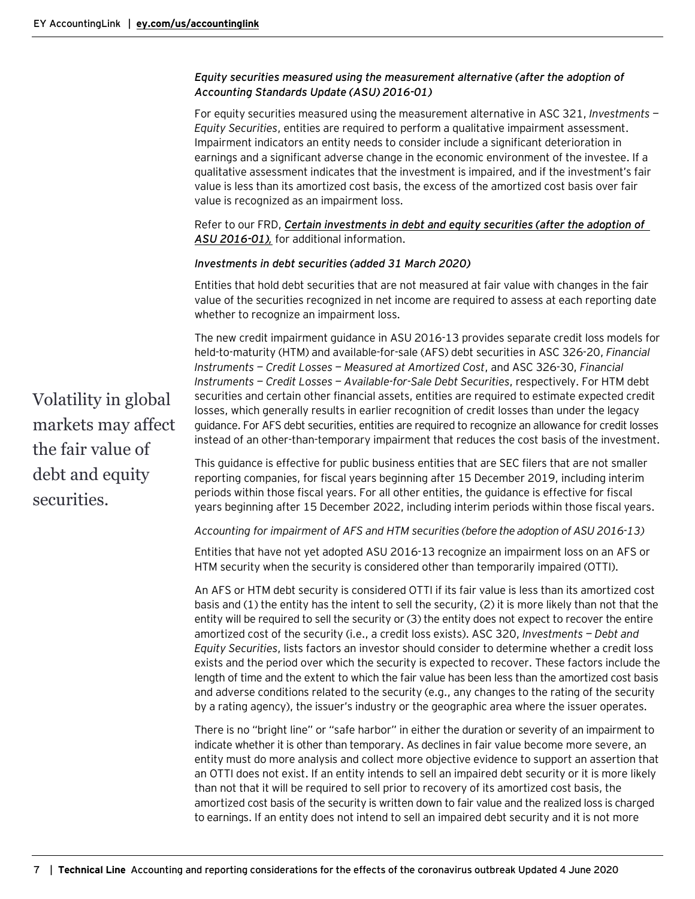*Equity securities measured using the measurement alternative (after the adoption of Accounting Standards Update (ASU) 2016-01)*

For equity securities measured using the measurement alternative in ASC 321, *Investments — Equity Securities*, entities are required to perform a qualitative impairment assessment. Impairment indicators an entity needs to consider include a significant deterioration in earnings and a significant adverse change in the economic environment of the investee. If a qualitative assessment indicates that the investment is impaired, and if the investment's fair value is less than its amortized cost basis, the excess of the amortized cost basis over fair value is recognized as an impairment loss.

Refer to our FRD, ***Certain investments in debt and equity securities (after the adoption of ASU 2016-01),*** for additional information.

*Investments in debt securities (added 31 March 2020)*

Entities that hold debt securities that are not measured at fair value with changes in the fair value of the securities recognized in net income are required to assess at each reporting date whether to recognize an impairment loss.

Volatility in global markets may affect the fair value of debt and equity securities.

The new credit impairment guidance in ASU 2016-13 provides separate credit loss models for held-to-maturity (HTM) and available-for-sale (AFS) debt securities in ASC 326-20, *Financial Instruments — Credit Losses — Measured at Amortized Cost*, and ASC 326-30, *Financial Instruments — Credit Losses — Available-for-Sale Debt Securities*, respectively. For HTM debt securities and certain other financial assets, entities are required to estimate expected credit losses, which generally results in earlier recognition of credit losses than under the legacy guidance. For AFS debt securities, entities are required to recognize an allowance for credit losses instead of an other-than-temporary impairment that reduces the cost basis of the investment.

This guidance is effective for public business entities that are SEC filers that are not smaller reporting companies, for fiscal years beginning after 15 December 2019, including interim periods within those fiscal years. For all other entities, the guidance is effective for fiscal years beginning after 15 December 2022, including interim periods within those fiscal years.

*Accounting for impairment of AFS and HTM securities (before the adoption of ASU 2016-13)*

Entities that have not yet adopted ASU 2016-13 recognize an impairment loss on an AFS or HTM security when the security is considered other than temporarily impaired (OTTI).

An AFS or HTM debt security is considered OTTI if its fair value is less than its amortized cost basis and (1) the entity has the intent to sell the security, (2) it is more likely than not that the entity will be required to sell the security or (3) the entity does not expect to recover the entire amortized cost of the security (i.e., a credit loss exists). ASC 320, *Investments — Debt and Equity Securities*, lists factors an investor should consider to determine whether a credit loss exists and the period over which the security is expected to recover. These factors include the length of time and the extent to which the fair value has been less than the amortized cost basis and adverse conditions related to the security (e.g., any changes to the rating of the security by a rating agency), the issuer's industry or the geographic area where the issuer operates.

There is no "bright line" or "safe harbor" in either the duration or severity of an impairment to indicate whether it is other than temporary. As declines in fair value become more severe, an entity must do more analysis and collect more objective evidence to support an assertion that an OTTI does not exist. If an entity intends to sell an impaired debt security or it is more likely than not that it will be required to sell prior to recovery of its amortized cost basis, the amortized cost basis of the security is written down to fair value and the realized loss is charged to earnings. If an entity does not intend to sell an impaired debt security and it is not more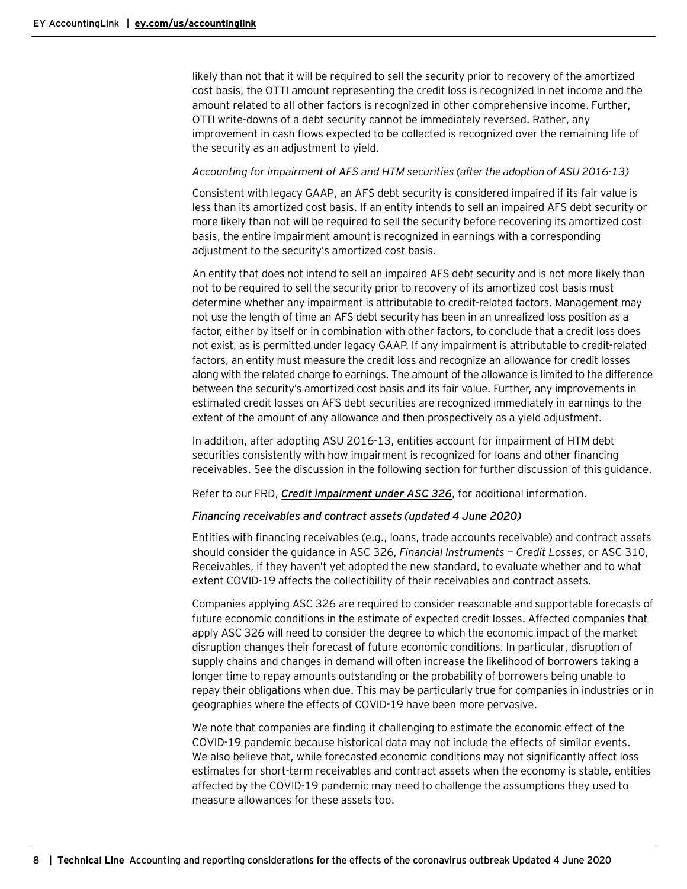likely than not that it will be required to sell the security prior to recovery of the amortized cost basis, the OTTI amount representing the credit loss is recognized in net income and the amount related to all other factors is recognized in other comprehensive income. Further, OTTI write-downs of a debt security cannot be immediately reversed. Rather, any improvement in cash flows expected to be collected is recognized over the remaining life of the security as an adjustment to yield.

*Accounting for impairment of AFS and HTM securities (after the adoption of ASU 2016-13)*

Consistent with legacy GAAP, an AFS debt security is considered impaired if its fair value is less than its amortized cost basis. If an entity intends to sell an impaired AFS debt security or more likely than not will be required to sell the security before recovering its amortized cost basis, the entire impairment amount is recognized in earnings with a corresponding adjustment to the security's amortized cost basis.

An entity that does not intend to sell an impaired AFS debt security and is not more likely than not to be required to sell the security prior to recovery of its amortized cost basis must determine whether any impairment is attributable to credit-related factors. Management may not use the length of time an AFS debt security has been in an unrealized loss position as a factor, either by itself or in combination with other factors, to conclude that a credit loss does not exist, as is permitted under legacy GAAP. If any impairment is attributable to credit-related factors, an entity must measure the credit loss and recognize an allowance for credit losses along with the related charge to earnings. The amount of the allowance is limited to the difference between the security's amortized cost basis and its fair value. Further, any improvements in estimated credit losses on AFS debt securities are recognized immediately in earnings to the extent of the amount of any allowance and then prospectively as a yield adjustment.

In addition, after adopting ASU 2016-13, entities account for impairment of HTM debt securities consistently with how impairment is recognized for loans and other financing receivables. See the discussion in the following section for further discussion of this guidance.

Refer to our FRD, ***Credit impairment under ASC 326***, for additional information.

*Financing receivables and contract assets (updated 4 June 2020)*

Entities with financing receivables (e.g., loans, trade accounts receivable) and contract assets should consider the guidance in ASC 326, *Financial Instruments — Credit Losses*, or ASC 310, Receivables, if they haven't yet adopted the new standard, to evaluate whether and to what extent COVID-19 affects the collectibility of their receivables and contract assets.

Companies applying ASC 326 are required to consider reasonable and supportable forecasts of future economic conditions in the estimate of expected credit losses. Affected companies that apply ASC 326 will need to consider the degree to which the economic impact of the market disruption changes their forecast of future economic conditions. In particular, disruption of supply chains and changes in demand will often increase the likelihood of borrowers taking a longer time to repay amounts outstanding or the probability of borrowers being unable to repay their obligations when due. This may be particularly true for companies in industries or in geographies where the effects of COVID-19 have been more pervasive.

We note that companies are finding it challenging to estimate the economic effect of the COVID-19 pandemic because historical data may not include the effects of similar events. We also believe that, while forecasted economic conditions may not significantly affect loss estimates for short-term receivables and contract assets when the economy is stable, entities affected by the COVID-19 pandemic may need to challenge the assumptions they used to measure allowances for these assets too.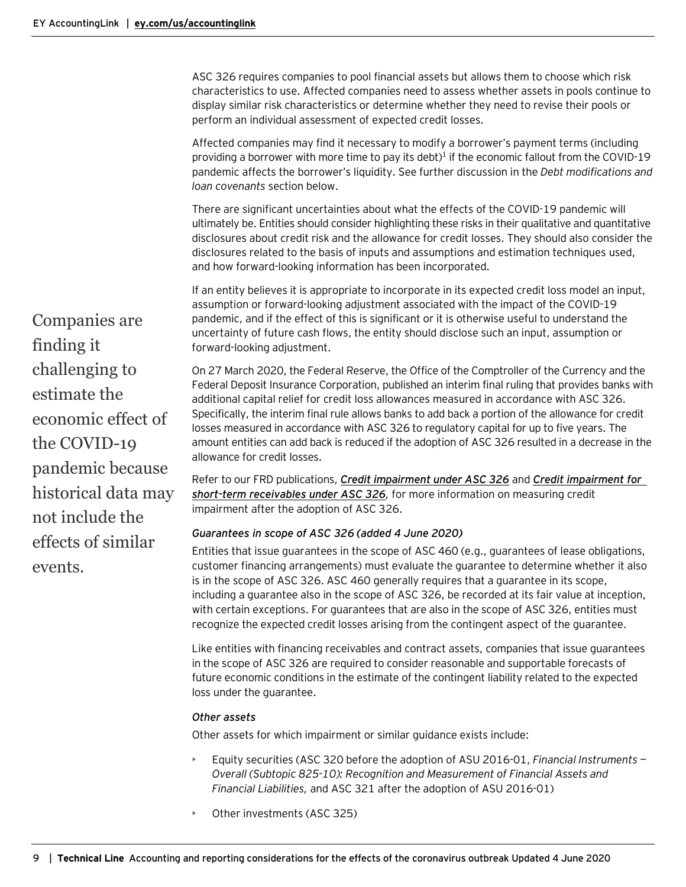ASC 326 requires companies to pool financial assets but allows them to choose which risk characteristics to use. Affected companies need to assess whether assets in pools continue to display similar risk characteristics or determine whether they need to revise their pools or perform an individual assessment of expected credit losses.

Affected companies may find it necessary to modify a borrower's payment terms (including providing a borrower with more time to pay its debt)[1] if the economic fallout from the COVID-19 pandemic affects the borrower's liquidity. See further discussion in the *Debt modifications and loan covenants* section below.

There are significant uncertainties about what the effects of the COVID-19 pandemic will ultimately be. Entities should consider highlighting these risks in their qualitative and quantitative disclosures about credit risk and the allowance for credit losses. They should also consider the disclosures related to the basis of inputs and assumptions and estimation techniques used, and how forward-looking information has been incorporated.

Companies are finding it challenging to estimate the economic effect of the COVID-19 pandemic because historical data may not include the effects of similar events.

If an entity believes it is appropriate to incorporate in its expected credit loss model an input, assumption or forward-looking adjustment associated with the impact of the COVID-19 pandemic, and if the effect of this is significant or it is otherwise useful to understand the uncertainty of future cash flows, the entity should disclose such an input, assumption or forward-looking adjustment.

On 27 March 2020, the Federal Reserve, the Office of the Comptroller of the Currency and the Federal Deposit Insurance Corporation, published an interim final ruling that provides banks with additional capital relief for credit loss allowances measured in accordance with ASC 326. Specifically, the interim final rule allows banks to add back a portion of the allowance for credit losses measured in accordance with ASC 326 to regulatory capital for up to five years. The amount entities can add back is reduced if the adoption of ASC 326 resulted in a decrease in the allowance for credit losses.

Refer to our FRD publications, ***Credit impairment under ASC 326*** and ***Credit impairment for short-term receivables under ASC 326***, for more information on measuring credit impairment after the adoption of ASC 326.

*Guarantees in scope of ASC 326 (added 4 June 2020)*

Entities that issue guarantees in the scope of ASC 460 (e.g., guarantees of lease obligations, customer financing arrangements) must evaluate the guarantee to determine whether it also is in the scope of ASC 326. ASC 460 generally requires that a guarantee in its scope, including a guarantee also in the scope of ASC 326, be recorded at its fair value at inception, with certain exceptions. For guarantees that are also in the scope of ASC 326, entities must recognize the expected credit losses arising from the contingent aspect of the guarantee.

Like entities with financing receivables and contract assets, companies that issue guarantees in the scope of ASC 326 are required to consider reasonable and supportable forecasts of future economic conditions in the estimate of the contingent liability related to the expected loss under the guarantee.

*Other assets*

Other assets for which impairment or similar guidance exists include:

- Equity securities (ASC 320 before the adoption of ASU 2016-01, *Financial Instruments — Overall (Subtopic 825-10): Recognition and Measurement of Financial Assets and Financial Liabilities*, and ASC 321 after the adoption of ASU 2016-01)
- Other investments (ASC 325)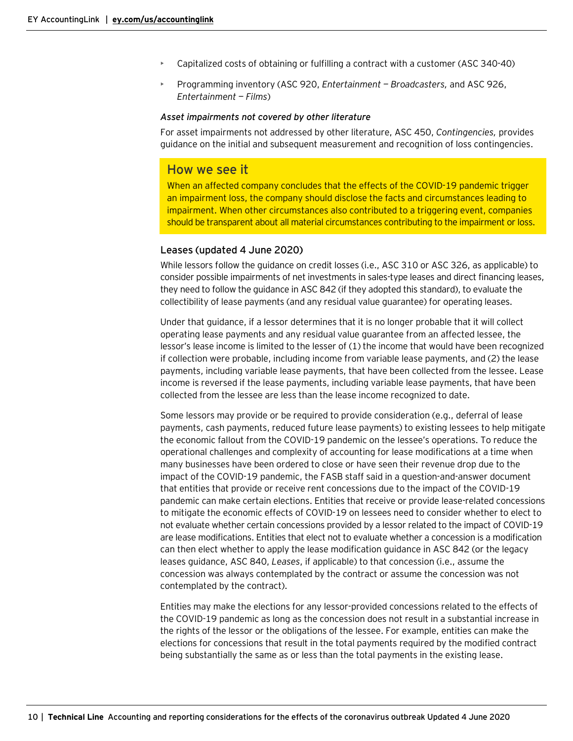- Capitalized costs of obtaining or fulfilling a contract with a customer (ASC 340-40)
- Programming inventory (ASC 920, *Entertainment — Broadcasters,* and ASC 926, *Entertainment — Films*)

*Asset impairments not covered by other literature*

For asset impairments not addressed by other literature, ASC 450, *Contingencies,* provides guidance on the initial and subsequent measurement and recognition of loss contingencies.

## How we see it

When an affected company concludes that the effects of the COVID-19 pandemic trigger an impairment loss, the company should disclose the facts and circumstances leading to impairment. When other circumstances also contributed to a triggering event, companies should be transparent about all material circumstances contributing to the impairment or loss.

### Leases (updated 4 June 2020)

While lessors follow the guidance on credit losses (i.e., ASC 310 or ASC 326, as applicable) to consider possible impairments of net investments in sales-type leases and direct financing leases, they need to follow the guidance in ASC 842 (if they adopted this standard), to evaluate the collectibility of lease payments (and any residual value guarantee) for operating leases.

Under that guidance, if a lessor determines that it is no longer probable that it will collect operating lease payments and any residual value guarantee from an affected lessee, the lessor's lease income is limited to the lesser of (1) the income that would have been recognized if collection were probable, including income from variable lease payments, and (2) the lease payments, including variable lease payments, that have been collected from the lessee. Lease income is reversed if the lease payments, including variable lease payments, that have been collected from the lessee are less than the lease income recognized to date.

Some lessors may provide or be required to provide consideration (e.g., deferral of lease payments, cash payments, reduced future lease payments) to existing lessees to help mitigate the economic fallout from the COVID-19 pandemic on the lessee's operations. To reduce the operational challenges and complexity of accounting for lease modifications at a time when many businesses have been ordered to close or have seen their revenue drop due to the impact of the COVID-19 pandemic, the FASB staff said in a question-and-answer document that entities that provide or receive rent concessions due to the impact of the COVID-19 pandemic can make certain elections. Entities that receive or provide lease-related concessions to mitigate the economic effects of COVID-19 on lessees need to consider whether to elect to not evaluate whether certain concessions provided by a lessor related to the impact of COVID-19 are lease modifications. Entities that elect not to evaluate whether a concession is a modification can then elect whether to apply the lease modification guidance in ASC 842 (or the legacy leases guidance, ASC 840, *Leases*, if applicable) to that concession (i.e., assume the concession was always contemplated by the contract or assume the concession was not contemplated by the contract).

Entities may make the elections for any lessor-provided concessions related to the effects of the COVID-19 pandemic as long as the concession does not result in a substantial increase in the rights of the lessor or the obligations of the lessee. For example, entities can make the elections for concessions that result in the total payments required by the modified contract being substantially the same as or less than the total payments in the existing lease.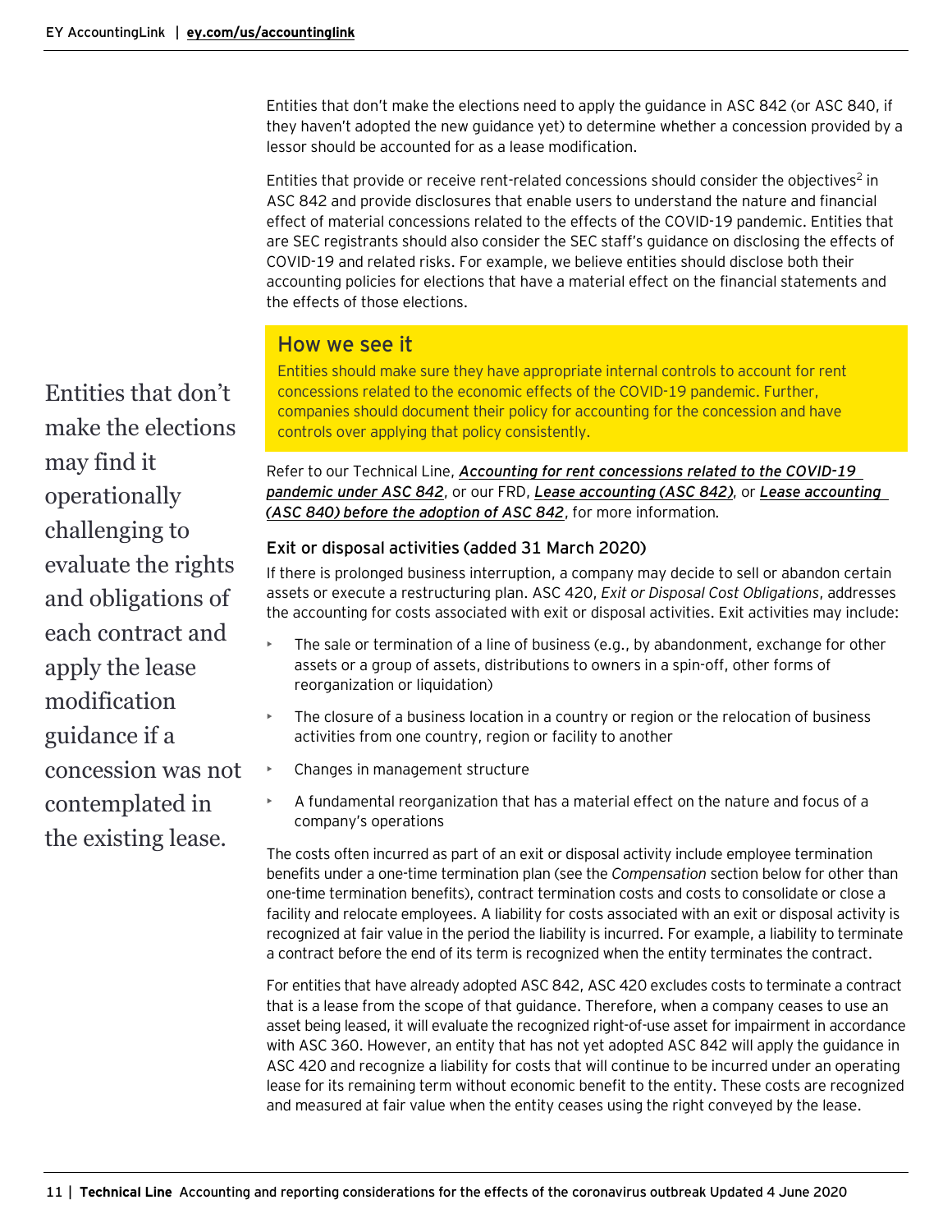Entities that don't make the elections need to apply the guidance in ASC 842 (or ASC 840, if they haven't adopted the new guidance yet) to determine whether a concession provided by a lessor should be accounted for as a lease modification.

Entities that provide or receive rent-related concessions should consider the objectives[2] in ASC 842 and provide disclosures that enable users to understand the nature and financial effect of material concessions related to the effects of the COVID-19 pandemic. Entities that are SEC registrants should also consider the SEC staff's guidance on disclosing the effects of COVID-19 and related risks. For example, we believe entities should disclose both their accounting policies for elections that have a material effect on the financial statements and the effects of those elections.

> Entities that don't make the elections may find it operationally challenging to evaluate the rights and obligations of each contract and apply the lease modification guidance if a concession was not contemplated in the existing lease.

### How we see it

Entities should make sure they have appropriate internal controls to account for rent concessions related to the economic effects of the COVID-19 pandemic. Further, companies should document their policy for accounting for the concession and have controls over applying that policy consistently.

Refer to our Technical Line, ***Accounting for rent concessions related to the COVID-19 pandemic under ASC 842***, or our FRD, ***Lease accounting (ASC 842)***, or ***Lease accounting (ASC 840) before the adoption of ASC 842***, for more information.

#### Exit or disposal activities (added 31 March 2020)

If there is prolonged business interruption, a company may decide to sell or abandon certain assets or execute a restructuring plan. ASC 420, *Exit or Disposal Cost Obligations*, addresses the accounting for costs associated with exit or disposal activities. Exit activities may include:

- The sale or termination of a line of business (e.g., by abandonment, exchange for other assets or a group of assets, distributions to owners in a spin-off, other forms of reorganization or liquidation)
- The closure of a business location in a country or region or the relocation of business activities from one country, region or facility to another
- Changes in management structure
- A fundamental reorganization that has a material effect on the nature and focus of a company's operations

The costs often incurred as part of an exit or disposal activity include employee termination benefits under a one-time termination plan (see the *Compensation* section below for other than one-time termination benefits), contract termination costs and costs to consolidate or close a facility and relocate employees. A liability for costs associated with an exit or disposal activity is recognized at fair value in the period the liability is incurred. For example, a liability to terminate a contract before the end of its term is recognized when the entity terminates the contract.

For entities that have already adopted ASC 842, ASC 420 excludes costs to terminate a contract that is a lease from the scope of that guidance. Therefore, when a company ceases to use an asset being leased, it will evaluate the recognized right-of-use asset for impairment in accordance with ASC 360. However, an entity that has not yet adopted ASC 842 will apply the guidance in ASC 420 and recognize a liability for costs that will continue to be incurred under an operating lease for its remaining term without economic benefit to the entity. These costs are recognized and measured at fair value when the entity ceases using the right conveyed by the lease.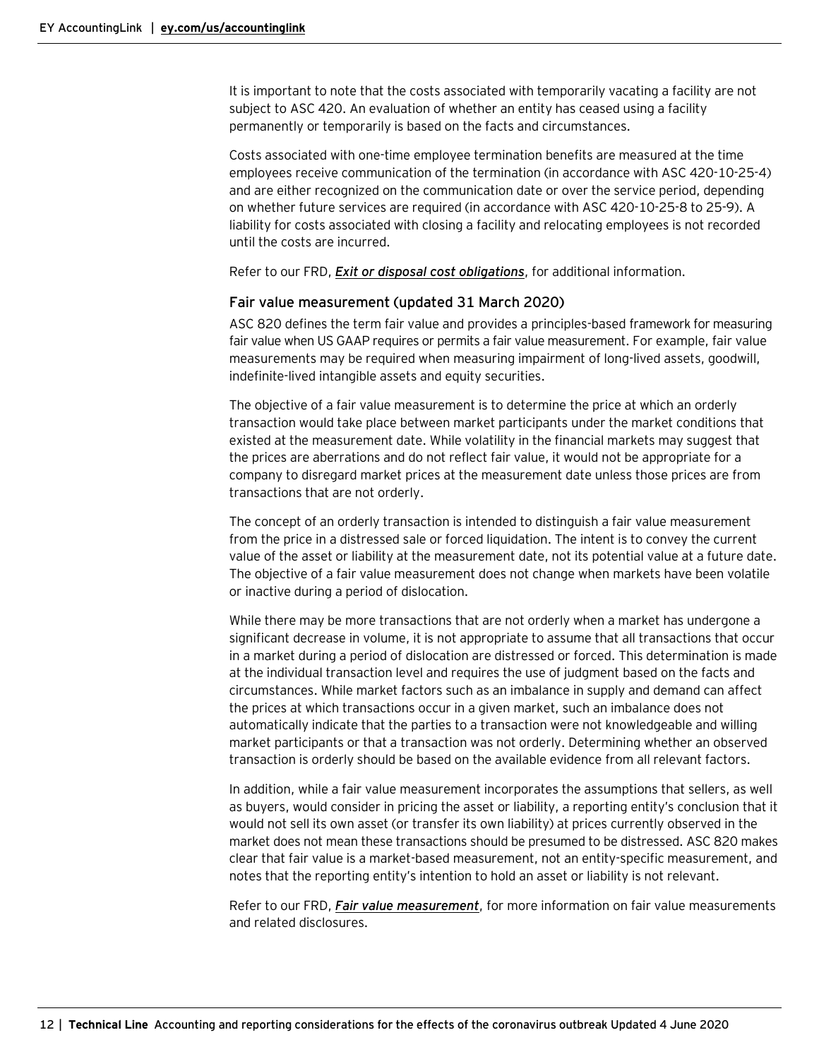It is important to note that the costs associated with temporarily vacating a facility are not subject to ASC 420. An evaluation of whether an entity has ceased using a facility permanently or temporarily is based on the facts and circumstances.

Costs associated with one-time employee termination benefits are measured at the time employees receive communication of the termination (in accordance with ASC 420-10-25-4) and are either recognized on the communication date or over the service period, depending on whether future services are required (in accordance with ASC 420-10-25-8 to 25-9). A liability for costs associated with closing a facility and relocating employees is not recorded until the costs are incurred.

Refer to our FRD, ***Exit or disposal cost obligations***, for additional information.

### Fair value measurement (updated 31 March 2020)

ASC 820 defines the term fair value and provides a principles-based framework for measuring fair value when US GAAP requires or permits a fair value measurement. For example, fair value measurements may be required when measuring impairment of long-lived assets, goodwill, indefinite-lived intangible assets and equity securities.

The objective of a fair value measurement is to determine the price at which an orderly transaction would take place between market participants under the market conditions that existed at the measurement date. While volatility in the financial markets may suggest that the prices are aberrations and do not reflect fair value, it would not be appropriate for a company to disregard market prices at the measurement date unless those prices are from transactions that are not orderly.

The concept of an orderly transaction is intended to distinguish a fair value measurement from the price in a distressed sale or forced liquidation. The intent is to convey the current value of the asset or liability at the measurement date, not its potential value at a future date. The objective of a fair value measurement does not change when markets have been volatile or inactive during a period of dislocation.

While there may be more transactions that are not orderly when a market has undergone a significant decrease in volume, it is not appropriate to assume that all transactions that occur in a market during a period of dislocation are distressed or forced. This determination is made at the individual transaction level and requires the use of judgment based on the facts and circumstances. While market factors such as an imbalance in supply and demand can affect the prices at which transactions occur in a given market, such an imbalance does not automatically indicate that the parties to a transaction were not knowledgeable and willing market participants or that a transaction was not orderly. Determining whether an observed transaction is orderly should be based on the available evidence from all relevant factors.

In addition, while a fair value measurement incorporates the assumptions that sellers, as well as buyers, would consider in pricing the asset or liability, a reporting entity's conclusion that it would not sell its own asset (or transfer its own liability) at prices currently observed in the market does not mean these transactions should be presumed to be distressed. ASC 820 makes clear that fair value is a market-based measurement, not an entity-specific measurement, and notes that the reporting entity's intention to hold an asset or liability is not relevant.

Refer to our FRD, ***Fair value measurement***, for more information on fair value measurements and related disclosures.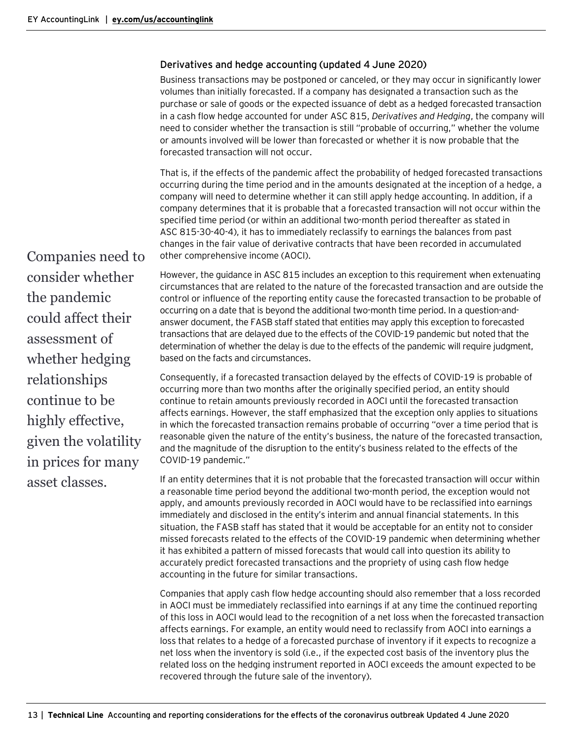### Derivatives and hedge accounting (updated 4 June 2020)

Business transactions may be postponed or canceled, or they may occur in significantly lower volumes than initially forecasted. If a company has designated a transaction such as the purchase or sale of goods or the expected issuance of debt as a hedged forecasted transaction in a cash flow hedge accounted for under ASC 815, *Derivatives and Hedging*, the company will need to consider whether the transaction is still "probable of occurring," whether the volume or amounts involved will be lower than forecasted or whether it is now probable that the forecasted transaction will not occur.

That is, if the effects of the pandemic affect the probability of hedged forecasted transactions occurring during the time period and in the amounts designated at the inception of a hedge, a company will need to determine whether it can still apply hedge accounting. In addition, if a company determines that it is probable that a forecasted transaction will not occur within the specified time period (or within an additional two-month period thereafter as stated in ASC 815-30-40-4), it has to immediately reclassify to earnings the balances from past changes in the fair value of derivative contracts that have been recorded in accumulated other comprehensive income (AOCI).

Companies need to consider whether the pandemic could affect their assessment of whether hedging relationships continue to be highly effective, given the volatility in prices for many asset classes.

However, the guidance in ASC 815 includes an exception to this requirement when extenuating circumstances that are related to the nature of the forecasted transaction and are outside the control or influence of the reporting entity cause the forecasted transaction to be probable of occurring on a date that is beyond the additional two-month time period. In a question-and-answer document, the FASB staff stated that entities may apply this exception to forecasted transactions that are delayed due to the effects of the COVID-19 pandemic but noted that the determination of whether the delay is due to the effects of the pandemic will require judgment, based on the facts and circumstances.

Consequently, if a forecasted transaction delayed by the effects of COVID-19 is probable of occurring more than two months after the originally specified period, an entity should continue to retain amounts previously recorded in AOCI until the forecasted transaction affects earnings. However, the staff emphasized that the exception only applies to situations in which the forecasted transaction remains probable of occurring "over a time period that is reasonable given the nature of the entity's business, the nature of the forecasted transaction, and the magnitude of the disruption to the entity's business related to the effects of the COVID-19 pandemic."

If an entity determines that it is not probable that the forecasted transaction will occur within a reasonable time period beyond the additional two-month period, the exception would not apply, and amounts previously recorded in AOCI would have to be reclassified into earnings immediately and disclosed in the entity's interim and annual financial statements. In this situation, the FASB staff has stated that it would be acceptable for an entity not to consider missed forecasts related to the effects of the COVID-19 pandemic when determining whether it has exhibited a pattern of missed forecasts that would call into question its ability to accurately predict forecasted transactions and the propriety of using cash flow hedge accounting in the future for similar transactions.

Companies that apply cash flow hedge accounting should also remember that a loss recorded in AOCI must be immediately reclassified into earnings if at any time the continued reporting of this loss in AOCI would lead to the recognition of a net loss when the forecasted transaction affects earnings. For example, an entity would need to reclassify from AOCI into earnings a loss that relates to a hedge of a forecasted purchase of inventory if it expects to recognize a net loss when the inventory is sold (i.e., if the expected cost basis of the inventory plus the related loss on the hedging instrument reported in AOCI exceeds the amount expected to be recovered through the future sale of the inventory).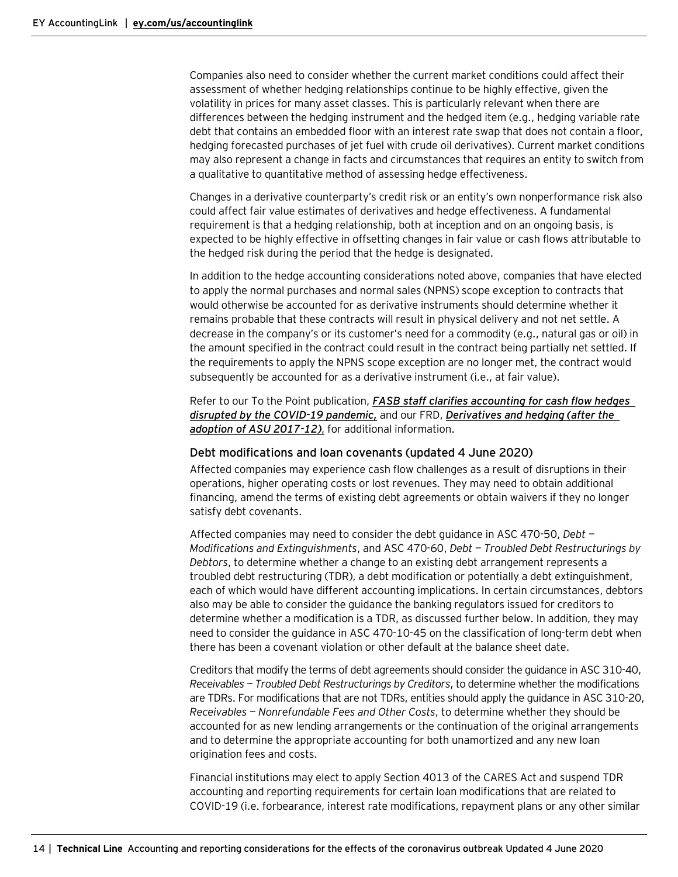Companies also need to consider whether the current market conditions could affect their assessment of whether hedging relationships continue to be highly effective, given the volatility in prices for many asset classes. This is particularly relevant when there are differences between the hedging instrument and the hedged item (e.g., hedging variable rate debt that contains an embedded floor with an interest rate swap that does not contain a floor, hedging forecasted purchases of jet fuel with crude oil derivatives). Current market conditions may also represent a change in facts and circumstances that requires an entity to switch from a qualitative to quantitative method of assessing hedge effectiveness.

Changes in a derivative counterparty's credit risk or an entity's own nonperformance risk also could affect fair value estimates of derivatives and hedge effectiveness. A fundamental requirement is that a hedging relationship, both at inception and on an ongoing basis, is expected to be highly effective in offsetting changes in fair value or cash flows attributable to the hedged risk during the period that the hedge is designated.

In addition to the hedge accounting considerations noted above, companies that have elected to apply the normal purchases and normal sales (NPNS) scope exception to contracts that would otherwise be accounted for as derivative instruments should determine whether it remains probable that these contracts will result in physical delivery and not net settle. A decrease in the company's or its customer's need for a commodity (e.g., natural gas or oil) in the amount specified in the contract could result in the contract being partially net settled. If the requirements to apply the NPNS scope exception are no longer met, the contract would subsequently be accounted for as a derivative instrument (i.e., at fair value).

Refer to our To the Point publication, ***FASB staff clarifies accounting for cash flow hedges disrupted by the COVID-19 pandemic,*** and our FRD, ***Derivatives and hedging (after the adoption of ASU 2017-12)***, for additional information.

### Debt modifications and loan covenants (updated 4 June 2020)

Affected companies may experience cash flow challenges as a result of disruptions in their operations, higher operating costs or lost revenues. They may need to obtain additional financing, amend the terms of existing debt agreements or obtain waivers if they no longer satisfy debt covenants.

Affected companies may need to consider the debt guidance in ASC 470-50, *Debt — Modifications and Extinguishments*, and ASC 470-60, *Debt — Troubled Debt Restructurings by Debtors*, to determine whether a change to an existing debt arrangement represents a troubled debt restructuring (TDR), a debt modification or potentially a debt extinguishment, each of which would have different accounting implications. In certain circumstances, debtors also may be able to consider the guidance the banking regulators issued for creditors to determine whether a modification is a TDR, as discussed further below. In addition, they may need to consider the guidance in ASC 470-10-45 on the classification of long-term debt when there has been a covenant violation or other default at the balance sheet date.

Creditors that modify the terms of debt agreements should consider the guidance in ASC 310-40, *Receivables — Troubled Debt Restructurings by Creditors*, to determine whether the modifications are TDRs. For modifications that are not TDRs, entities should apply the guidance in ASC 310-20, *Receivables — Nonrefundable Fees and Other Costs*, to determine whether they should be accounted for as new lending arrangements or the continuation of the original arrangements and to determine the appropriate accounting for both unamortized and any new loan origination fees and costs.

Financial institutions may elect to apply Section 4013 of the CARES Act and suspend TDR accounting and reporting requirements for certain loan modifications that are related to COVID-19 (i.e. forbearance, interest rate modifications, repayment plans or any other similar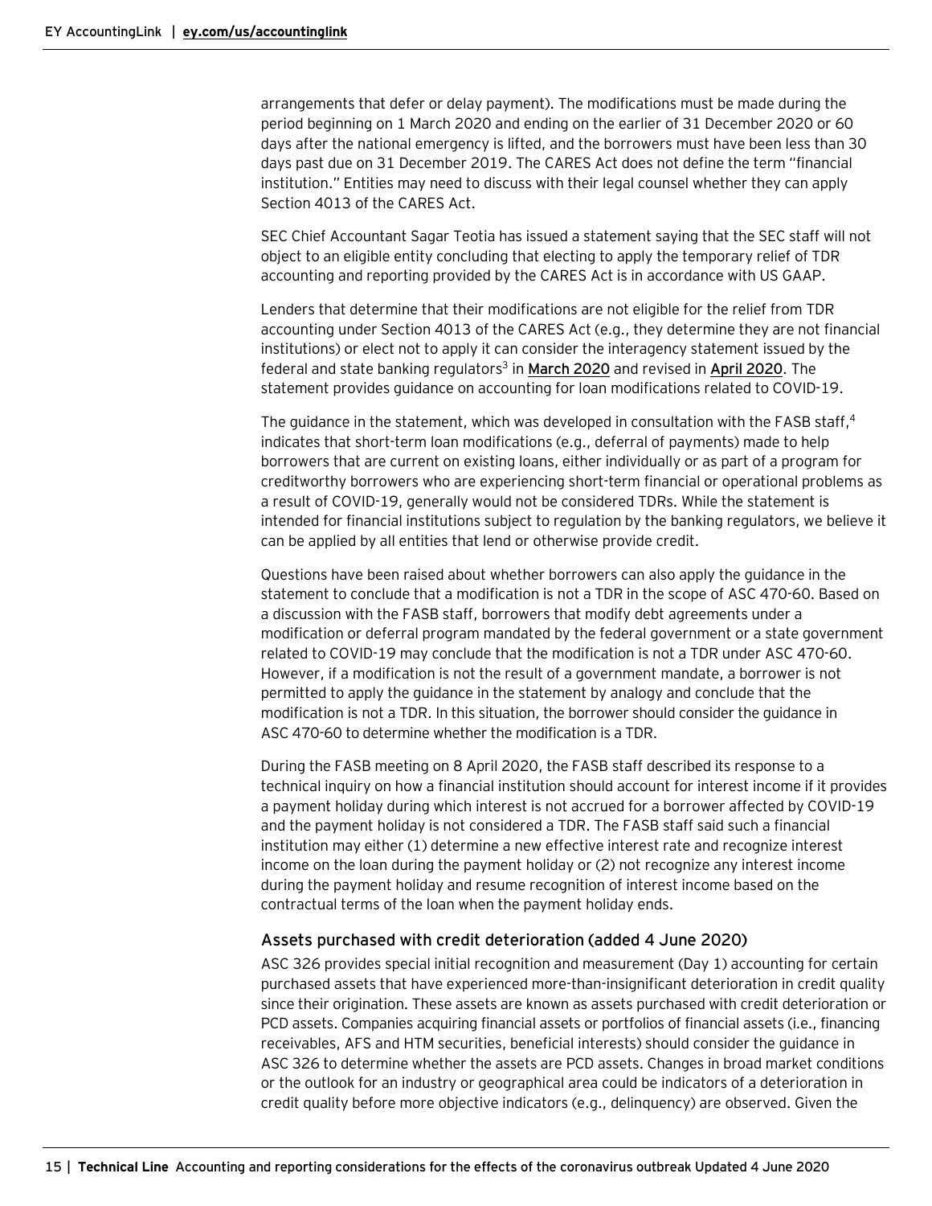arrangements that defer or delay payment). The modifications must be made during the period beginning on 1 March 2020 and ending on the earlier of 31 December 2020 or 60 days after the national emergency is lifted, and the borrowers must have been less than 30 days past due on 31 December 2019. The CARES Act does not define the term "financial institution." Entities may need to discuss with their legal counsel whether they can apply Section 4013 of the CARES Act.

SEC Chief Accountant Sagar Teotia has issued a statement saying that the SEC staff will not object to an eligible entity concluding that electing to apply the temporary relief of TDR accounting and reporting provided by the CARES Act is in accordance with US GAAP.

Lenders that determine that their modifications are not eligible for the relief from TDR accounting under Section 4013 of the CARES Act (e.g., they determine they are not financial institutions) or elect not to apply it can consider the interagency statement issued by the federal and state banking regulators[3] in **March 2020** and revised in **April 2020**. The statement provides guidance on accounting for loan modifications related to COVID-19.

The guidance in the statement, which was developed in consultation with the FASB staff,[4] indicates that short-term loan modifications (e.g., deferral of payments) made to help borrowers that are current on existing loans, either individually or as part of a program for creditworthy borrowers who are experiencing short-term financial or operational problems as a result of COVID-19, generally would not be considered TDRs. While the statement is intended for financial institutions subject to regulation by the banking regulators, we believe it can be applied by all entities that lend or otherwise provide credit.

Questions have been raised about whether borrowers can also apply the guidance in the statement to conclude that a modification is not a TDR in the scope of ASC 470-60. Based on a discussion with the FASB staff, borrowers that modify debt agreements under a modification or deferral program mandated by the federal government or a state government related to COVID-19 may conclude that the modification is not a TDR under ASC 470-60. However, if a modification is not the result of a government mandate, a borrower is not permitted to apply the guidance in the statement by analogy and conclude that the modification is not a TDR. In this situation, the borrower should consider the guidance in ASC 470-60 to determine whether the modification is a TDR.

During the FASB meeting on 8 April 2020, the FASB staff described its response to a technical inquiry on how a financial institution should account for interest income if it provides a payment holiday during which interest is not accrued for a borrower affected by COVID-19 and the payment holiday is not considered a TDR. The FASB staff said such a financial institution may either (1) determine a new effective interest rate and recognize interest income on the loan during the payment holiday or (2) not recognize any interest income during the payment holiday and resume recognition of interest income based on the contractual terms of the loan when the payment holiday ends.

### Assets purchased with credit deterioration (added 4 June 2020)

ASC 326 provides special initial recognition and measurement (Day 1) accounting for certain purchased assets that have experienced more-than-insignificant deterioration in credit quality since their origination. These assets are known as assets purchased with credit deterioration or PCD assets. Companies acquiring financial assets or portfolios of financial assets (i.e., financing receivables, AFS and HTM securities, beneficial interests) should consider the guidance in ASC 326 to determine whether the assets are PCD assets. Changes in broad market conditions or the outlook for an industry or geographical area could be indicators of a deterioration in credit quality before more objective indicators (e.g., delinquency) are observed. Given the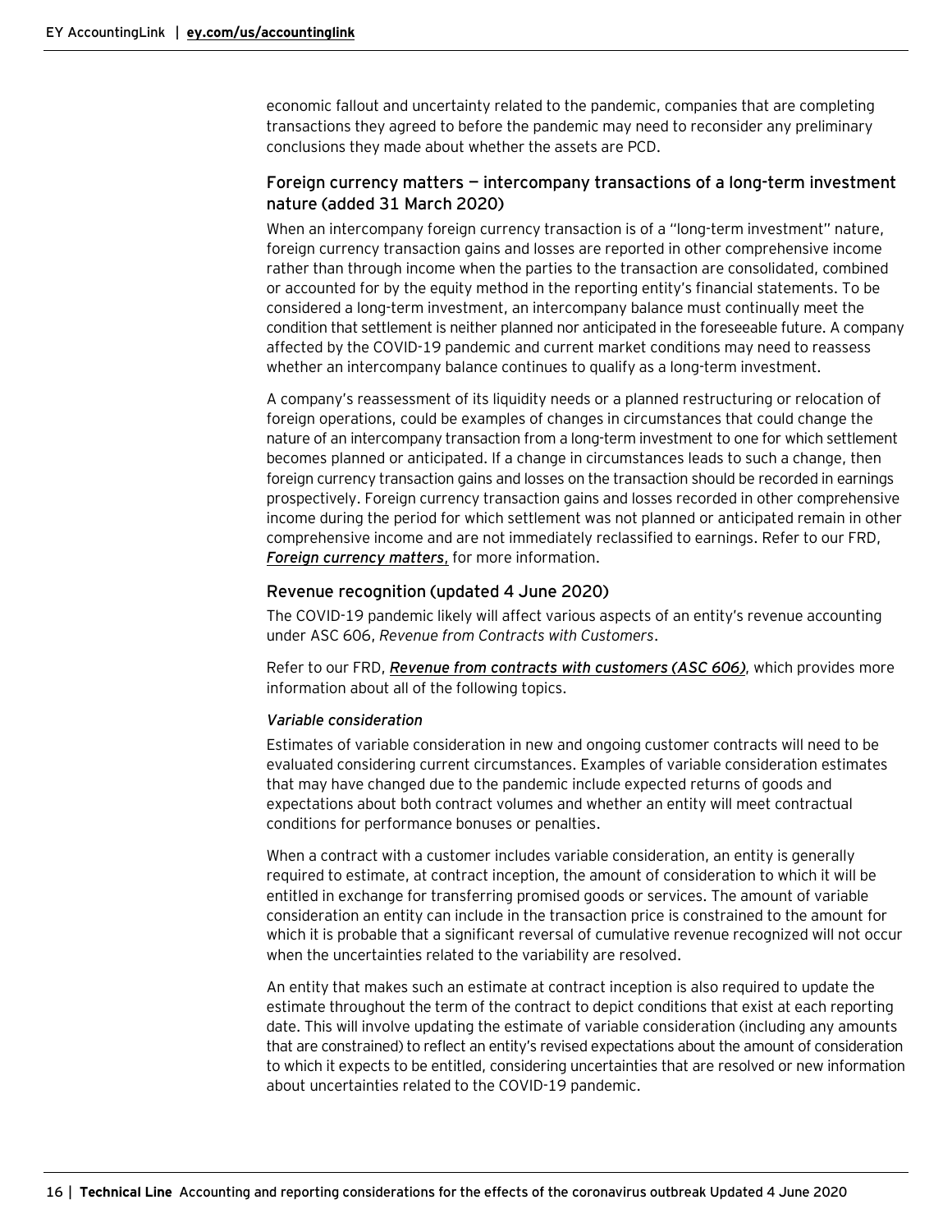economic fallout and uncertainty related to the pandemic, companies that are completing transactions they agreed to before the pandemic may need to reconsider any preliminary conclusions they made about whether the assets are PCD.

### Foreign currency matters — intercompany transactions of a long-term investment nature (added 31 March 2020)

When an intercompany foreign currency transaction is of a "long-term investment" nature, foreign currency transaction gains and losses are reported in other comprehensive income rather than through income when the parties to the transaction are consolidated, combined or accounted for by the equity method in the reporting entity's financial statements. To be considered a long-term investment, an intercompany balance must continually meet the condition that settlement is neither planned nor anticipated in the foreseeable future. A company affected by the COVID-19 pandemic and current market conditions may need to reassess whether an intercompany balance continues to qualify as a long-term investment.

A company's reassessment of its liquidity needs or a planned restructuring or relocation of foreign operations, could be examples of changes in circumstances that could change the nature of an intercompany transaction from a long-term investment to one for which settlement becomes planned or anticipated. If a change in circumstances leads to such a change, then foreign currency transaction gains and losses on the transaction should be recorded in earnings prospectively. Foreign currency transaction gains and losses recorded in other comprehensive income during the period for which settlement was not planned or anticipated remain in other comprehensive income and are not immediately reclassified to earnings. Refer to our FRD, ***Foreign currency matters***, for more information.

### Revenue recognition (updated 4 June 2020)

The COVID-19 pandemic likely will affect various aspects of an entity's revenue accounting under ASC 606, *Revenue from Contracts with Customers*.

Refer to our FRD, ***Revenue from contracts with customers (ASC 606)***, which provides more information about all of the following topics.

#### *Variable consideration*

Estimates of variable consideration in new and ongoing customer contracts will need to be evaluated considering current circumstances. Examples of variable consideration estimates that may have changed due to the pandemic include expected returns of goods and expectations about both contract volumes and whether an entity will meet contractual conditions for performance bonuses or penalties.

When a contract with a customer includes variable consideration, an entity is generally required to estimate, at contract inception, the amount of consideration to which it will be entitled in exchange for transferring promised goods or services. The amount of variable consideration an entity can include in the transaction price is constrained to the amount for which it is probable that a significant reversal of cumulative revenue recognized will not occur when the uncertainties related to the variability are resolved.

An entity that makes such an estimate at contract inception is also required to update the estimate throughout the term of the contract to depict conditions that exist at each reporting date. This will involve updating the estimate of variable consideration (including any amounts that are constrained) to reflect an entity's revised expectations about the amount of consideration to which it expects to be entitled, considering uncertainties that are resolved or new information about uncertainties related to the COVID-19 pandemic.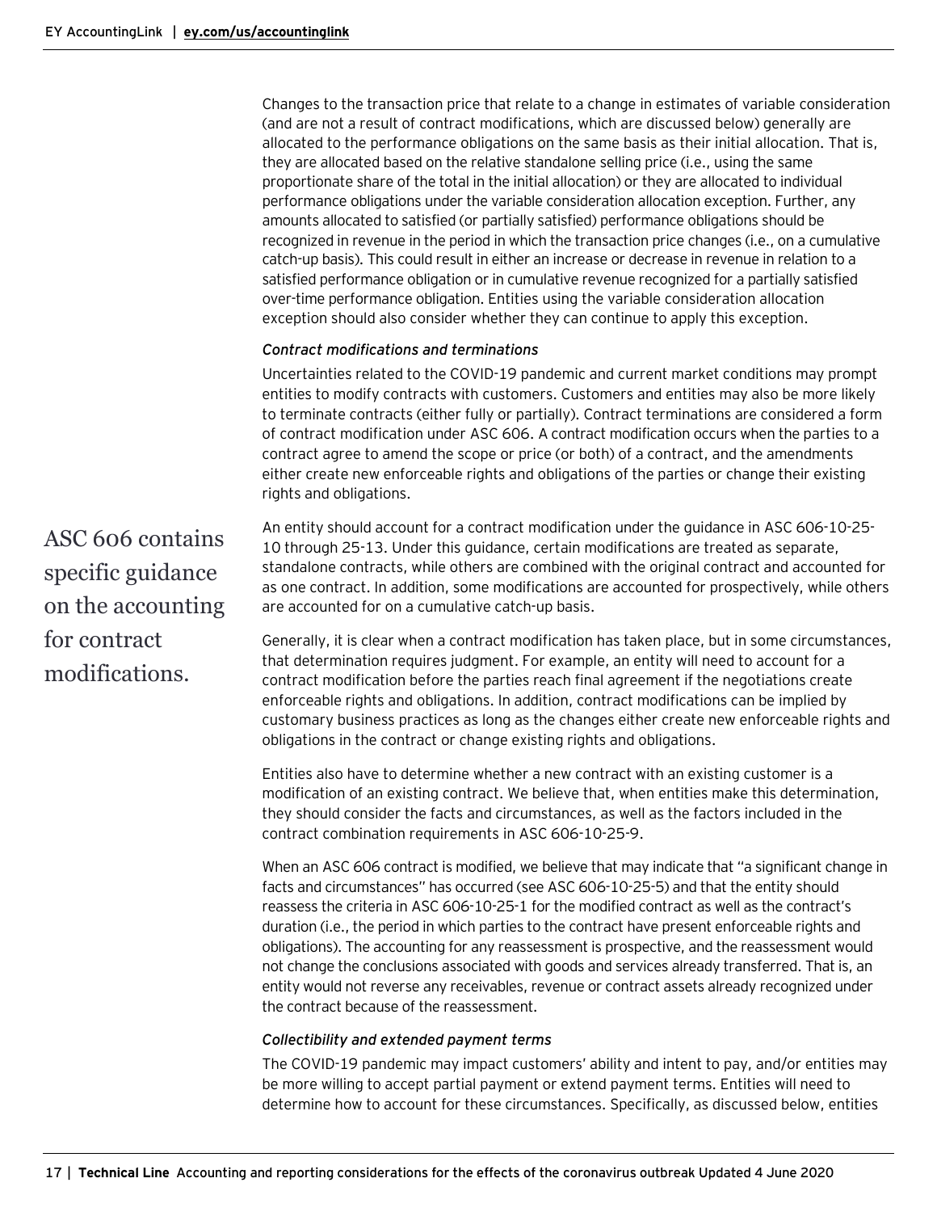Changes to the transaction price that relate to a change in estimates of variable consideration (and are not a result of contract modifications, which are discussed below) generally are allocated to the performance obligations on the same basis as their initial allocation. That is, they are allocated based on the relative standalone selling price (i.e., using the same proportionate share of the total in the initial allocation) or they are allocated to individual performance obligations under the variable consideration allocation exception. Further, any amounts allocated to satisfied (or partially satisfied) performance obligations should be recognized in revenue in the period in which the transaction price changes (i.e., on a cumulative catch-up basis). This could result in either an increase or decrease in revenue in relation to a satisfied performance obligation or in cumulative revenue recognized for a partially satisfied over-time performance obligation. Entities using the variable consideration allocation exception should also consider whether they can continue to apply this exception.

#### *Contract modifications and terminations*

Uncertainties related to the COVID-19 pandemic and current market conditions may prompt entities to modify contracts with customers. Customers and entities may also be more likely to terminate contracts (either fully or partially). Contract terminations are considered a form of contract modification under ASC 606. A contract modification occurs when the parties to a contract agree to amend the scope or price (or both) of a contract, and the amendments either create new enforceable rights and obligations of the parties or change their existing rights and obligations.

> ASC 606 contains specific guidance on the accounting for contract modifications.

An entity should account for a contract modification under the guidance in ASC 606-10-25-10 through 25-13. Under this guidance, certain modifications are treated as separate, standalone contracts, while others are combined with the original contract and accounted for as one contract. In addition, some modifications are accounted for prospectively, while others are accounted for on a cumulative catch-up basis.

Generally, it is clear when a contract modification has taken place, but in some circumstances, that determination requires judgment. For example, an entity will need to account for a contract modification before the parties reach final agreement if the negotiations create enforceable rights and obligations. In addition, contract modifications can be implied by customary business practices as long as the changes either create new enforceable rights and obligations in the contract or change existing rights and obligations.

Entities also have to determine whether a new contract with an existing customer is a modification of an existing contract. We believe that, when entities make this determination, they should consider the facts and circumstances, as well as the factors included in the contract combination requirements in ASC 606-10-25-9.

When an ASC 606 contract is modified, we believe that may indicate that "a significant change in facts and circumstances" has occurred (see ASC 606-10-25-5) and that the entity should reassess the criteria in ASC 606-10-25-1 for the modified contract as well as the contract's duration (i.e., the period in which parties to the contract have present enforceable rights and obligations). The accounting for any reassessment is prospective, and the reassessment would not change the conclusions associated with goods and services already transferred. That is, an entity would not reverse any receivables, revenue or contract assets already recognized under the contract because of the reassessment.

#### *Collectibility and extended payment terms*

The COVID-19 pandemic may impact customers' ability and intent to pay, and/or entities may be more willing to accept partial payment or extend payment terms. Entities will need to determine how to account for these circumstances. Specifically, as discussed below, entities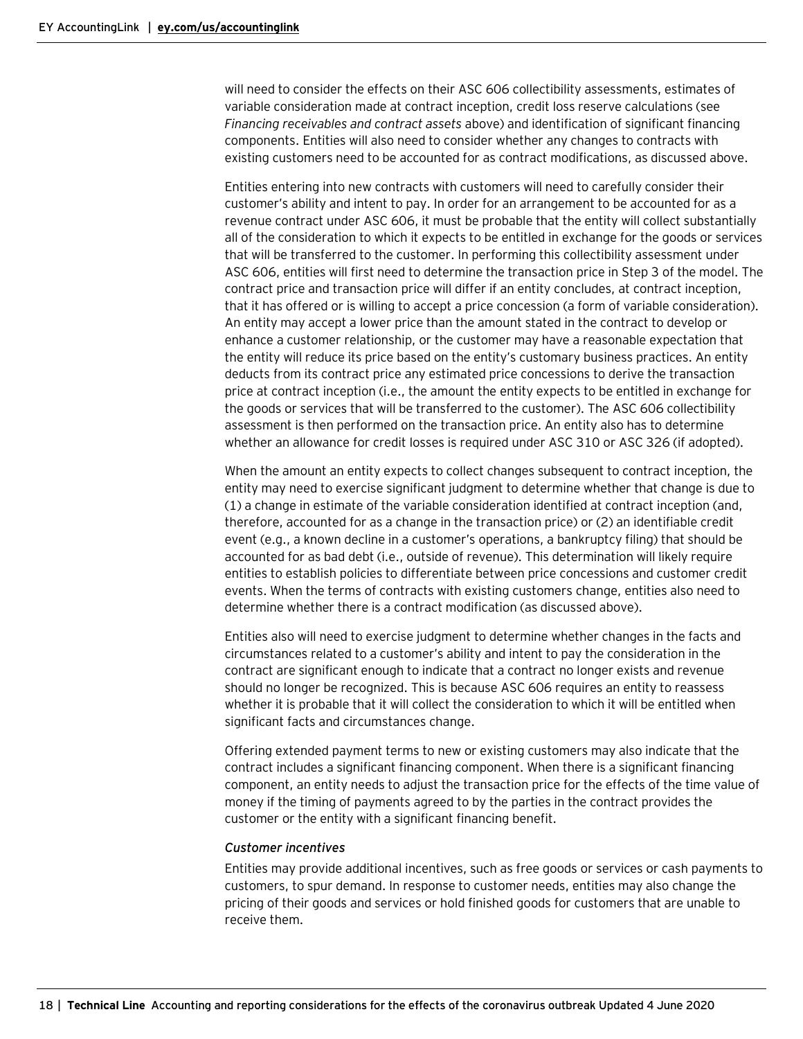will need to consider the effects on their ASC 606 collectibility assessments, estimates of variable consideration made at contract inception, credit loss reserve calculations (see *Financing receivables and contract assets* above) and identification of significant financing components. Entities will also need to consider whether any changes to contracts with existing customers need to be accounted for as contract modifications, as discussed above.

Entities entering into new contracts with customers will need to carefully consider their customer's ability and intent to pay. In order for an arrangement to be accounted for as a revenue contract under ASC 606, it must be probable that the entity will collect substantially all of the consideration to which it expects to be entitled in exchange for the goods or services that will be transferred to the customer. In performing this collectibility assessment under ASC 606, entities will first need to determine the transaction price in Step 3 of the model. The contract price and transaction price will differ if an entity concludes, at contract inception, that it has offered or is willing to accept a price concession (a form of variable consideration). An entity may accept a lower price than the amount stated in the contract to develop or enhance a customer relationship, or the customer may have a reasonable expectation that the entity will reduce its price based on the entity's customary business practices. An entity deducts from its contract price any estimated price concessions to derive the transaction price at contract inception (i.e., the amount the entity expects to be entitled in exchange for the goods or services that will be transferred to the customer). The ASC 606 collectibility assessment is then performed on the transaction price. An entity also has to determine whether an allowance for credit losses is required under ASC 310 or ASC 326 (if adopted).

When the amount an entity expects to collect changes subsequent to contract inception, the entity may need to exercise significant judgment to determine whether that change is due to (1) a change in estimate of the variable consideration identified at contract inception (and, therefore, accounted for as a change in the transaction price) or (2) an identifiable credit event (e.g., a known decline in a customer's operations, a bankruptcy filing) that should be accounted for as bad debt (i.e., outside of revenue). This determination will likely require entities to establish policies to differentiate between price concessions and customer credit events. When the terms of contracts with existing customers change, entities also need to determine whether there is a contract modification (as discussed above).

Entities also will need to exercise judgment to determine whether changes in the facts and circumstances related to a customer's ability and intent to pay the consideration in the contract are significant enough to indicate that a contract no longer exists and revenue should no longer be recognized. This is because ASC 606 requires an entity to reassess whether it is probable that it will collect the consideration to which it will be entitled when significant facts and circumstances change.

Offering extended payment terms to new or existing customers may also indicate that the contract includes a significant financing component. When there is a significant financing component, an entity needs to adjust the transaction price for the effects of the time value of money if the timing of payments agreed to by the parties in the contract provides the customer or the entity with a significant financing benefit.

*Customer incentives*

Entities may provide additional incentives, such as free goods or services or cash payments to customers, to spur demand. In response to customer needs, entities may also change the pricing of their goods and services or hold finished goods for customers that are unable to receive them.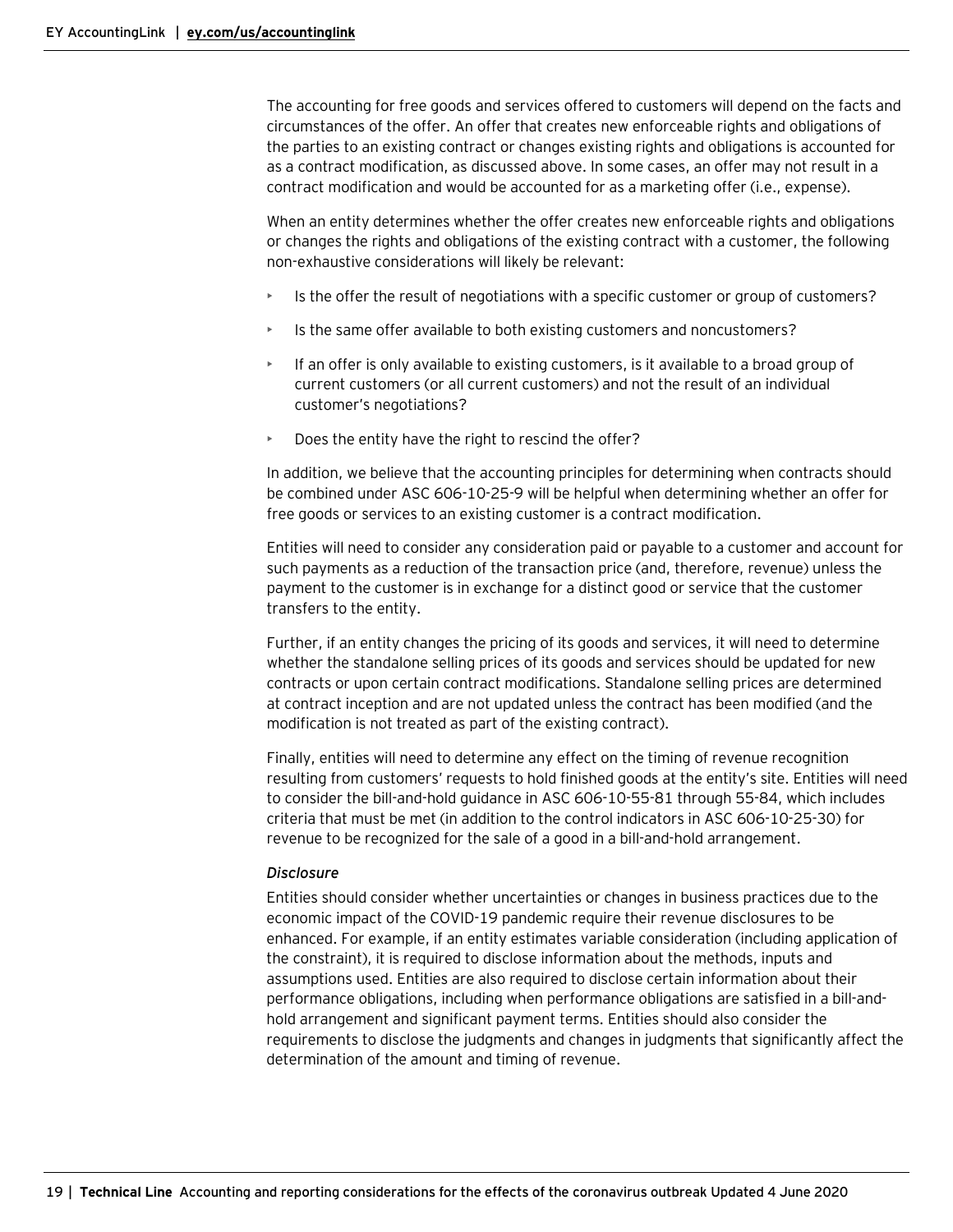The accounting for free goods and services offered to customers will depend on the facts and circumstances of the offer. An offer that creates new enforceable rights and obligations of the parties to an existing contract or changes existing rights and obligations is accounted for as a contract modification, as discussed above. In some cases, an offer may not result in a contract modification and would be accounted for as a marketing offer (i.e., expense).

When an entity determines whether the offer creates new enforceable rights and obligations or changes the rights and obligations of the existing contract with a customer, the following non-exhaustive considerations will likely be relevant:

- Is the offer the result of negotiations with a specific customer or group of customers?
- Is the same offer available to both existing customers and noncustomers?
- If an offer is only available to existing customers, is it available to a broad group of current customers (or all current customers) and not the result of an individual customer's negotiations?
- Does the entity have the right to rescind the offer?

In addition, we believe that the accounting principles for determining when contracts should be combined under ASC 606-10-25-9 will be helpful when determining whether an offer for free goods or services to an existing customer is a contract modification.

Entities will need to consider any consideration paid or payable to a customer and account for such payments as a reduction of the transaction price (and, therefore, revenue) unless the payment to the customer is in exchange for a distinct good or service that the customer transfers to the entity.

Further, if an entity changes the pricing of its goods and services, it will need to determine whether the standalone selling prices of its goods and services should be updated for new contracts or upon certain contract modifications. Standalone selling prices are determined at contract inception and are not updated unless the contract has been modified (and the modification is not treated as part of the existing contract).

Finally, entities will need to determine any effect on the timing of revenue recognition resulting from customers' requests to hold finished goods at the entity's site. Entities will need to consider the bill-and-hold guidance in ASC 606-10-55-81 through 55-84, which includes criteria that must be met (in addition to the control indicators in ASC 606-10-25-30) for revenue to be recognized for the sale of a good in a bill-and-hold arrangement.

*Disclosure*

Entities should consider whether uncertainties or changes in business practices due to the economic impact of the COVID-19 pandemic require their revenue disclosures to be enhanced. For example, if an entity estimates variable consideration (including application of the constraint), it is required to disclose information about the methods, inputs and assumptions used. Entities are also required to disclose certain information about their performance obligations, including when performance obligations are satisfied in a bill-and-hold arrangement and significant payment terms. Entities should also consider the requirements to disclose the judgments and changes in judgments that significantly affect the determination of the amount and timing of revenue.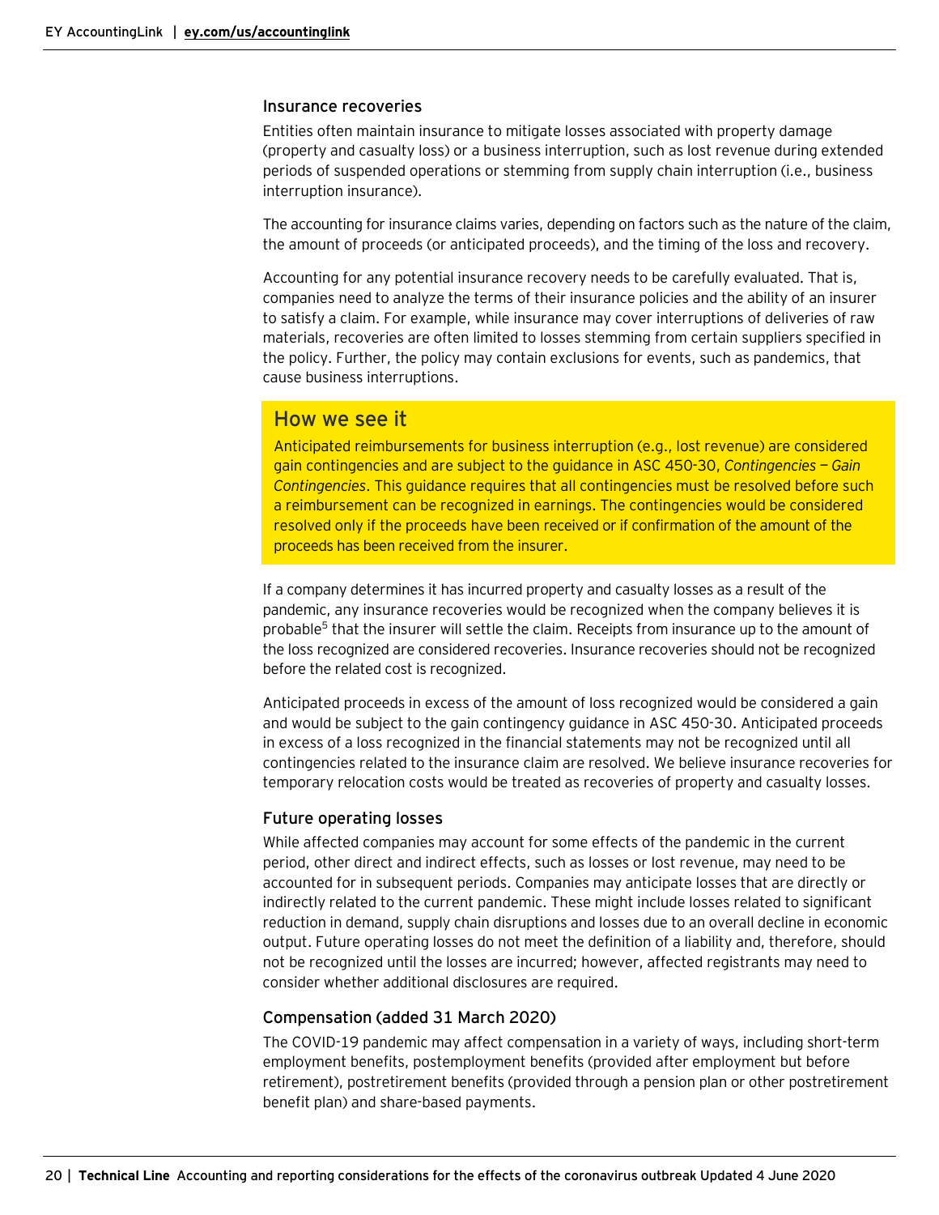### Insurance recoveries

Entities often maintain insurance to mitigate losses associated with property damage (property and casualty loss) or a business interruption, such as lost revenue during extended periods of suspended operations or stemming from supply chain interruption (i.e., business interruption insurance).

The accounting for insurance claims varies, depending on factors such as the nature of the claim, the amount of proceeds (or anticipated proceeds), and the timing of the loss and recovery.

Accounting for any potential insurance recovery needs to be carefully evaluated. That is, companies need to analyze the terms of their insurance policies and the ability of an insurer to satisfy a claim. For example, while insurance may cover interruptions of deliveries of raw materials, recoveries are often limited to losses stemming from certain suppliers specified in the policy. Further, the policy may contain exclusions for events, such as pandemics, that cause business interruptions.

## How we see it

Anticipated reimbursements for business interruption (e.g., lost revenue) are considered gain contingencies and are subject to the guidance in ASC 450-30, *Contingencies — Gain Contingencies*. This guidance requires that all contingencies must be resolved before such a reimbursement can be recognized in earnings. The contingencies would be considered resolved only if the proceeds have been received or if confirmation of the amount of the proceeds has been received from the insurer.

If a company determines it has incurred property and casualty losses as a result of the pandemic, any insurance recoveries would be recognized when the company believes it is probable[5] that the insurer will settle the claim. Receipts from insurance up to the amount of the loss recognized are considered recoveries. Insurance recoveries should not be recognized before the related cost is recognized.

Anticipated proceeds in excess of the amount of loss recognized would be considered a gain and would be subject to the gain contingency guidance in ASC 450-30. Anticipated proceeds in excess of a loss recognized in the financial statements may not be recognized until all contingencies related to the insurance claim are resolved. We believe insurance recoveries for temporary relocation costs would be treated as recoveries of property and casualty losses.

### Future operating losses

While affected companies may account for some effects of the pandemic in the current period, other direct and indirect effects, such as losses or lost revenue, may need to be accounted for in subsequent periods. Companies may anticipate losses that are directly or indirectly related to the current pandemic. These might include losses related to significant reduction in demand, supply chain disruptions and losses due to an overall decline in economic output. Future operating losses do not meet the definition of a liability and, therefore, should not be recognized until the losses are incurred; however, affected registrants may need to consider whether additional disclosures are required.

### Compensation (added 31 March 2020)

The COVID-19 pandemic may affect compensation in a variety of ways, including short-term employment benefits, postemployment benefits (provided after employment but before retirement), postretirement benefits (provided through a pension plan or other postretirement benefit plan) and share-based payments.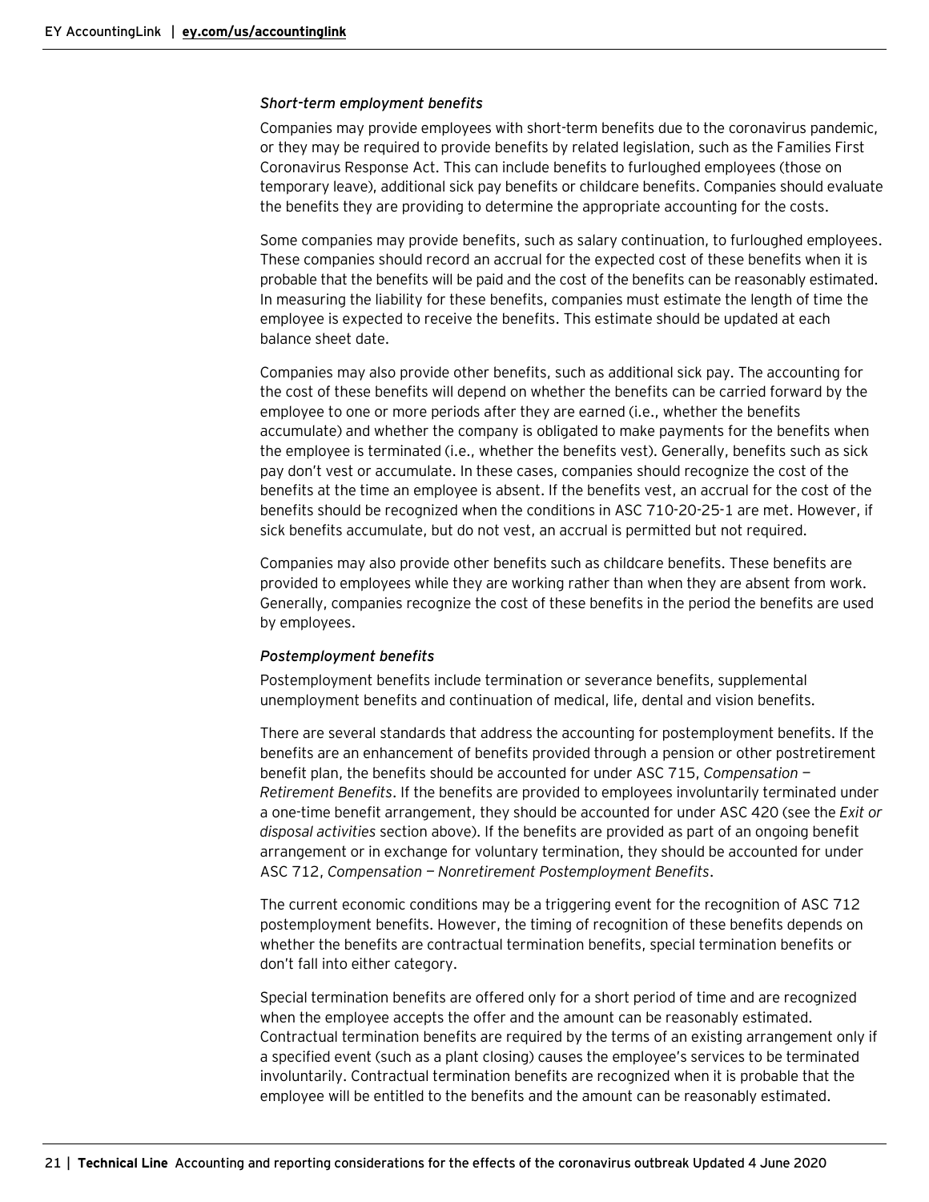*Short-term employment benefits*

Companies may provide employees with short-term benefits due to the coronavirus pandemic, or they may be required to provide benefits by related legislation, such as the Families First Coronavirus Response Act. This can include benefits to furloughed employees (those on temporary leave), additional sick pay benefits or childcare benefits. Companies should evaluate the benefits they are providing to determine the appropriate accounting for the costs.

Some companies may provide benefits, such as salary continuation, to furloughed employees. These companies should record an accrual for the expected cost of these benefits when it is probable that the benefits will be paid and the cost of the benefits can be reasonably estimated. In measuring the liability for these benefits, companies must estimate the length of time the employee is expected to receive the benefits. This estimate should be updated at each balance sheet date.

Companies may also provide other benefits, such as additional sick pay. The accounting for the cost of these benefits will depend on whether the benefits can be carried forward by the employee to one or more periods after they are earned (i.e., whether the benefits accumulate) and whether the company is obligated to make payments for the benefits when the employee is terminated (i.e., whether the benefits vest). Generally, benefits such as sick pay don't vest or accumulate. In these cases, companies should recognize the cost of the benefits at the time an employee is absent. If the benefits vest, an accrual for the cost of the benefits should be recognized when the conditions in ASC 710-20-25-1 are met. However, if sick benefits accumulate, but do not vest, an accrual is permitted but not required.

Companies may also provide other benefits such as childcare benefits. These benefits are provided to employees while they are working rather than when they are absent from work. Generally, companies recognize the cost of these benefits in the period the benefits are used by employees.

*Postemployment benefits*

Postemployment benefits include termination or severance benefits, supplemental unemployment benefits and continuation of medical, life, dental and vision benefits.

There are several standards that address the accounting for postemployment benefits. If the benefits are an enhancement of benefits provided through a pension or other postretirement benefit plan, the benefits should be accounted for under ASC 715, *Compensation — Retirement Benefits*. If the benefits are provided to employees involuntarily terminated under a one-time benefit arrangement, they should be accounted for under ASC 420 (see the *Exit or disposal activities* section above). If the benefits are provided as part of an ongoing benefit arrangement or in exchange for voluntary termination, they should be accounted for under ASC 712, *Compensation — Nonretirement Postemployment Benefits*.

The current economic conditions may be a triggering event for the recognition of ASC 712 postemployment benefits. However, the timing of recognition of these benefits depends on whether the benefits are contractual termination benefits, special termination benefits or don't fall into either category.

Special termination benefits are offered only for a short period of time and are recognized when the employee accepts the offer and the amount can be reasonably estimated. Contractual termination benefits are required by the terms of an existing arrangement only if a specified event (such as a plant closing) causes the employee's services to be terminated involuntarily. Contractual termination benefits are recognized when it is probable that the employee will be entitled to the benefits and the amount can be reasonably estimated.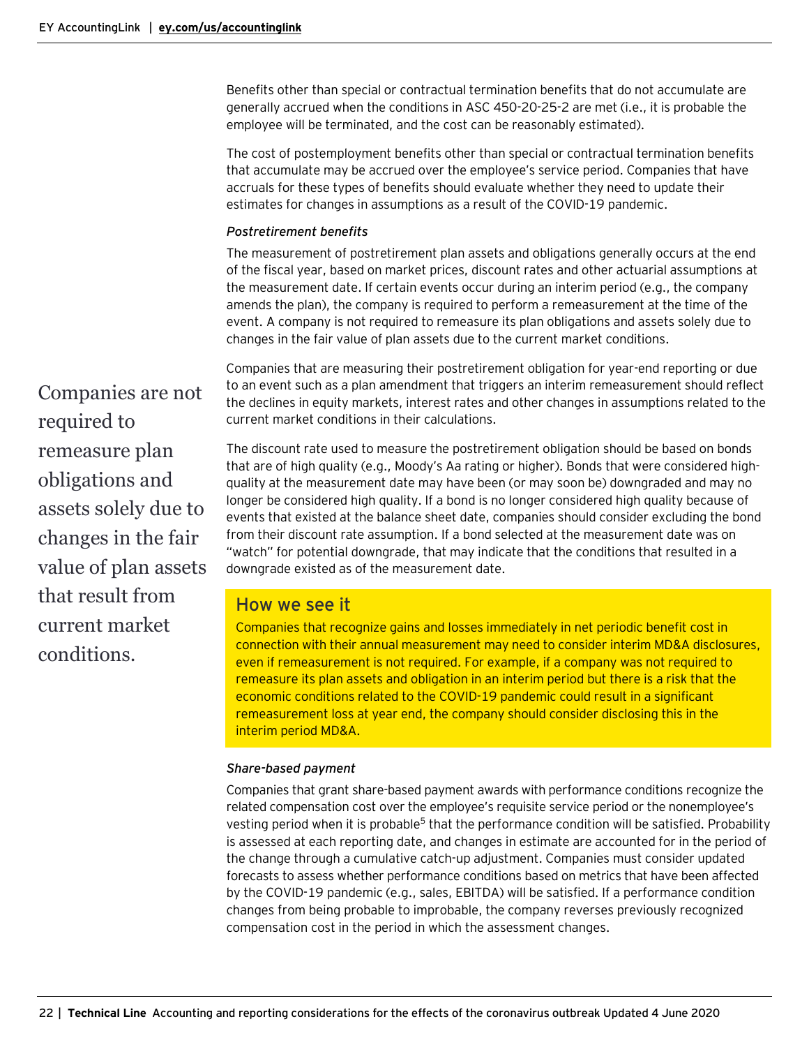Benefits other than special or contractual termination benefits that do not accumulate are generally accrued when the conditions in ASC 450-20-25-2 are met (i.e., it is probable the employee will be terminated, and the cost can be reasonably estimated).

The cost of postemployment benefits other than special or contractual termination benefits that accumulate may be accrued over the employee's service period. Companies that have accruals for these types of benefits should evaluate whether they need to update their estimates for changes in assumptions as a result of the COVID-19 pandemic.

*Postretirement benefits*

The measurement of postretirement plan assets and obligations generally occurs at the end of the fiscal year, based on market prices, discount rates and other actuarial assumptions at the measurement date. If certain events occur during an interim period (e.g., the company amends the plan), the company is required to perform a remeasurement at the time of the event. A company is not required to remeasure its plan obligations and assets solely due to changes in the fair value of plan assets due to the current market conditions.

> Companies are not required to remeasure plan obligations and assets solely due to changes in the fair value of plan assets that result from current market conditions.

Companies that are measuring their postretirement obligation for year-end reporting or due to an event such as a plan amendment that triggers an interim remeasurement should reflect the declines in equity markets, interest rates and other changes in assumptions related to the current market conditions in their calculations.

The discount rate used to measure the postretirement obligation should be based on bonds that are of high quality (e.g., Moody's Aa rating or higher). Bonds that were considered high-quality at the measurement date may have been (or may soon be) downgraded and may no longer be considered high quality. If a bond is no longer considered high quality because of events that existed at the balance sheet date, companies should consider excluding the bond from their discount rate assumption. If a bond selected at the measurement date was on "watch" for potential downgrade, that may indicate that the conditions that resulted in a downgrade existed as of the measurement date.

### How we see it

Companies that recognize gains and losses immediately in net periodic benefit cost in connection with their annual measurement may need to consider interim MD&A disclosures, even if remeasurement is not required. For example, if a company was not required to remeasure its plan assets and obligation in an interim period but there is a risk that the economic conditions related to the COVID-19 pandemic could result in a significant remeasurement loss at year end, the company should consider disclosing this in the interim period MD&A.

*Share-based payment*

Companies that grant share-based payment awards with performance conditions recognize the related compensation cost over the employee's requisite service period or the nonemployee's vesting period when it is probable[5] that the performance condition will be satisfied. Probability is assessed at each reporting date, and changes in estimate are accounted for in the period of the change through a cumulative catch-up adjustment. Companies must consider updated forecasts to assess whether performance conditions based on metrics that have been affected by the COVID-19 pandemic (e.g., sales, EBITDA) will be satisfied. If a performance condition changes from being probable to improbable, the company reverses previously recognized compensation cost in the period in which the assessment changes.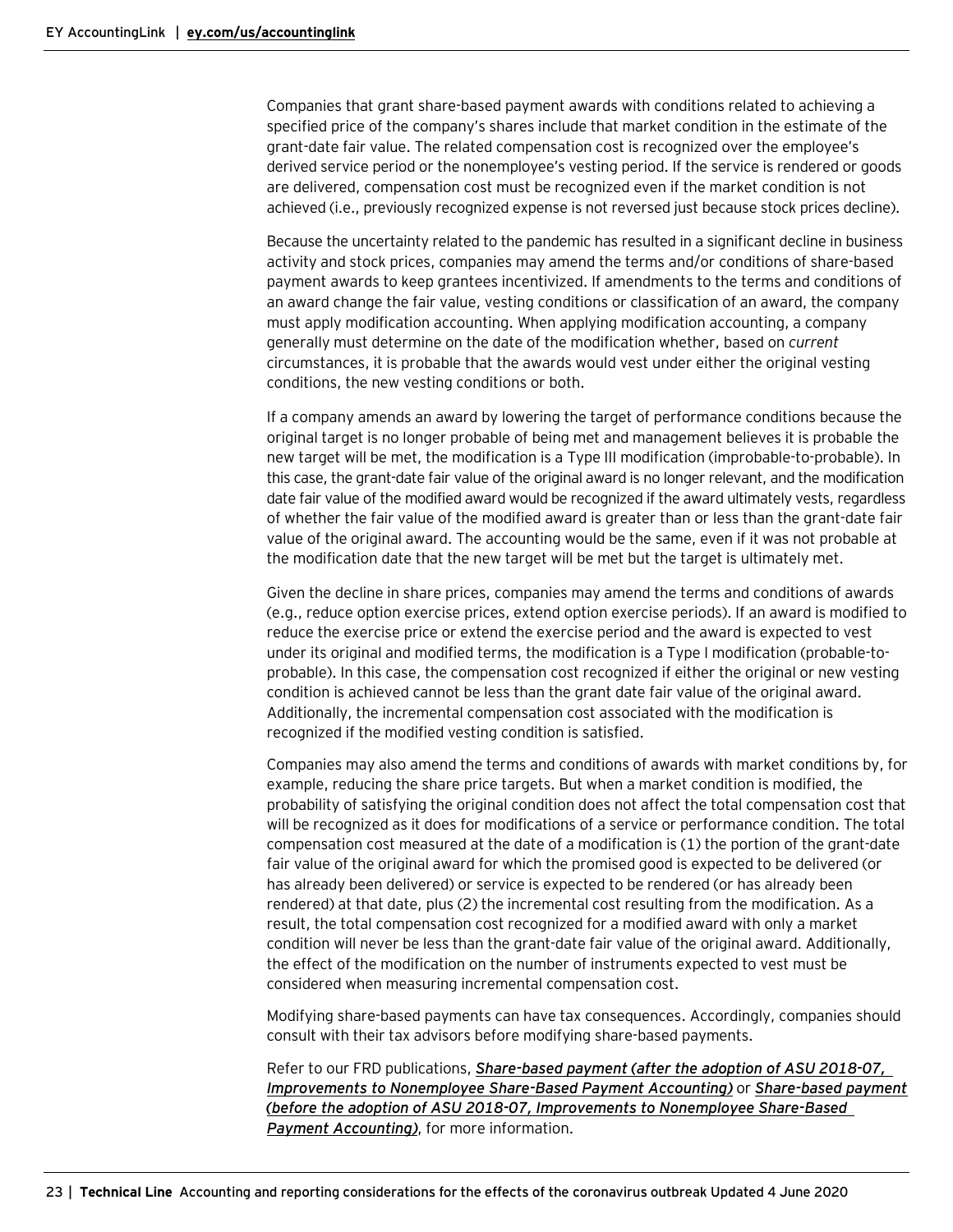Companies that grant share-based payment awards with conditions related to achieving a specified price of the company's shares include that market condition in the estimate of the grant-date fair value. The related compensation cost is recognized over the employee's derived service period or the nonemployee's vesting period. If the service is rendered or goods are delivered, compensation cost must be recognized even if the market condition is not achieved (i.e., previously recognized expense is not reversed just because stock prices decline).

Because the uncertainty related to the pandemic has resulted in a significant decline in business activity and stock prices, companies may amend the terms and/or conditions of share-based payment awards to keep grantees incentivized. If amendments to the terms and conditions of an award change the fair value, vesting conditions or classification of an award, the company must apply modification accounting. When applying modification accounting, a company generally must determine on the date of the modification whether, based on *current* circumstances, it is probable that the awards would vest under either the original vesting conditions, the new vesting conditions or both.

If a company amends an award by lowering the target of performance conditions because the original target is no longer probable of being met and management believes it is probable the new target will be met, the modification is a Type III modification (improbable-to-probable). In this case, the grant-date fair value of the original award is no longer relevant, and the modification date fair value of the modified award would be recognized if the award ultimately vests, regardless of whether the fair value of the modified award is greater than or less than the grant-date fair value of the original award. The accounting would be the same, even if it was not probable at the modification date that the new target will be met but the target is ultimately met.

Given the decline in share prices, companies may amend the terms and conditions of awards (e.g., reduce option exercise prices, extend option exercise periods). If an award is modified to reduce the exercise price or extend the exercise period and the award is expected to vest under its original and modified terms, the modification is a Type I modification (probable-to-probable). In this case, the compensation cost recognized if either the original or new vesting condition is achieved cannot be less than the grant date fair value of the original award. Additionally, the incremental compensation cost associated with the modification is recognized if the modified vesting condition is satisfied.

Companies may also amend the terms and conditions of awards with market conditions by, for example, reducing the share price targets. But when a market condition is modified, the probability of satisfying the original condition does not affect the total compensation cost that will be recognized as it does for modifications of a service or performance condition. The total compensation cost measured at the date of a modification is (1) the portion of the grant-date fair value of the original award for which the promised good is expected to be delivered (or has already been delivered) or service is expected to be rendered (or has already been rendered) at that date, plus (2) the incremental cost resulting from the modification. As a result, the total compensation cost recognized for a modified award with only a market condition will never be less than the grant-date fair value of the original award. Additionally, the effect of the modification on the number of instruments expected to vest must be considered when measuring incremental compensation cost.

Modifying share-based payments can have tax consequences. Accordingly, companies should consult with their tax advisors before modifying share-based payments.

Refer to our FRD publications, ***Share-based payment (after the adoption of ASU 2018-07, Improvements to Nonemployee Share-Based Payment Accounting)*** or ***Share-based payment (before the adoption of ASU 2018-07, Improvements to Nonemployee Share-Based Payment Accounting)***, for more information.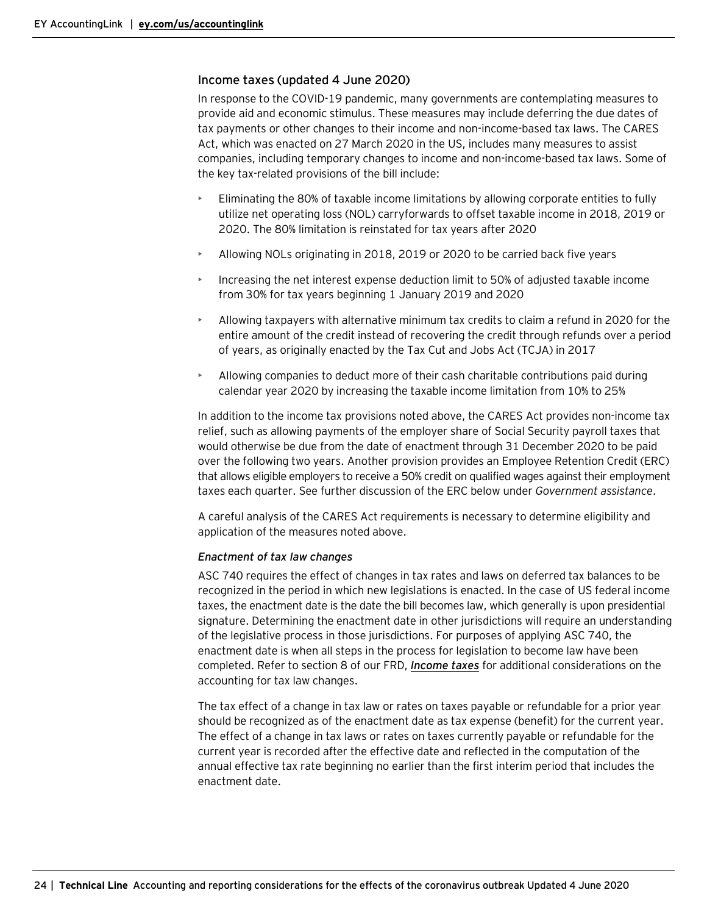## Income taxes (updated 4 June 2020)

In response to the COVID-19 pandemic, many governments are contemplating measures to provide aid and economic stimulus. These measures may include deferring the due dates of tax payments or other changes to their income and non-income-based tax laws. The CARES Act, which was enacted on 27 March 2020 in the US, includes many measures to assist companies, including temporary changes to income and non-income-based tax laws. Some of the key tax-related provisions of the bill include:

- Eliminating the 80% of taxable income limitations by allowing corporate entities to fully utilize net operating loss (NOL) carryforwards to offset taxable income in 2018, 2019 or 2020. The 80% limitation is reinstated for tax years after 2020
- Allowing NOLs originating in 2018, 2019 or 2020 to be carried back five years
- Increasing the net interest expense deduction limit to 50% of adjusted taxable income from 30% for tax years beginning 1 January 2019 and 2020
- Allowing taxpayers with alternative minimum tax credits to claim a refund in 2020 for the entire amount of the credit instead of recovering the credit through refunds over a period of years, as originally enacted by the Tax Cut and Jobs Act (TCJA) in 2017
- Allowing companies to deduct more of their cash charitable contributions paid during calendar year 2020 by increasing the taxable income limitation from 10% to 25%

In addition to the income tax provisions noted above, the CARES Act provides non-income tax relief, such as allowing payments of the employer share of Social Security payroll taxes that would otherwise be due from the date of enactment through 31 December 2020 to be paid over the following two years. Another provision provides an Employee Retention Credit (ERC) that allows eligible employers to receive a 50% credit on qualified wages against their employment taxes each quarter. See further discussion of the ERC below under *Government assistance*.

A careful analysis of the CARES Act requirements is necessary to determine eligibility and application of the measures noted above.

### *Enactment of tax law changes*

ASC 740 requires the effect of changes in tax rates and laws on deferred tax balances to be recognized in the period in which new legislations is enacted. In the case of US federal income taxes, the enactment date is the date the bill becomes law, which generally is upon presidential signature. Determining the enactment date in other jurisdictions will require an understanding of the legislative process in those jurisdictions. For purposes of applying ASC 740, the enactment date is when all steps in the process for legislation to become law have been completed. Refer to section 8 of our FRD, ***Income taxes*** for additional considerations on the accounting for tax law changes.

The tax effect of a change in tax law or rates on taxes payable or refundable for a prior year should be recognized as of the enactment date as tax expense (benefit) for the current year. The effect of a change in tax laws or rates on taxes currently payable or refundable for the current year is recorded after the effective date and reflected in the computation of the annual effective tax rate beginning no earlier than the first interim period that includes the enactment date.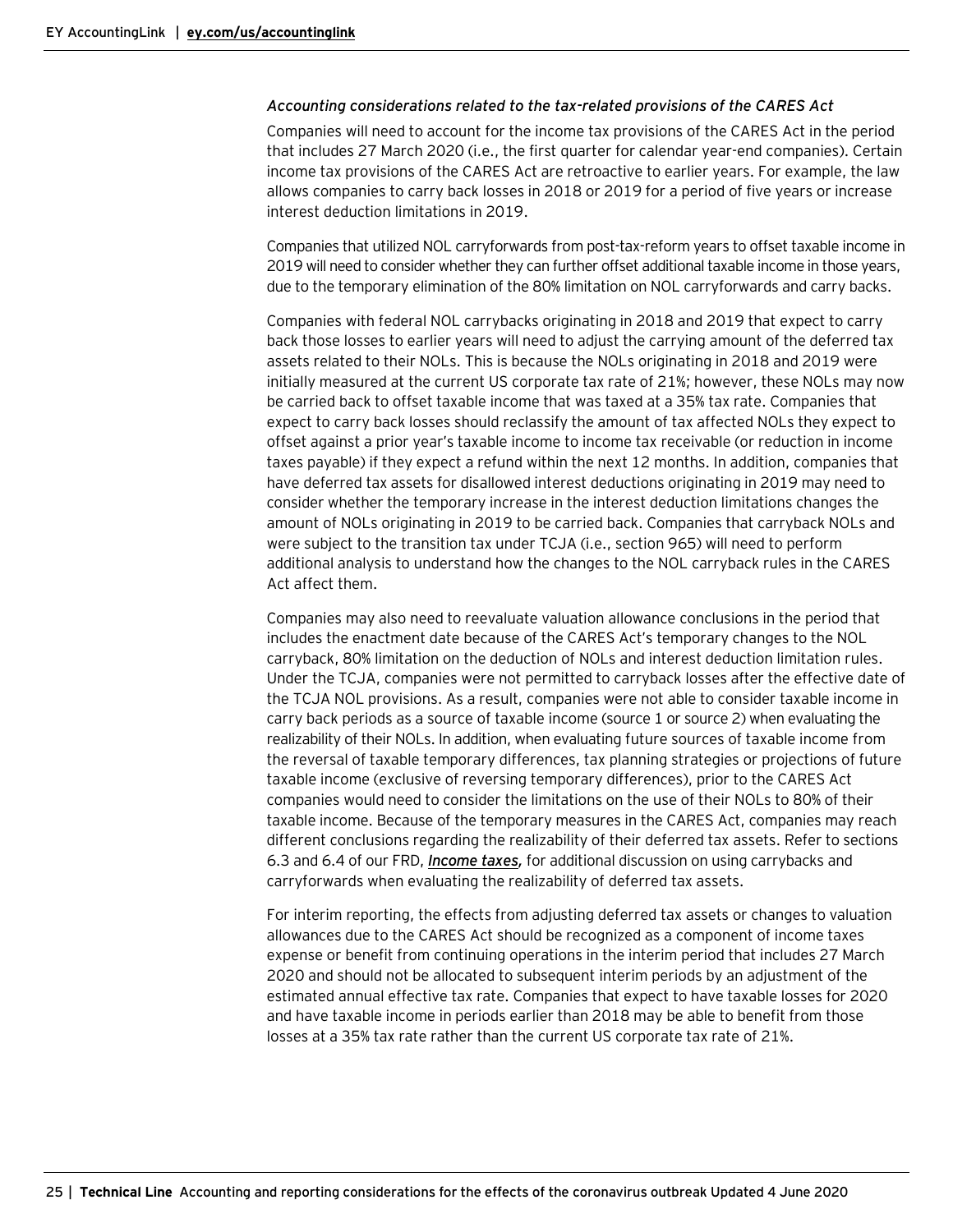*Accounting considerations related to the tax-related provisions of the CARES Act*

Companies will need to account for the income tax provisions of the CARES Act in the period that includes 27 March 2020 (i.e., the first quarter for calendar year-end companies). Certain income tax provisions of the CARES Act are retroactive to earlier years. For example, the law allows companies to carry back losses in 2018 or 2019 for a period of five years or increase interest deduction limitations in 2019.

Companies that utilized NOL carryforwards from post-tax-reform years to offset taxable income in 2019 will need to consider whether they can further offset additional taxable income in those years, due to the temporary elimination of the 80% limitation on NOL carryforwards and carry backs.

Companies with federal NOL carrybacks originating in 2018 and 2019 that expect to carry back those losses to earlier years will need to adjust the carrying amount of the deferred tax assets related to their NOLs. This is because the NOLs originating in 2018 and 2019 were initially measured at the current US corporate tax rate of 21%; however, these NOLs may now be carried back to offset taxable income that was taxed at a 35% tax rate. Companies that expect to carry back losses should reclassify the amount of tax affected NOLs they expect to offset against a prior year's taxable income to income tax receivable (or reduction in income taxes payable) if they expect a refund within the next 12 months. In addition, companies that have deferred tax assets for disallowed interest deductions originating in 2019 may need to consider whether the temporary increase in the interest deduction limitations changes the amount of NOLs originating in 2019 to be carried back. Companies that carryback NOLs and were subject to the transition tax under TCJA (i.e., section 965) will need to perform additional analysis to understand how the changes to the NOL carryback rules in the CARES Act affect them.

Companies may also need to reevaluate valuation allowance conclusions in the period that includes the enactment date because of the CARES Act's temporary changes to the NOL carryback, 80% limitation on the deduction of NOLs and interest deduction limitation rules. Under the TCJA, companies were not permitted to carryback losses after the effective date of the TCJA NOL provisions. As a result, companies were not able to consider taxable income in carry back periods as a source of taxable income (source 1 or source 2) when evaluating the realizability of their NOLs. In addition, when evaluating future sources of taxable income from the reversal of taxable temporary differences, tax planning strategies or projections of future taxable income (exclusive of reversing temporary differences), prior to the CARES Act companies would need to consider the limitations on the use of their NOLs to 80% of their taxable income. Because of the temporary measures in the CARES Act, companies may reach different conclusions regarding the realizability of their deferred tax assets. Refer to sections 6.3 and 6.4 of our FRD, ***Income taxes,*** for additional discussion on using carrybacks and carryforwards when evaluating the realizability of deferred tax assets.

For interim reporting, the effects from adjusting deferred tax assets or changes to valuation allowances due to the CARES Act should be recognized as a component of income taxes expense or benefit from continuing operations in the interim period that includes 27 March 2020 and should not be allocated to subsequent interim periods by an adjustment of the estimated annual effective tax rate. Companies that expect to have taxable losses for 2020 and have taxable income in periods earlier than 2018 may be able to benefit from those losses at a 35% tax rate rather than the current US corporate tax rate of 21%.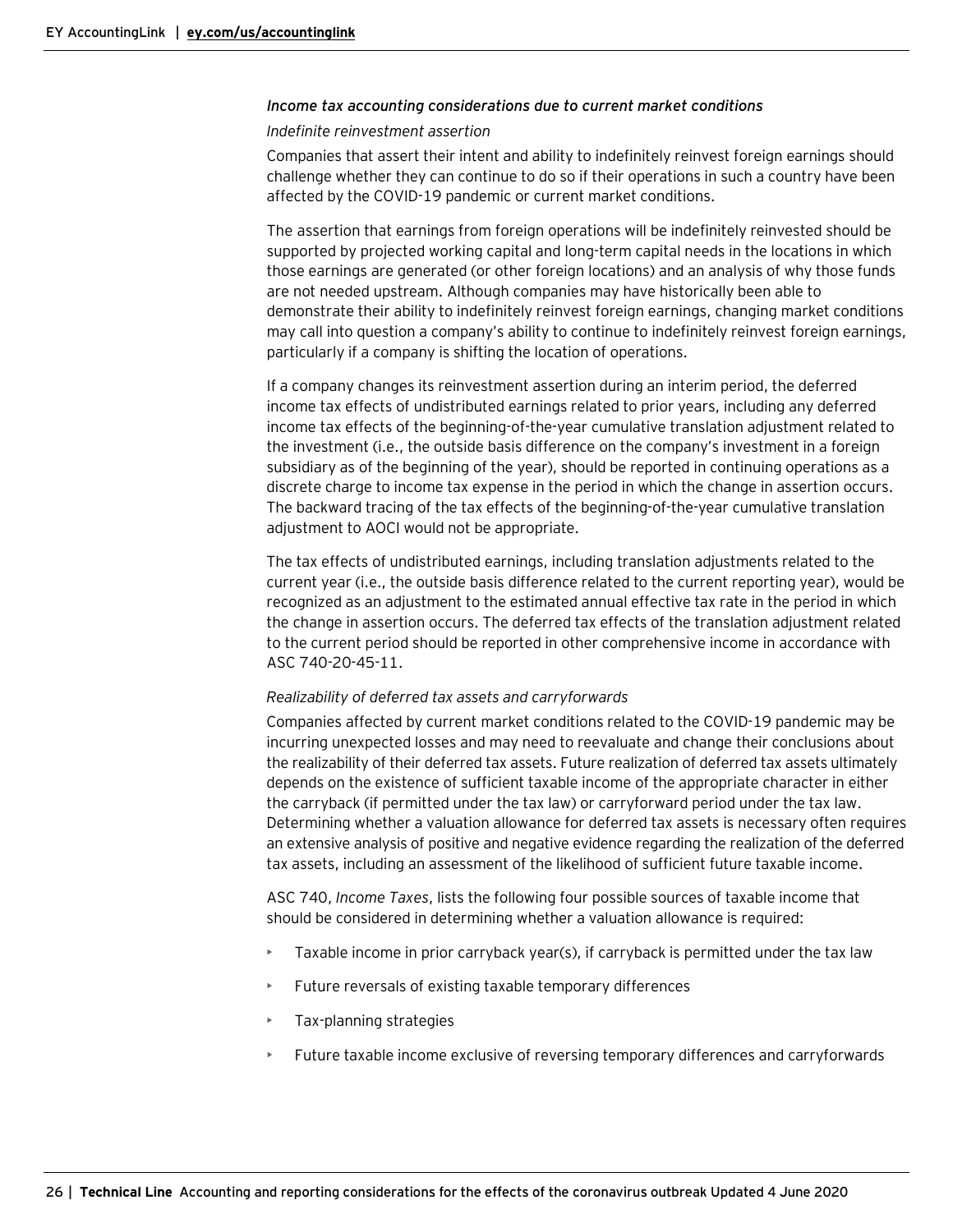*Income tax accounting considerations due to current market conditions*

*Indefinite reinvestment assertion*

Companies that assert their intent and ability to indefinitely reinvest foreign earnings should challenge whether they can continue to do so if their operations in such a country have been affected by the COVID-19 pandemic or current market conditions.

The assertion that earnings from foreign operations will be indefinitely reinvested should be supported by projected working capital and long-term capital needs in the locations in which those earnings are generated (or other foreign locations) and an analysis of why those funds are not needed upstream. Although companies may have historically been able to demonstrate their ability to indefinitely reinvest foreign earnings, changing market conditions may call into question a company's ability to continue to indefinitely reinvest foreign earnings, particularly if a company is shifting the location of operations.

If a company changes its reinvestment assertion during an interim period, the deferred income tax effects of undistributed earnings related to prior years, including any deferred income tax effects of the beginning-of-the-year cumulative translation adjustment related to the investment (i.e., the outside basis difference on the company's investment in a foreign subsidiary as of the beginning of the year), should be reported in continuing operations as a discrete charge to income tax expense in the period in which the change in assertion occurs. The backward tracing of the tax effects of the beginning-of-the-year cumulative translation adjustment to AOCI would not be appropriate.

The tax effects of undistributed earnings, including translation adjustments related to the current year (i.e., the outside basis difference related to the current reporting year), would be recognized as an adjustment to the estimated annual effective tax rate in the period in which the change in assertion occurs. The deferred tax effects of the translation adjustment related to the current period should be reported in other comprehensive income in accordance with ASC 740-20-45-11.

*Realizability of deferred tax assets and carryforwards*

Companies affected by current market conditions related to the COVID-19 pandemic may be incurring unexpected losses and may need to reevaluate and change their conclusions about the realizability of their deferred tax assets. Future realization of deferred tax assets ultimately depends on the existence of sufficient taxable income of the appropriate character in either the carryback (if permitted under the tax law) or carryforward period under the tax law. Determining whether a valuation allowance for deferred tax assets is necessary often requires an extensive analysis of positive and negative evidence regarding the realization of the deferred tax assets, including an assessment of the likelihood of sufficient future taxable income.

ASC 740, *Income Taxes*, lists the following four possible sources of taxable income that should be considered in determining whether a valuation allowance is required:

- Taxable income in prior carryback year(s), if carryback is permitted under the tax law
- Future reversals of existing taxable temporary differences
- Tax-planning strategies
- Future taxable income exclusive of reversing temporary differences and carryforwards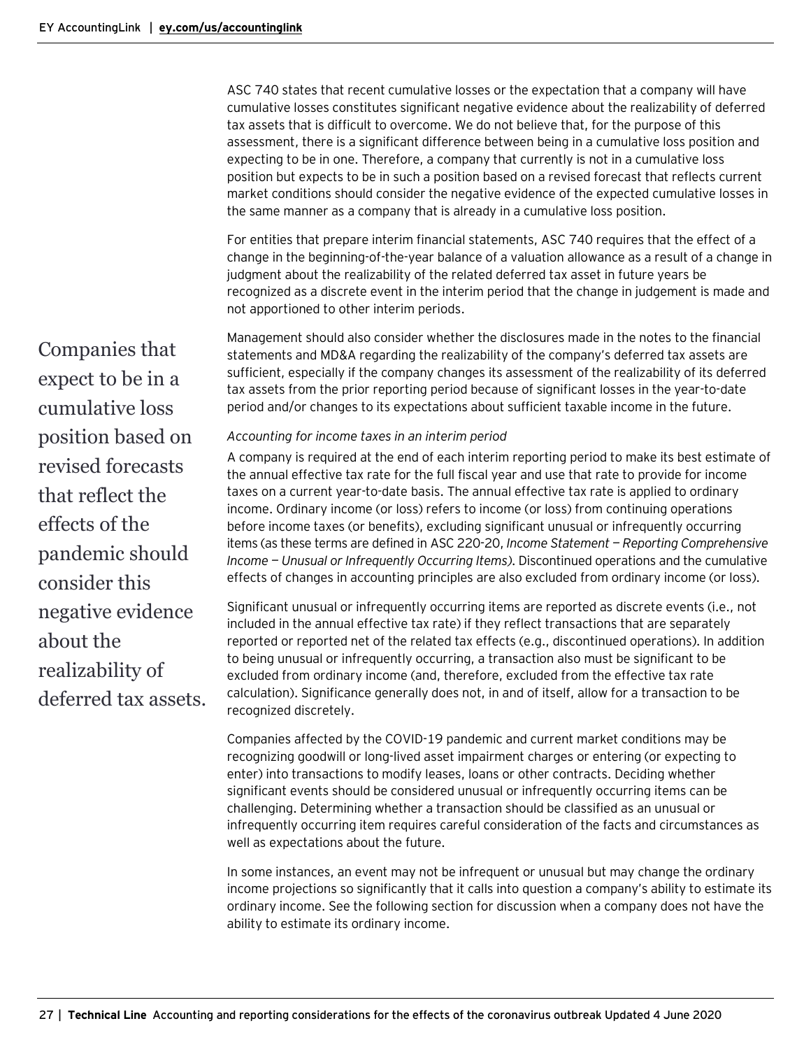ASC 740 states that recent cumulative losses or the expectation that a company will have cumulative losses constitutes significant negative evidence about the realizability of deferred tax assets that is difficult to overcome. We do not believe that, for the purpose of this assessment, there is a significant difference between being in a cumulative loss position and expecting to be in one. Therefore, a company that currently is not in a cumulative loss position but expects to be in such a position based on a revised forecast that reflects current market conditions should consider the negative evidence of the expected cumulative losses in the same manner as a company that is already in a cumulative loss position.

For entities that prepare interim financial statements, ASC 740 requires that the effect of a change in the beginning-of-the-year balance of a valuation allowance as a result of a change in judgment about the realizability of the related deferred tax asset in future years be recognized as a discrete event in the interim period that the change in judgement is made and not apportioned to other interim periods.

Companies that expect to be in a cumulative loss position based on revised forecasts that reflect the effects of the pandemic should consider this negative evidence about the realizability of deferred tax assets.

Management should also consider whether the disclosures made in the notes to the financial statements and MD&A regarding the realizability of the company's deferred tax assets are sufficient, especially if the company changes its assessment of the realizability of its deferred tax assets from the prior reporting period because of significant losses in the year-to-date period and/or changes to its expectations about sufficient taxable income in the future.

*Accounting for income taxes in an interim period*

A company is required at the end of each interim reporting period to make its best estimate of the annual effective tax rate for the full fiscal year and use that rate to provide for income taxes on a current year-to-date basis. The annual effective tax rate is applied to ordinary income. Ordinary income (or loss) refers to income (or loss) from continuing operations before income taxes (or benefits), excluding significant unusual or infrequently occurring items (as these terms are defined in ASC 220-20, *Income Statement — Reporting Comprehensive Income — Unusual or Infrequently Occurring Items)*. Discontinued operations and the cumulative effects of changes in accounting principles are also excluded from ordinary income (or loss).

Significant unusual or infrequently occurring items are reported as discrete events (i.e., not included in the annual effective tax rate) if they reflect transactions that are separately reported or reported net of the related tax effects (e.g., discontinued operations). In addition to being unusual or infrequently occurring, a transaction also must be significant to be excluded from ordinary income (and, therefore, excluded from the effective tax rate calculation). Significance generally does not, in and of itself, allow for a transaction to be recognized discretely.

Companies affected by the COVID-19 pandemic and current market conditions may be recognizing goodwill or long-lived asset impairment charges or entering (or expecting to enter) into transactions to modify leases, loans or other contracts. Deciding whether significant events should be considered unusual or infrequently occurring items can be challenging. Determining whether a transaction should be classified as an unusual or infrequently occurring item requires careful consideration of the facts and circumstances as well as expectations about the future.

In some instances, an event may not be infrequent or unusual but may change the ordinary income projections so significantly that it calls into question a company's ability to estimate its ordinary income. See the following section for discussion when a company does not have the ability to estimate its ordinary income.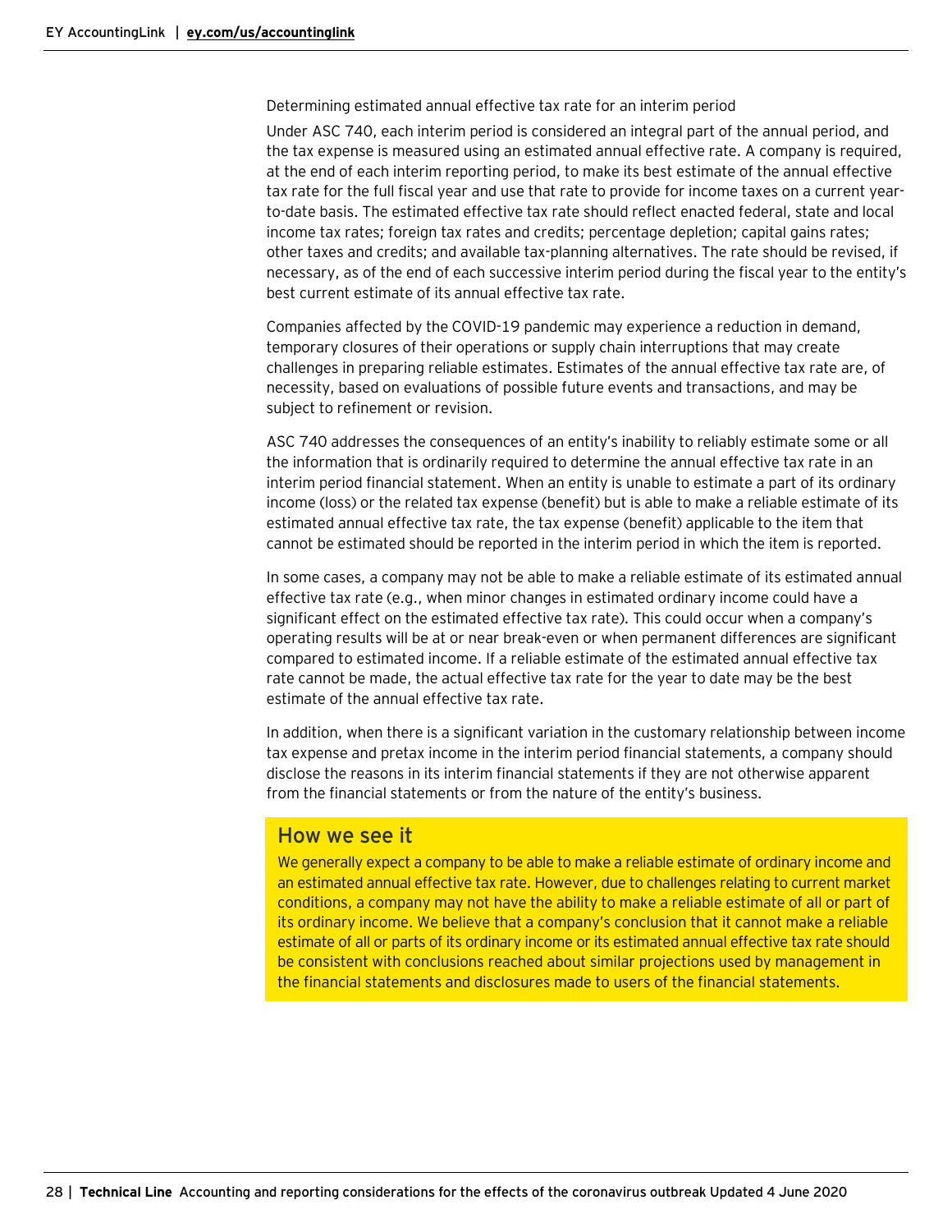### Determining estimated annual effective tax rate for an interim period

Under ASC 740, each interim period is considered an integral part of the annual period, and the tax expense is measured using an estimated annual effective rate. A company is required, at the end of each interim reporting period, to make its best estimate of the annual effective tax rate for the full fiscal year and use that rate to provide for income taxes on a current year-to-date basis. The estimated effective tax rate should reflect enacted federal, state and local income tax rates; foreign tax rates and credits; percentage depletion; capital gains rates; other taxes and credits; and available tax-planning alternatives. The rate should be revised, if necessary, as of the end of each successive interim period during the fiscal year to the entity's best current estimate of its annual effective tax rate.

Companies affected by the COVID-19 pandemic may experience a reduction in demand, temporary closures of their operations or supply chain interruptions that may create challenges in preparing reliable estimates. Estimates of the annual effective tax rate are, of necessity, based on evaluations of possible future events and transactions, and may be subject to refinement or revision.

ASC 740 addresses the consequences of an entity's inability to reliably estimate some or all the information that is ordinarily required to determine the annual effective tax rate in an interim period financial statement. When an entity is unable to estimate a part of its ordinary income (loss) or the related tax expense (benefit) but is able to make a reliable estimate of its estimated annual effective tax rate, the tax expense (benefit) applicable to the item that cannot be estimated should be reported in the interim period in which the item is reported.

In some cases, a company may not be able to make a reliable estimate of its estimated annual effective tax rate (e.g., when minor changes in estimated ordinary income could have a significant effect on the estimated effective tax rate). This could occur when a company's operating results will be at or near break-even or when permanent differences are significant compared to estimated income. If a reliable estimate of the estimated annual effective tax rate cannot be made, the actual effective tax rate for the year to date may be the best estimate of the annual effective tax rate.

In addition, when there is a significant variation in the customary relationship between income tax expense and pretax income in the interim period financial statements, a company should disclose the reasons in its interim financial statements if they are not otherwise apparent from the financial statements or from the nature of the entity's business.

## How we see it

We generally expect a company to be able to make a reliable estimate of ordinary income and an estimated annual effective tax rate. However, due to challenges relating to current market conditions, a company may not have the ability to make a reliable estimate of all or part of its ordinary income. We believe that a company's conclusion that it cannot make a reliable estimate of all or parts of its ordinary income or its estimated annual effective tax rate should be consistent with conclusions reached about similar projections used by management in the financial statements and disclosures made to users of the financial statements.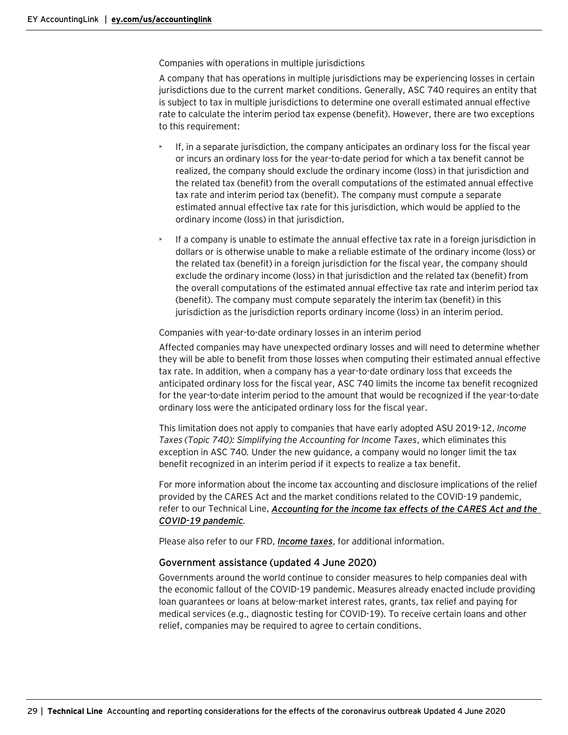Companies with operations in multiple jurisdictions

A company that has operations in multiple jurisdictions may be experiencing losses in certain jurisdictions due to the current market conditions. Generally, ASC 740 requires an entity that is subject to tax in multiple jurisdictions to determine one overall estimated annual effective rate to calculate the interim period tax expense (benefit). However, there are two exceptions to this requirement:

- If, in a separate jurisdiction, the company anticipates an ordinary loss for the fiscal year or incurs an ordinary loss for the year-to-date period for which a tax benefit cannot be realized, the company should exclude the ordinary income (loss) in that jurisdiction and the related tax (benefit) from the overall computations of the estimated annual effective tax rate and interim period tax (benefit). The company must compute a separate estimated annual effective tax rate for this jurisdiction, which would be applied to the ordinary income (loss) in that jurisdiction.
- If a company is unable to estimate the annual effective tax rate in a foreign jurisdiction in dollars or is otherwise unable to make a reliable estimate of the ordinary income (loss) or the related tax (benefit) in a foreign jurisdiction for the fiscal year, the company should exclude the ordinary income (loss) in that jurisdiction and the related tax (benefit) from the overall computations of the estimated annual effective tax rate and interim period tax (benefit). The company must compute separately the interim tax (benefit) in this jurisdiction as the jurisdiction reports ordinary income (loss) in an interim period.

Companies with year-to-date ordinary losses in an interim period

Affected companies may have unexpected ordinary losses and will need to determine whether they will be able to benefit from those losses when computing their estimated annual effective tax rate. In addition, when a company has a year-to-date ordinary loss that exceeds the anticipated ordinary loss for the fiscal year, ASC 740 limits the income tax benefit recognized for the year-to-date interim period to the amount that would be recognized if the year-to-date ordinary loss were the anticipated ordinary loss for the fiscal year.

This limitation does not apply to companies that have early adopted ASU 2019-12, *Income Taxes (Topic 740): Simplifying the Accounting for Income Taxes*, which eliminates this exception in ASC 740. Under the new guidance, a company would no longer limit the tax benefit recognized in an interim period if it expects to realize a tax benefit.

For more information about the income tax accounting and disclosure implications of the relief provided by the CARES Act and the market conditions related to the COVID-19 pandemic, refer to our Technical Line, ***Accounting for the income tax effects of the CARES Act and the COVID-19 pandemic***.

Please also refer to our FRD, ***Income taxes***, for additional information.

### Government assistance (updated 4 June 2020)

Governments around the world continue to consider measures to help companies deal with the economic fallout of the COVID-19 pandemic. Measures already enacted include providing loan guarantees or loans at below-market interest rates, grants, tax relief and paying for medical services (e.g., diagnostic testing for COVID-19). To receive certain loans and other relief, companies may be required to agree to certain conditions.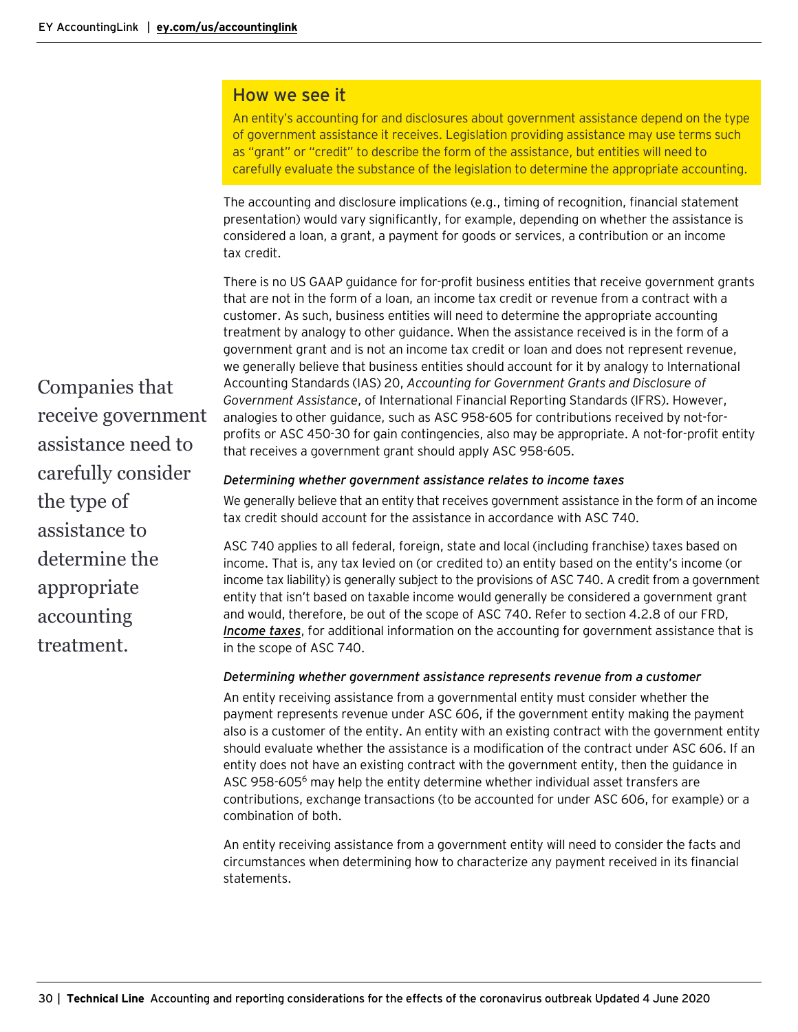## How we see it

An entity's accounting for and disclosures about government assistance depend on the type of government assistance it receives. Legislation providing assistance may use terms such as "grant" or "credit" to describe the form of the assistance, but entities will need to carefully evaluate the substance of the legislation to determine the appropriate accounting.

The accounting and disclosure implications (e.g., timing of recognition, financial statement presentation) would vary significantly, for example, depending on whether the assistance is considered a loan, a grant, a payment for goods or services, a contribution or an income tax credit.

There is no US GAAP guidance for for-profit business entities that receive government grants that are not in the form of a loan, an income tax credit or revenue from a contract with a customer. As such, business entities will need to determine the appropriate accounting treatment by analogy to other guidance. When the assistance received is in the form of a government grant and is not an income tax credit or loan and does not represent revenue, we generally believe that business entities should account for it by analogy to International Accounting Standards (IAS) 20, *Accounting for Government Grants and Disclosure of Government Assistance*, of International Financial Reporting Standards (IFRS). However, analogies to other guidance, such as ASC 958-605 for contributions received by not-for-profits or ASC 450-30 for gain contingencies, also may be appropriate. A not-for-profit entity that receives a government grant should apply ASC 958-605.

Companies that receive government assistance need to carefully consider the type of assistance to determine the appropriate accounting treatment.

#### *Determining whether government assistance relates to income taxes*

We generally believe that an entity that receives government assistance in the form of an income tax credit should account for the assistance in accordance with ASC 740.

ASC 740 applies to all federal, foreign, state and local (including franchise) taxes based on income. That is, any tax levied on (or credited to) an entity based on the entity's income (or income tax liability) is generally subject to the provisions of ASC 740. A credit from a government entity that isn't based on taxable income would generally be considered a government grant and would, therefore, be out of the scope of ASC 740. Refer to section 4.2.8 of our FRD, ***Income taxes***, for additional information on the accounting for government assistance that is in the scope of ASC 740.

#### *Determining whether government assistance represents revenue from a customer*

An entity receiving assistance from a governmental entity must consider whether the payment represents revenue under ASC 606, if the government entity making the payment also is a customer of the entity. An entity with an existing contract with the government entity should evaluate whether the assistance is a modification of the contract under ASC 606. If an entity does not have an existing contract with the government entity, then the guidance in ASC 958-605[6] may help the entity determine whether individual asset transfers are contributions, exchange transactions (to be accounted for under ASC 606, for example) or a combination of both.

An entity receiving assistance from a government entity will need to consider the facts and circumstances when determining how to characterize any payment received in its financial statements.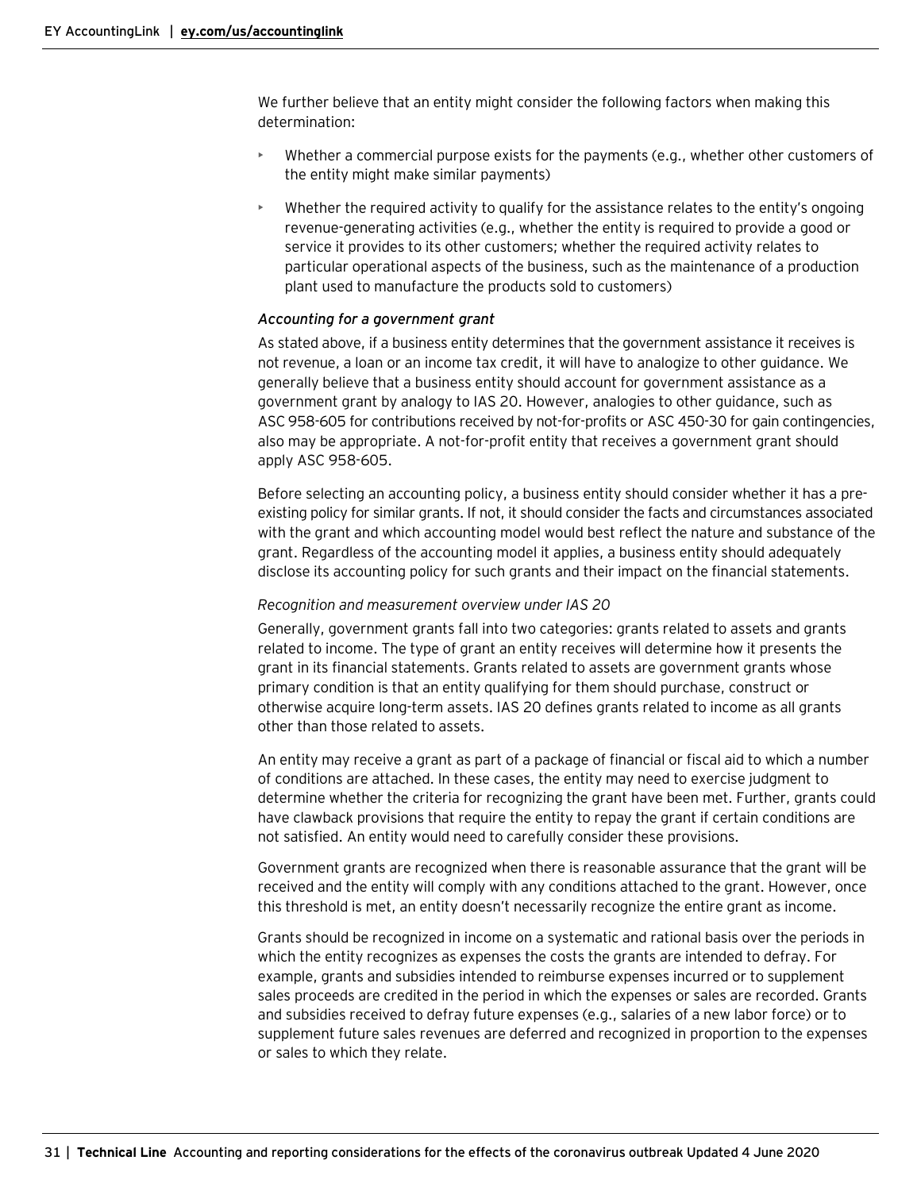We further believe that an entity might consider the following factors when making this determination:

- Whether a commercial purpose exists for the payments (e.g., whether other customers of the entity might make similar payments)
- Whether the required activity to qualify for the assistance relates to the entity's ongoing revenue-generating activities (e.g., whether the entity is required to provide a good or service it provides to its other customers; whether the required activity relates to particular operational aspects of the business, such as the maintenance of a production plant used to manufacture the products sold to customers)

### *Accounting for a government grant*

As stated above, if a business entity determines that the government assistance it receives is not revenue, a loan or an income tax credit, it will have to analogize to other guidance. We generally believe that a business entity should account for government assistance as a government grant by analogy to IAS 20. However, analogies to other guidance, such as ASC 958-605 for contributions received by not-for-profits or ASC 450-30 for gain contingencies, also may be appropriate. A not-for-profit entity that receives a government grant should apply ASC 958-605.

Before selecting an accounting policy, a business entity should consider whether it has a pre-existing policy for similar grants. If not, it should consider the facts and circumstances associated with the grant and which accounting model would best reflect the nature and substance of the grant. Regardless of the accounting model it applies, a business entity should adequately disclose its accounting policy for such grants and their impact on the financial statements.

#### *Recognition and measurement overview under IAS 20*

Generally, government grants fall into two categories: grants related to assets and grants related to income. The type of grant an entity receives will determine how it presents the grant in its financial statements. Grants related to assets are government grants whose primary condition is that an entity qualifying for them should purchase, construct or otherwise acquire long-term assets. IAS 20 defines grants related to income as all grants other than those related to assets.

An entity may receive a grant as part of a package of financial or fiscal aid to which a number of conditions are attached. In these cases, the entity may need to exercise judgment to determine whether the criteria for recognizing the grant have been met. Further, grants could have clawback provisions that require the entity to repay the grant if certain conditions are not satisfied. An entity would need to carefully consider these provisions.

Government grants are recognized when there is reasonable assurance that the grant will be received and the entity will comply with any conditions attached to the grant. However, once this threshold is met, an entity doesn't necessarily recognize the entire grant as income.

Grants should be recognized in income on a systematic and rational basis over the periods in which the entity recognizes as expenses the costs the grants are intended to defray. For example, grants and subsidies intended to reimburse expenses incurred or to supplement sales proceeds are credited in the period in which the expenses or sales are recorded. Grants and subsidies received to defray future expenses (e.g., salaries of a new labor force) or to supplement future sales revenues are deferred and recognized in proportion to the expenses or sales to which they relate.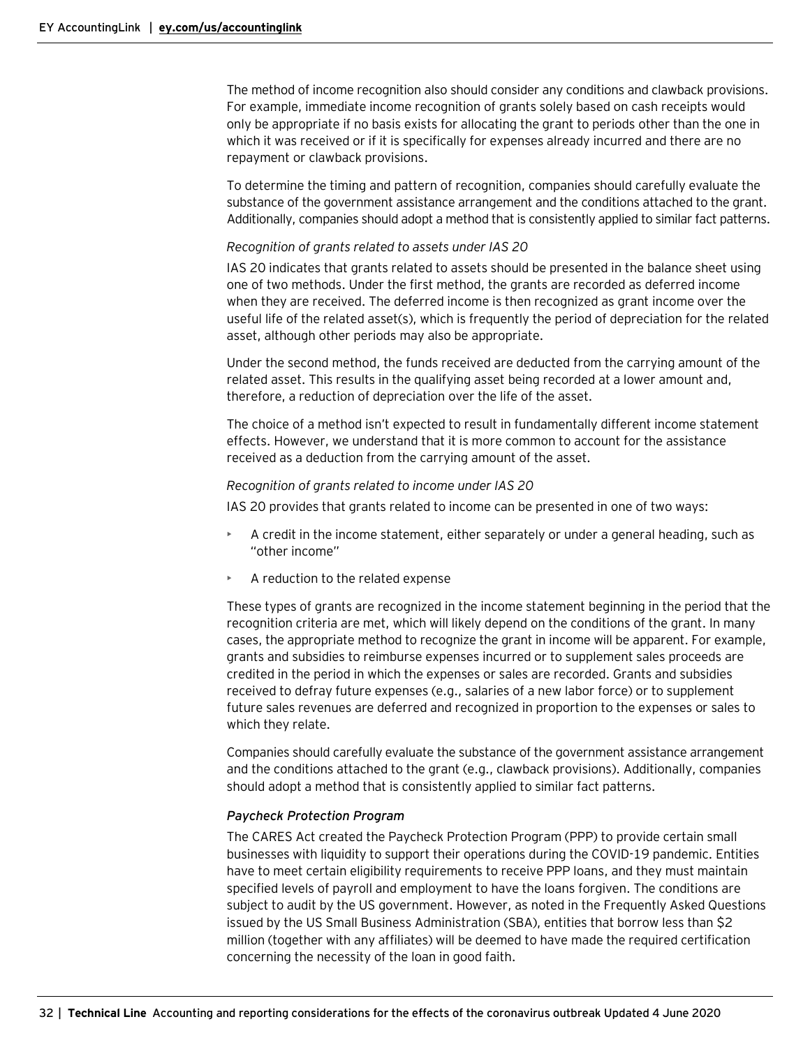The method of income recognition also should consider any conditions and clawback provisions. For example, immediate income recognition of grants solely based on cash receipts would only be appropriate if no basis exists for allocating the grant to periods other than the one in which it was received or if it is specifically for expenses already incurred and there are no repayment or clawback provisions.

To determine the timing and pattern of recognition, companies should carefully evaluate the substance of the government assistance arrangement and the conditions attached to the grant. Additionally, companies should adopt a method that is consistently applied to similar fact patterns.

*Recognition of grants related to assets under IAS 20*

IAS 20 indicates that grants related to assets should be presented in the balance sheet using one of two methods. Under the first method, the grants are recorded as deferred income when they are received. The deferred income is then recognized as grant income over the useful life of the related asset(s), which is frequently the period of depreciation for the related asset, although other periods may also be appropriate.

Under the second method, the funds received are deducted from the carrying amount of the related asset. This results in the qualifying asset being recorded at a lower amount and, therefore, a reduction of depreciation over the life of the asset.

The choice of a method isn't expected to result in fundamentally different income statement effects. However, we understand that it is more common to account for the assistance received as a deduction from the carrying amount of the asset.

*Recognition of grants related to income under IAS 20*

IAS 20 provides that grants related to income can be presented in one of two ways:

- A credit in the income statement, either separately or under a general heading, such as "other income"
- A reduction to the related expense

These types of grants are recognized in the income statement beginning in the period that the recognition criteria are met, which will likely depend on the conditions of the grant. In many cases, the appropriate method to recognize the grant in income will be apparent. For example, grants and subsidies to reimburse expenses incurred or to supplement sales proceeds are credited in the period in which the expenses or sales are recorded. Grants and subsidies received to defray future expenses (e.g., salaries of a new labor force) or to supplement future sales revenues are deferred and recognized in proportion to the expenses or sales to which they relate.

Companies should carefully evaluate the substance of the government assistance arrangement and the conditions attached to the grant (e.g., clawback provisions). Additionally, companies should adopt a method that is consistently applied to similar fact patterns.

***Paycheck Protection Program***

The CARES Act created the Paycheck Protection Program (PPP) to provide certain small businesses with liquidity to support their operations during the COVID-19 pandemic. Entities have to meet certain eligibility requirements to receive PPP loans, and they must maintain specified levels of payroll and employment to have the loans forgiven. The conditions are subject to audit by the US government. However, as noted in the Frequently Asked Questions issued by the US Small Business Administration (SBA), entities that borrow less than $2 million (together with any affiliates) will be deemed to have made the required certification concerning the necessity of the loan in good faith.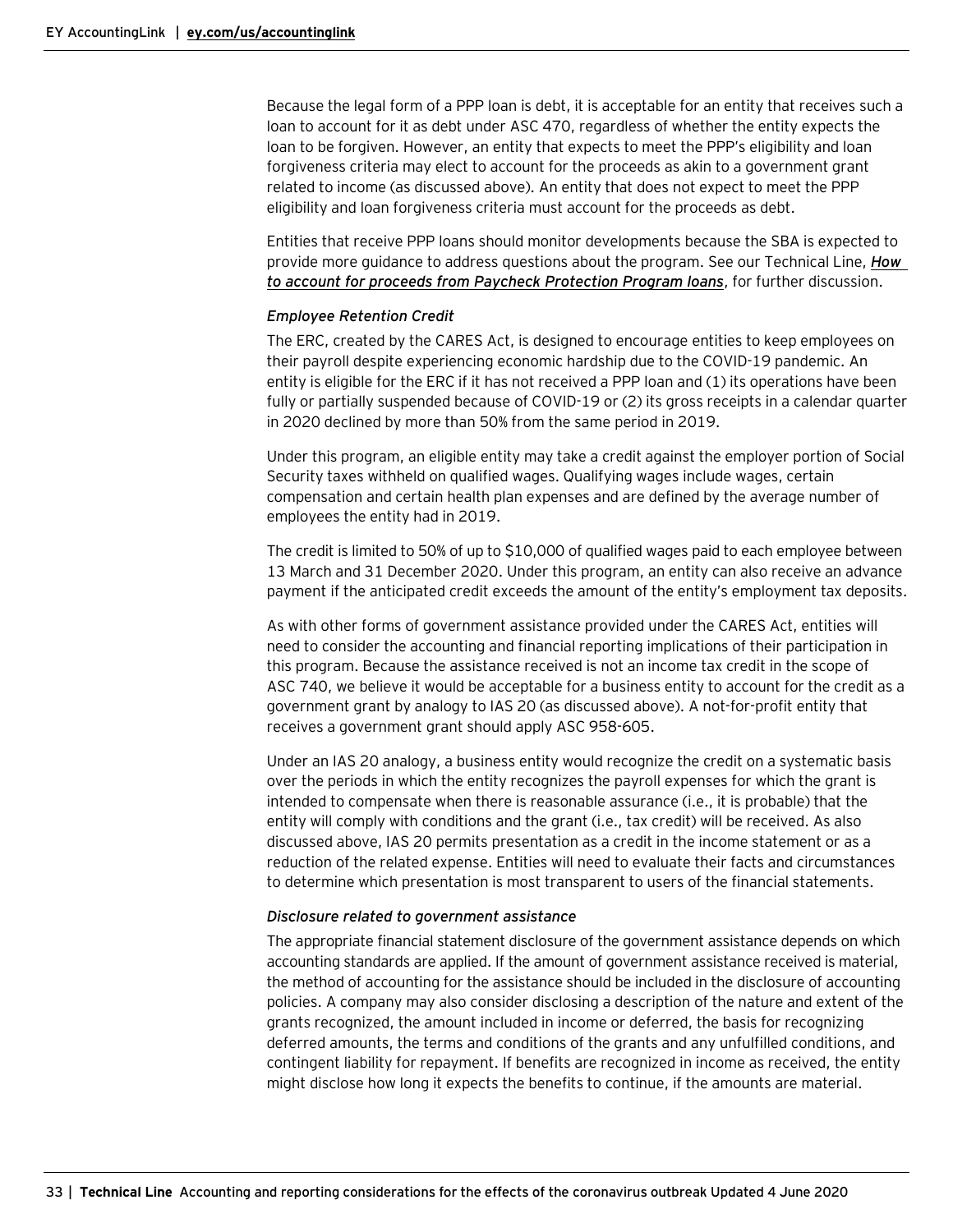Because the legal form of a PPP loan is debt, it is acceptable for an entity that receives such a loan to account for it as debt under ASC 470, regardless of whether the entity expects the loan to be forgiven. However, an entity that expects to meet the PPP's eligibility and loan forgiveness criteria may elect to account for the proceeds as akin to a government grant related to income (as discussed above). An entity that does not expect to meet the PPP eligibility and loan forgiveness criteria must account for the proceeds as debt.

Entities that receive PPP loans should monitor developments because the SBA is expected to provide more guidance to address questions about the program. See our Technical Line, ***How to account for proceeds from Paycheck Protection Program loans***, for further discussion.

#### *Employee Retention Credit*

The ERC, created by the CARES Act, is designed to encourage entities to keep employees on their payroll despite experiencing economic hardship due to the COVID-19 pandemic. An entity is eligible for the ERC if it has not received a PPP loan and (1) its operations have been fully or partially suspended because of COVID-19 or (2) its gross receipts in a calendar quarter in 2020 declined by more than 50% from the same period in 2019.

Under this program, an eligible entity may take a credit against the employer portion of Social Security taxes withheld on qualified wages. Qualifying wages include wages, certain compensation and certain health plan expenses and are defined by the average number of employees the entity had in 2019.

The credit is limited to 50% of up to $10,000 of qualified wages paid to each employee between 13 March and 31 December 2020. Under this program, an entity can also receive an advance payment if the anticipated credit exceeds the amount of the entity's employment tax deposits.

As with other forms of government assistance provided under the CARES Act, entities will need to consider the accounting and financial reporting implications of their participation in this program. Because the assistance received is not an income tax credit in the scope of ASC 740, we believe it would be acceptable for a business entity to account for the credit as a government grant by analogy to IAS 20 (as discussed above). A not-for-profit entity that receives a government grant should apply ASC 958-605.

Under an IAS 20 analogy, a business entity would recognize the credit on a systematic basis over the periods in which the entity recognizes the payroll expenses for which the grant is intended to compensate when there is reasonable assurance (i.e., it is probable) that the entity will comply with conditions and the grant (i.e., tax credit) will be received. As also discussed above, IAS 20 permits presentation as a credit in the income statement or as a reduction of the related expense. Entities will need to evaluate their facts and circumstances to determine which presentation is most transparent to users of the financial statements.

#### *Disclosure related to government assistance*

The appropriate financial statement disclosure of the government assistance depends on which accounting standards are applied. If the amount of government assistance received is material, the method of accounting for the assistance should be included in the disclosure of accounting policies. A company may also consider disclosing a description of the nature and extent of the grants recognized, the amount included in income or deferred, the basis for recognizing deferred amounts, the terms and conditions of the grants and any unfulfilled conditions, and contingent liability for repayment. If benefits are recognized in income as received, the entity might disclose how long it expects the benefits to continue, if the amounts are material.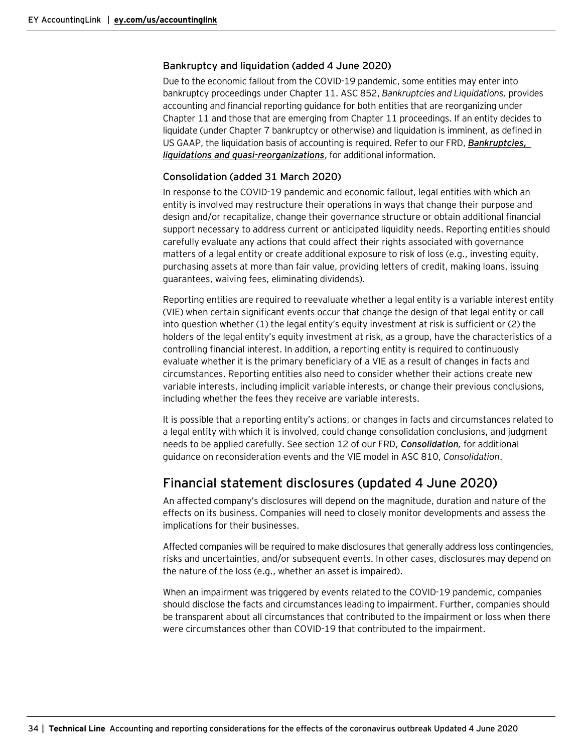### Bankruptcy and liquidation (added 4 June 2020)

Due to the economic fallout from the COVID-19 pandemic, some entities may enter into bankruptcy proceedings under Chapter 11. ASC 852, *Bankruptcies and Liquidations,* provides accounting and financial reporting guidance for both entities that are reorganizing under Chapter 11 and those that are emerging from Chapter 11 proceedings. If an entity decides to liquidate (under Chapter 7 bankruptcy or otherwise) and liquidation is imminent, as defined in US GAAP, the liquidation basis of accounting is required. Refer to our FRD, ***Bankruptcies, liquidations and quasi-reorganizations***, for additional information.

### Consolidation (added 31 March 2020)

In response to the COVID-19 pandemic and economic fallout, legal entities with which an entity is involved may restructure their operations in ways that change their purpose and design and/or recapitalize, change their governance structure or obtain additional financial support necessary to address current or anticipated liquidity needs. Reporting entities should carefully evaluate any actions that could affect their rights associated with governance matters of a legal entity or create additional exposure to risk of loss (e.g., investing equity, purchasing assets at more than fair value, providing letters of credit, making loans, issuing guarantees, waiving fees, eliminating dividends).

Reporting entities are required to reevaluate whether a legal entity is a variable interest entity (VIE) when certain significant events occur that change the design of that legal entity or call into question whether (1) the legal entity's equity investment at risk is sufficient or (2) the holders of the legal entity's equity investment at risk, as a group, have the characteristics of a controlling financial interest. In addition, a reporting entity is required to continuously evaluate whether it is the primary beneficiary of a VIE as a result of changes in facts and circumstances. Reporting entities also need to consider whether their actions create new variable interests, including implicit variable interests, or change their previous conclusions, including whether the fees they receive are variable interests.

It is possible that a reporting entity's actions, or changes in facts and circumstances related to a legal entity with which it is involved, could change consolidation conclusions, and judgment needs to be applied carefully. See section 12 of our FRD, ***Consolidation****,* for additional guidance on reconsideration events and the VIE model in ASC 810, *Consolidation*.

## Financial statement disclosures (updated 4 June 2020)

An affected company's disclosures will depend on the magnitude, duration and nature of the effects on its business. Companies will need to closely monitor developments and assess the implications for their businesses.

Affected companies will be required to make disclosures that generally address loss contingencies, risks and uncertainties, and/or subsequent events. In other cases, disclosures may depend on the nature of the loss (e.g., whether an asset is impaired).

When an impairment was triggered by events related to the COVID-19 pandemic, companies should disclose the facts and circumstances leading to impairment. Further, companies should be transparent about all circumstances that contributed to the impairment or loss when there were circumstances other than COVID-19 that contributed to the impairment.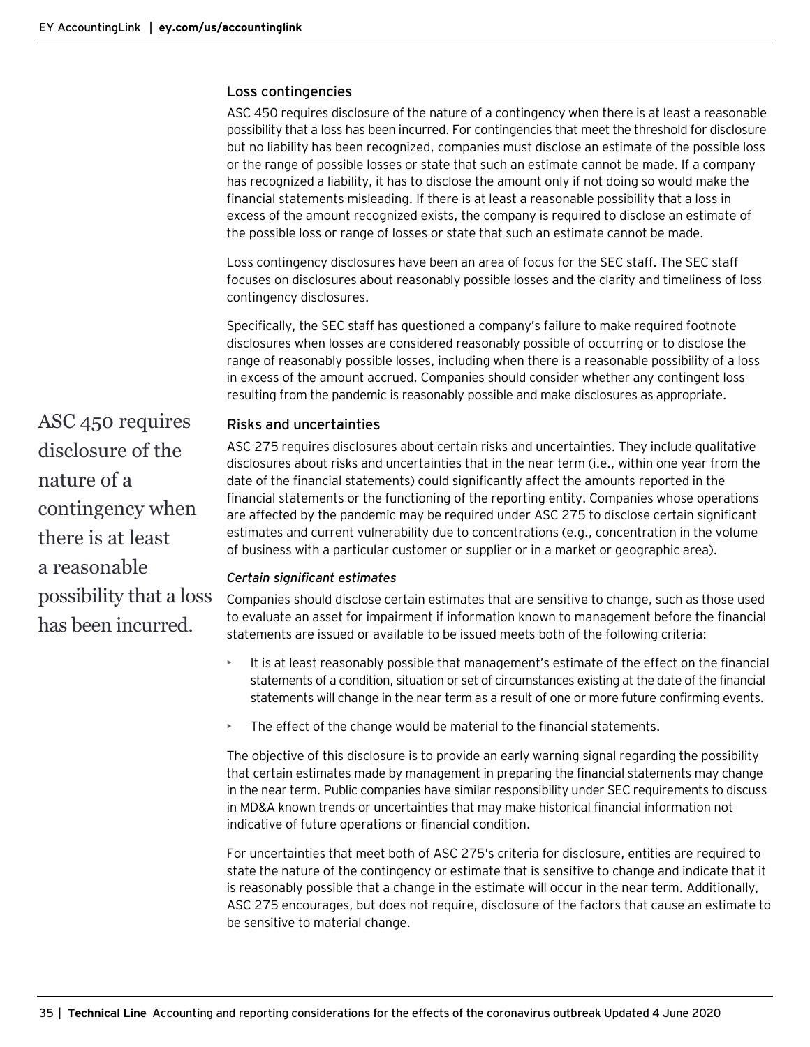### Loss contingencies

ASC 450 requires disclosure of the nature of a contingency when there is at least a reasonable possibility that a loss has been incurred. For contingencies that meet the threshold for disclosure but no liability has been recognized, companies must disclose an estimate of the possible loss or the range of possible losses or state that such an estimate cannot be made. If a company has recognized a liability, it has to disclose the amount only if not doing so would make the financial statements misleading. If there is at least a reasonable possibility that a loss in excess of the amount recognized exists, the company is required to disclose an estimate of the possible loss or range of losses or state that such an estimate cannot be made.

Loss contingency disclosures have been an area of focus for the SEC staff. The SEC staff focuses on disclosures about reasonably possible losses and the clarity and timeliness of loss contingency disclosures.

Specifically, the SEC staff has questioned a company's failure to make required footnote disclosures when losses are considered reasonably possible of occurring or to disclose the range of reasonably possible losses, including when there is a reasonable possibility of a loss in excess of the amount accrued. Companies should consider whether any contingent loss resulting from the pandemic is reasonably possible and make disclosures as appropriate.

ASC 450 requires disclosure of the nature of a contingency when there is at least a reasonable possibility that a loss has been incurred.

### Risks and uncertainties

ASC 275 requires disclosures about certain risks and uncertainties. They include qualitative disclosures about risks and uncertainties that in the near term (i.e., within one year from the date of the financial statements) could significantly affect the amounts reported in the financial statements or the functioning of the reporting entity. Companies whose operations are affected by the pandemic may be required under ASC 275 to disclose certain significant estimates and current vulnerability due to concentrations (e.g., concentration in the volume of business with a particular customer or supplier or in a market or geographic area).

#### *Certain significant estimates*

Companies should disclose certain estimates that are sensitive to change, such as those used to evaluate an asset for impairment if information known to management before the financial statements are issued or available to be issued meets both of the following criteria:

- It is at least reasonably possible that management's estimate of the effect on the financial statements of a condition, situation or set of circumstances existing at the date of the financial statements will change in the near term as a result of one or more future confirming events.
- The effect of the change would be material to the financial statements.

The objective of this disclosure is to provide an early warning signal regarding the possibility that certain estimates made by management in preparing the financial statements may change in the near term. Public companies have similar responsibility under SEC requirements to discuss in MD&A known trends or uncertainties that may make historical financial information not indicative of future operations or financial condition.

For uncertainties that meet both of ASC 275's criteria for disclosure, entities are required to state the nature of the contingency or estimate that is sensitive to change and indicate that it is reasonably possible that a change in the estimate will occur in the near term. Additionally, ASC 275 encourages, but does not require, disclosure of the factors that cause an estimate to be sensitive to material change.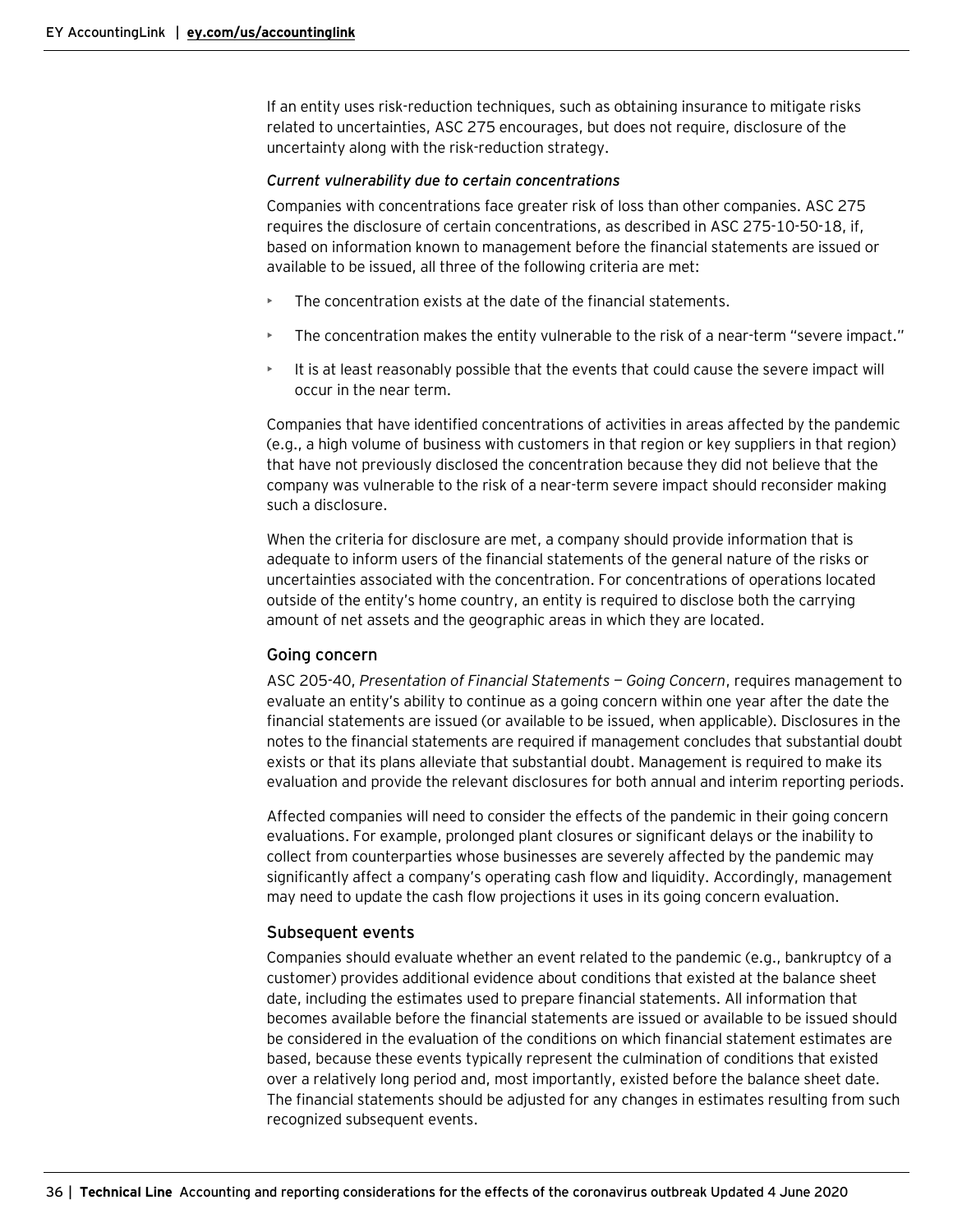If an entity uses risk-reduction techniques, such as obtaining insurance to mitigate risks related to uncertainties, ASC 275 encourages, but does not require, disclosure of the uncertainty along with the risk-reduction strategy.

*Current vulnerability due to certain concentrations*

Companies with concentrations face greater risk of loss than other companies. ASC 275 requires the disclosure of certain concentrations, as described in ASC 275-10-50-18, if, based on information known to management before the financial statements are issued or available to be issued, all three of the following criteria are met:

- The concentration exists at the date of the financial statements.
- The concentration makes the entity vulnerable to the risk of a near-term "severe impact."
- It is at least reasonably possible that the events that could cause the severe impact will occur in the near term.

Companies that have identified concentrations of activities in areas affected by the pandemic (e.g., a high volume of business with customers in that region or key suppliers in that region) that have not previously disclosed the concentration because they did not believe that the company was vulnerable to the risk of a near-term severe impact should reconsider making such a disclosure.

When the criteria for disclosure are met, a company should provide information that is adequate to inform users of the financial statements of the general nature of the risks or uncertainties associated with the concentration. For concentrations of operations located outside of the entity's home country, an entity is required to disclose both the carrying amount of net assets and the geographic areas in which they are located.

### Going concern

ASC 205-40, *Presentation of Financial Statements — Going Concern*, requires management to evaluate an entity's ability to continue as a going concern within one year after the date the financial statements are issued (or available to be issued, when applicable). Disclosures in the notes to the financial statements are required if management concludes that substantial doubt exists or that its plans alleviate that substantial doubt. Management is required to make its evaluation and provide the relevant disclosures for both annual and interim reporting periods.

Affected companies will need to consider the effects of the pandemic in their going concern evaluations. For example, prolonged plant closures or significant delays or the inability to collect from counterparties whose businesses are severely affected by the pandemic may significantly affect a company's operating cash flow and liquidity. Accordingly, management may need to update the cash flow projections it uses in its going concern evaluation.

### Subsequent events

Companies should evaluate whether an event related to the pandemic (e.g., bankruptcy of a customer) provides additional evidence about conditions that existed at the balance sheet date, including the estimates used to prepare financial statements. All information that becomes available before the financial statements are issued or available to be issued should be considered in the evaluation of the conditions on which financial statement estimates are based, because these events typically represent the culmination of conditions that existed over a relatively long period and, most importantly, existed before the balance sheet date. The financial statements should be adjusted for any changes in estimates resulting from such recognized subsequent events.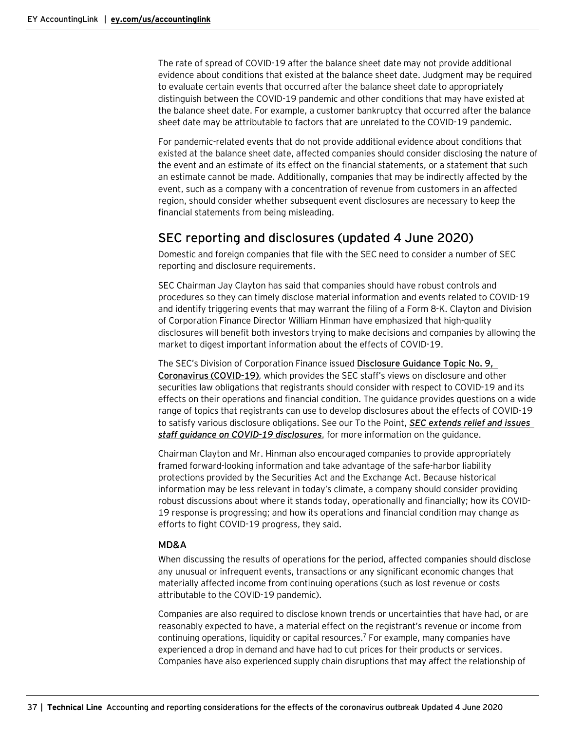The rate of spread of COVID-19 after the balance sheet date may not provide additional evidence about conditions that existed at the balance sheet date. Judgment may be required to evaluate certain events that occurred after the balance sheet date to appropriately distinguish between the COVID-19 pandemic and other conditions that may have existed at the balance sheet date. For example, a customer bankruptcy that occurred after the balance sheet date may be attributable to factors that are unrelated to the COVID-19 pandemic.

For pandemic-related events that do not provide additional evidence about conditions that existed at the balance sheet date, affected companies should consider disclosing the nature of the event and an estimate of its effect on the financial statements, or a statement that such an estimate cannot be made. Additionally, companies that may be indirectly affected by the event, such as a company with a concentration of revenue from customers in an affected region, should consider whether subsequent event disclosures are necessary to keep the financial statements from being misleading.

## SEC reporting and disclosures (updated 4 June 2020)

Domestic and foreign companies that file with the SEC need to consider a number of SEC reporting and disclosure requirements.

SEC Chairman Jay Clayton has said that companies should have robust controls and procedures so they can timely disclose material information and events related to COVID-19 and identify triggering events that may warrant the filing of a Form 8-K. Clayton and Division of Corporation Finance Director William Hinman have emphasized that high-quality disclosures will benefit both investors trying to make decisions and companies by allowing the market to digest important information about the effects of COVID-19.

The SEC's Division of Corporation Finance issued **Disclosure Guidance Topic No. 9, Coronavirus (COVID-19)**, which provides the SEC staff's views on disclosure and other securities law obligations that registrants should consider with respect to COVID-19 and its effects on their operations and financial condition. The guidance provides questions on a wide range of topics that registrants can use to develop disclosures about the effects of COVID-19 to satisfy various disclosure obligations. See our To the Point, ***SEC extends relief and issues staff guidance on COVID-19 disclosures***, for more information on the guidance.

Chairman Clayton and Mr. Hinman also encouraged companies to provide appropriately framed forward-looking information and take advantage of the safe-harbor liability protections provided by the Securities Act and the Exchange Act. Because historical information may be less relevant in today's climate, a company should consider providing robust discussions about where it stands today, operationally and financially; how its COVID-19 response is progressing; and how its operations and financial condition may change as efforts to fight COVID-19 progress, they said.

### MD&A

When discussing the results of operations for the period, affected companies should disclose any unusual or infrequent events, transactions or any significant economic changes that materially affected income from continuing operations (such as lost revenue or costs attributable to the COVID-19 pandemic).

Companies are also required to disclose known trends or uncertainties that have had, or are reasonably expected to have, a material effect on the registrant's revenue or income from continuing operations, liquidity or capital resources.[7] For example, many companies have experienced a drop in demand and have had to cut prices for their products or services. Companies have also experienced supply chain disruptions that may affect the relationship of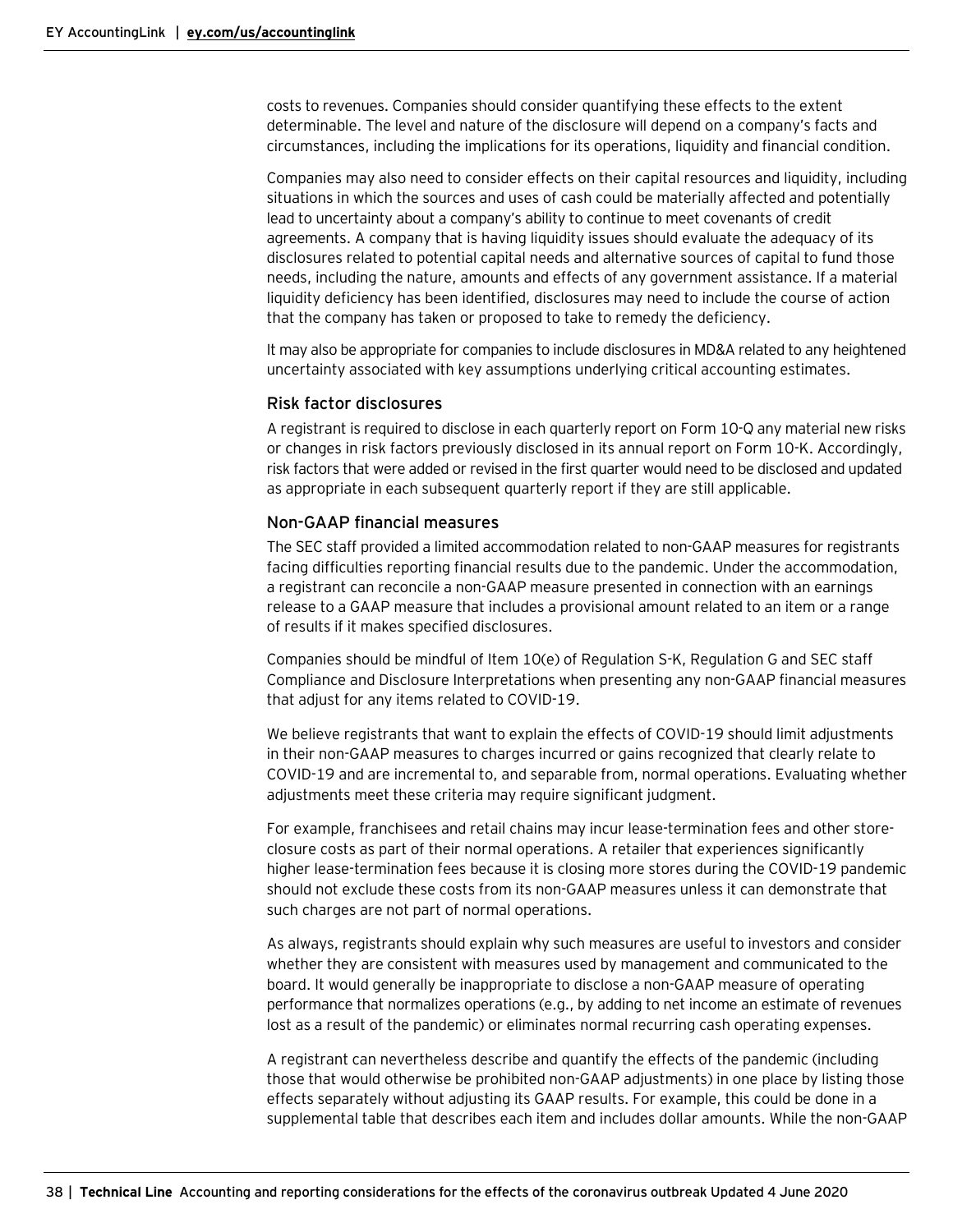costs to revenues. Companies should consider quantifying these effects to the extent determinable. The level and nature of the disclosure will depend on a company's facts and circumstances, including the implications for its operations, liquidity and financial condition.

Companies may also need to consider effects on their capital resources and liquidity, including situations in which the sources and uses of cash could be materially affected and potentially lead to uncertainty about a company's ability to continue to meet covenants of credit agreements. A company that is having liquidity issues should evaluate the adequacy of its disclosures related to potential capital needs and alternative sources of capital to fund those needs, including the nature, amounts and effects of any government assistance. If a material liquidity deficiency has been identified, disclosures may need to include the course of action that the company has taken or proposed to take to remedy the deficiency.

It may also be appropriate for companies to include disclosures in MD&A related to any heightened uncertainty associated with key assumptions underlying critical accounting estimates.

### Risk factor disclosures

A registrant is required to disclose in each quarterly report on Form 10-Q any material new risks or changes in risk factors previously disclosed in its annual report on Form 10-K. Accordingly, risk factors that were added or revised in the first quarter would need to be disclosed and updated as appropriate in each subsequent quarterly report if they are still applicable.

### Non-GAAP financial measures

The SEC staff provided a limited accommodation related to non-GAAP measures for registrants facing difficulties reporting financial results due to the pandemic. Under the accommodation, a registrant can reconcile a non-GAAP measure presented in connection with an earnings release to a GAAP measure that includes a provisional amount related to an item or a range of results if it makes specified disclosures.

Companies should be mindful of Item 10(e) of Regulation S-K, Regulation G and SEC staff Compliance and Disclosure Interpretations when presenting any non-GAAP financial measures that adjust for any items related to COVID-19.

We believe registrants that want to explain the effects of COVID-19 should limit adjustments in their non-GAAP measures to charges incurred or gains recognized that clearly relate to COVID-19 and are incremental to, and separable from, normal operations. Evaluating whether adjustments meet these criteria may require significant judgment.

For example, franchisees and retail chains may incur lease-termination fees and other store-closure costs as part of their normal operations. A retailer that experiences significantly higher lease-termination fees because it is closing more stores during the COVID-19 pandemic should not exclude these costs from its non-GAAP measures unless it can demonstrate that such charges are not part of normal operations.

As always, registrants should explain why such measures are useful to investors and consider whether they are consistent with measures used by management and communicated to the board. It would generally be inappropriate to disclose a non-GAAP measure of operating performance that normalizes operations (e.g., by adding to net income an estimate of revenues lost as a result of the pandemic) or eliminates normal recurring cash operating expenses.

A registrant can nevertheless describe and quantify the effects of the pandemic (including those that would otherwise be prohibited non-GAAP adjustments) in one place by listing those effects separately without adjusting its GAAP results. For example, this could be done in a supplemental table that describes each item and includes dollar amounts. While the non-GAAP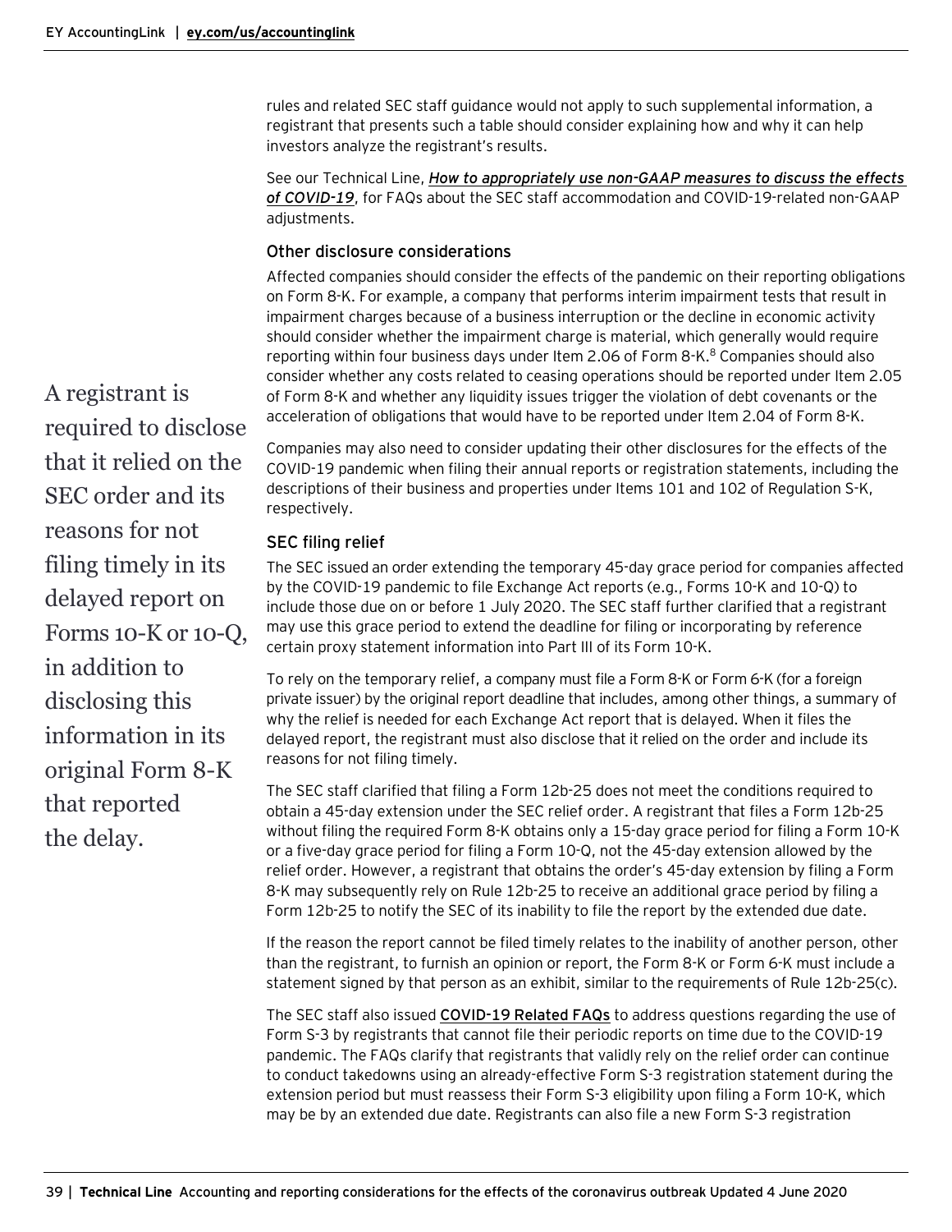rules and related SEC staff guidance would not apply to such supplemental information, a registrant that presents such a table should consider explaining how and why it can help investors analyze the registrant's results.

See our Technical Line, ***How to appropriately use non-GAAP measures to discuss the effects of COVID-19***, for FAQs about the SEC staff accommodation and COVID-19-related non-GAAP adjustments.

### Other disclosure considerations

Affected companies should consider the effects of the pandemic on their reporting obligations on Form 8-K. For example, a company that performs interim impairment tests that result in impairment charges because of a business interruption or the decline in economic activity should consider whether the impairment charge is material, which generally would require reporting within four business days under Item 2.06 of Form 8-K.[8] Companies should also consider whether any costs related to ceasing operations should be reported under Item 2.05 of Form 8-K and whether any liquidity issues trigger the violation of debt covenants or the acceleration of obligations that would have to be reported under Item 2.04 of Form 8-K.

Companies may also need to consider updating their other disclosures for the effects of the COVID-19 pandemic when filing their annual reports or registration statements, including the descriptions of their business and properties under Items 101 and 102 of Regulation S-K, respectively.

### SEC filing relief

The SEC issued an order extending the temporary 45-day grace period for companies affected by the COVID-19 pandemic to file Exchange Act reports (e.g., Forms 10-K and 10-Q) to include those due on or before 1 July 2020. The SEC staff further clarified that a registrant may use this grace period to extend the deadline for filing or incorporating by reference certain proxy statement information into Part III of its Form 10-K.

To rely on the temporary relief, a company must file a Form 8-K or Form 6-K (for a foreign private issuer) by the original report deadline that includes, among other things, a summary of why the relief is needed for each Exchange Act report that is delayed. When it files the delayed report, the registrant must also disclose that it relied on the order and include its reasons for not filing timely.

> A registrant is required to disclose that it relied on the SEC order and its reasons for not filing timely in its delayed report on Forms 10-K or 10-Q, in addition to disclosing this information in its original Form 8-K that reported the delay.

The SEC staff clarified that filing a Form 12b-25 does not meet the conditions required to obtain a 45-day extension under the SEC relief order. A registrant that files a Form 12b-25 without filing the required Form 8-K obtains only a 15-day grace period for filing a Form 10-K or a five-day grace period for filing a Form 10-Q, not the 45-day extension allowed by the relief order. However, a registrant that obtains the order's 45-day extension by filing a Form 8-K may subsequently rely on Rule 12b-25 to receive an additional grace period by filing a Form 12b-25 to notify the SEC of its inability to file the report by the extended due date.

If the reason the report cannot be filed timely relates to the inability of another person, other than the registrant, to furnish an opinion or report, the Form 8-K or Form 6-K must include a statement signed by that person as an exhibit, similar to the requirements of Rule 12b-25(c).

The SEC staff also issued **COVID-19 Related FAQs** to address questions regarding the use of Form S-3 by registrants that cannot file their periodic reports on time due to the COVID-19 pandemic. The FAQs clarify that registrants that validly rely on the relief order can continue to conduct takedowns using an already-effective Form S-3 registration statement during the extension period but must reassess their Form S-3 eligibility upon filing a Form 10-K, which may be by an extended due date. Registrants can also file a new Form S-3 registration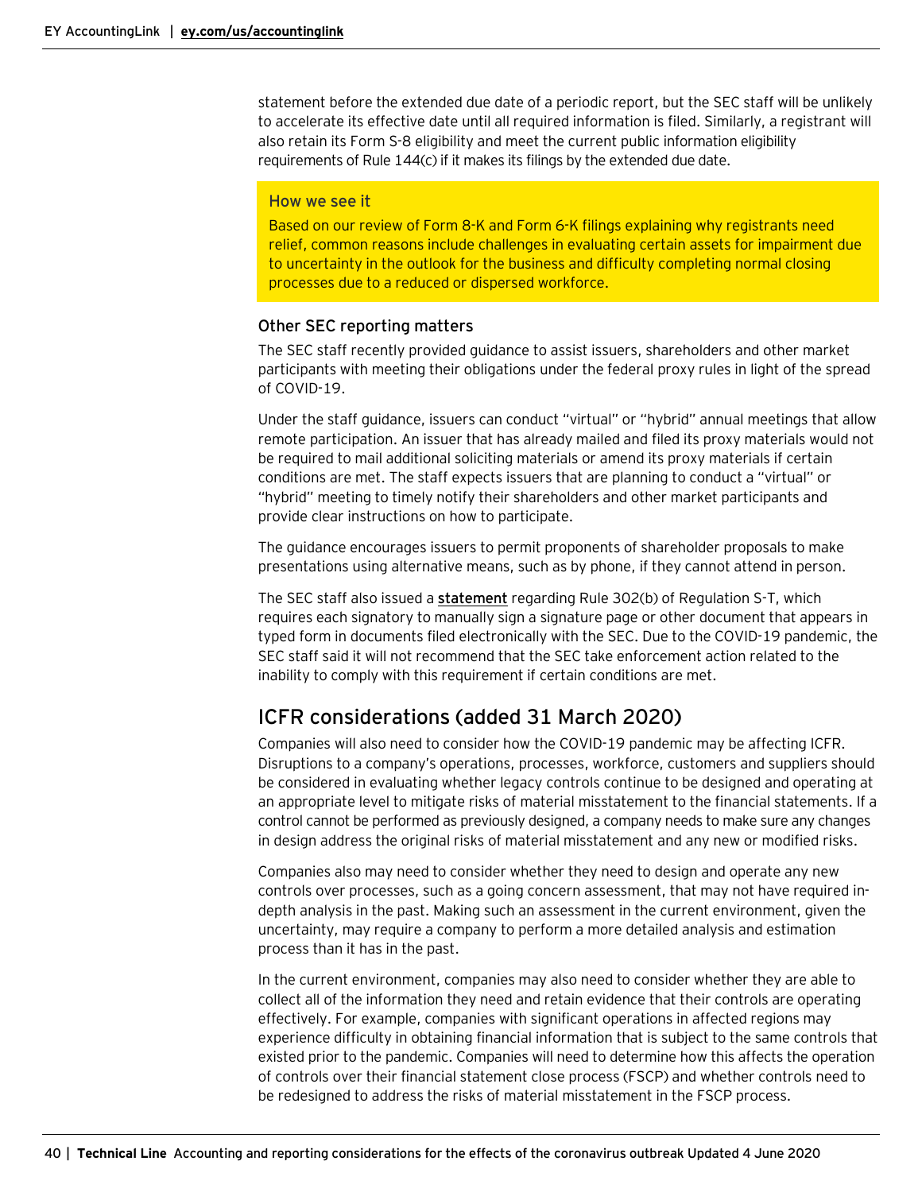statement before the extended due date of a periodic report, but the SEC staff will be unlikely to accelerate its effective date until all required information is filed. Similarly, a registrant will also retain its Form S-8 eligibility and meet the current public information eligibility requirements of Rule 144(c) if it makes its filings by the extended due date.

> **How we see it**
>
> Based on our review of Form 8-K and Form 6-K filings explaining why registrants need relief, common reasons include challenges in evaluating certain assets for impairment due to uncertainty in the outlook for the business and difficulty completing normal closing processes due to a reduced or dispersed workforce.

### Other SEC reporting matters

The SEC staff recently provided guidance to assist issuers, shareholders and other market participants with meeting their obligations under the federal proxy rules in light of the spread of COVID-19.

Under the staff guidance, issuers can conduct "virtual" or "hybrid" annual meetings that allow remote participation. An issuer that has already mailed and filed its proxy materials would not be required to mail additional soliciting materials or amend its proxy materials if certain conditions are met. The staff expects issuers that are planning to conduct a "virtual" or "hybrid" meeting to timely notify their shareholders and other market participants and provide clear instructions on how to participate.

The guidance encourages issuers to permit proponents of shareholder proposals to make presentations using alternative means, such as by phone, if they cannot attend in person.

The SEC staff also issued a **statement** regarding Rule 302(b) of Regulation S-T, which requires each signatory to manually sign a signature page or other document that appears in typed form in documents filed electronically with the SEC. Due to the COVID-19 pandemic, the SEC staff said it will not recommend that the SEC take enforcement action related to the inability to comply with this requirement if certain conditions are met.

## ICFR considerations (added 31 March 2020)

Companies will also need to consider how the COVID-19 pandemic may be affecting ICFR. Disruptions to a company's operations, processes, workforce, customers and suppliers should be considered in evaluating whether legacy controls continue to be designed and operating at an appropriate level to mitigate risks of material misstatement to the financial statements. If a control cannot be performed as previously designed, a company needs to make sure any changes in design address the original risks of material misstatement and any new or modified risks.

Companies also may need to consider whether they need to design and operate any new controls over processes, such as a going concern assessment, that may not have required in-depth analysis in the past. Making such an assessment in the current environment, given the uncertainty, may require a company to perform a more detailed analysis and estimation process than it has in the past.

In the current environment, companies may also need to consider whether they are able to collect all of the information they need and retain evidence that their controls are operating effectively. For example, companies with significant operations in affected regions may experience difficulty in obtaining financial information that is subject to the same controls that existed prior to the pandemic. Companies will need to determine how this affects the operation of controls over their financial statement close process (FSCP) and whether controls need to be redesigned to address the risks of material misstatement in the FSCP process.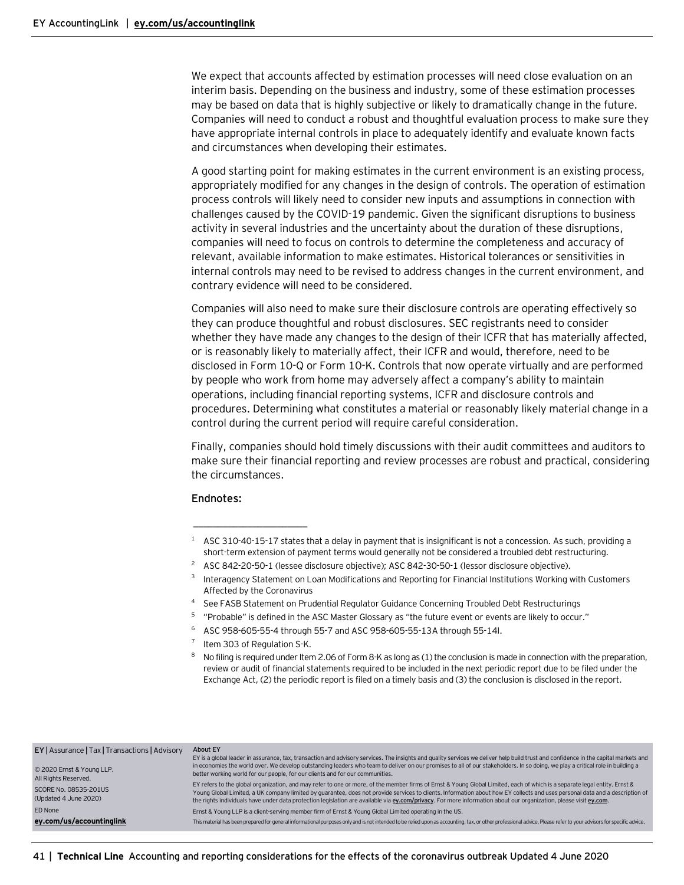We expect that accounts affected by estimation processes will need close evaluation on an interim basis. Depending on the business and industry, some of these estimation processes may be based on data that is highly subjective or likely to dramatically change in the future. Companies will need to conduct a robust and thoughtful evaluation process to make sure they have appropriate internal controls in place to adequately identify and evaluate known facts and circumstances when developing their estimates.

A good starting point for making estimates in the current environment is an existing process, appropriately modified for any changes in the design of controls. The operation of estimation process controls will likely need to consider new inputs and assumptions in connection with challenges caused by the COVID-19 pandemic. Given the significant disruptions to business activity in several industries and the uncertainty about the duration of these disruptions, companies will need to focus on controls to determine the completeness and accuracy of relevant, available information to make estimates. Historical tolerances or sensitivities in internal controls may need to be revised to address changes in the current environment, and contrary evidence will need to be considered.

Companies will also need to make sure their disclosure controls are operating effectively so they can produce thoughtful and robust disclosures. SEC registrants need to consider whether they have made any changes to the design of their ICFR that has materially affected, or is reasonably likely to materially affect, their ICFR and would, therefore, need to be disclosed in Form 10-Q or Form 10-K. Controls that now operate virtually and are performed by people who work from home may adversely affect a company's ability to maintain operations, including financial reporting systems, ICFR and disclosure controls and procedures. Determining what constitutes a material or reasonably likely material change in a control during the current period will require careful consideration.

Finally, companies should hold timely discussions with their audit committees and auditors to make sure their financial reporting and review processes are robust and practical, considering the circumstances.

**Endnotes:**

---

[1] ASC 310-40-15-17 states that a delay in payment that is insignificant is not a concession. As such, providing a short-term extension of payment terms would generally not be considered a troubled debt restructuring.

[2] ASC 842-20-50-1 (lessee disclosure objective); ASC 842-30-50-1 (lessor disclosure objective).

[3] Interagency Statement on Loan Modifications and Reporting for Financial Institutions Working with Customers Affected by the Coronavirus

[4] See FASB Statement on Prudential Regulator Guidance Concerning Troubled Debt Restructurings

[5] "Probable" is defined in the ASC Master Glossary as "the future event or events are likely to occur."

[6] ASC 958-605-55-4 through 55-7 and ASC 958-605-55-13A through 55-14I.

[7] Item 303 of Regulation S-K.

[8] No filing is required under Item 2.06 of Form 8-K as long as (1) the conclusion is made in connection with the preparation, review or audit of financial statements required to be included in the next periodic report due to be filed under the Exchange Act, (2) the periodic report is filed on a timely basis and (3) the conclusion is disclosed in the report.

---

**EY** | Assurance | Tax | Transactions | Advisory

© 2020 Ernst & Young LLP.
All Rights Reserved.

SCORE No. 08535-201US
(Updated 4 June 2020)

ED None

**ey.com/us/accountinglink**

**About EY**

EY is a global leader in assurance, tax, transaction and advisory services. The insights and quality services we deliver help build trust and confidence in the capital markets and in economies the world over. We develop outstanding leaders who team to deliver on our promises to all of our stakeholders. In so doing, we play a critical role in building a better working world for our people, for our clients and for our communities.

EY refers to the global organization, and may refer to one or more, of the member firms of Ernst & Young Global Limited, each of which is a separate legal entity. Ernst & Young Global Limited, a UK company limited by guarantee, does not provide services to clients. Information about how EY collects and uses personal data and a description of the rights individuals have under data protection legislation are available via **ey.com/privacy**. For more information about our organization, please visit **ey.com**.

Ernst & Young LLP is a client-serving member firm of Ernst & Young Global Limited operating in the US.

This material has been prepared for general informational purposes only and is not intended to be relied upon as accounting, tax, or other professional advice. Please refer to your advisors for specific advice.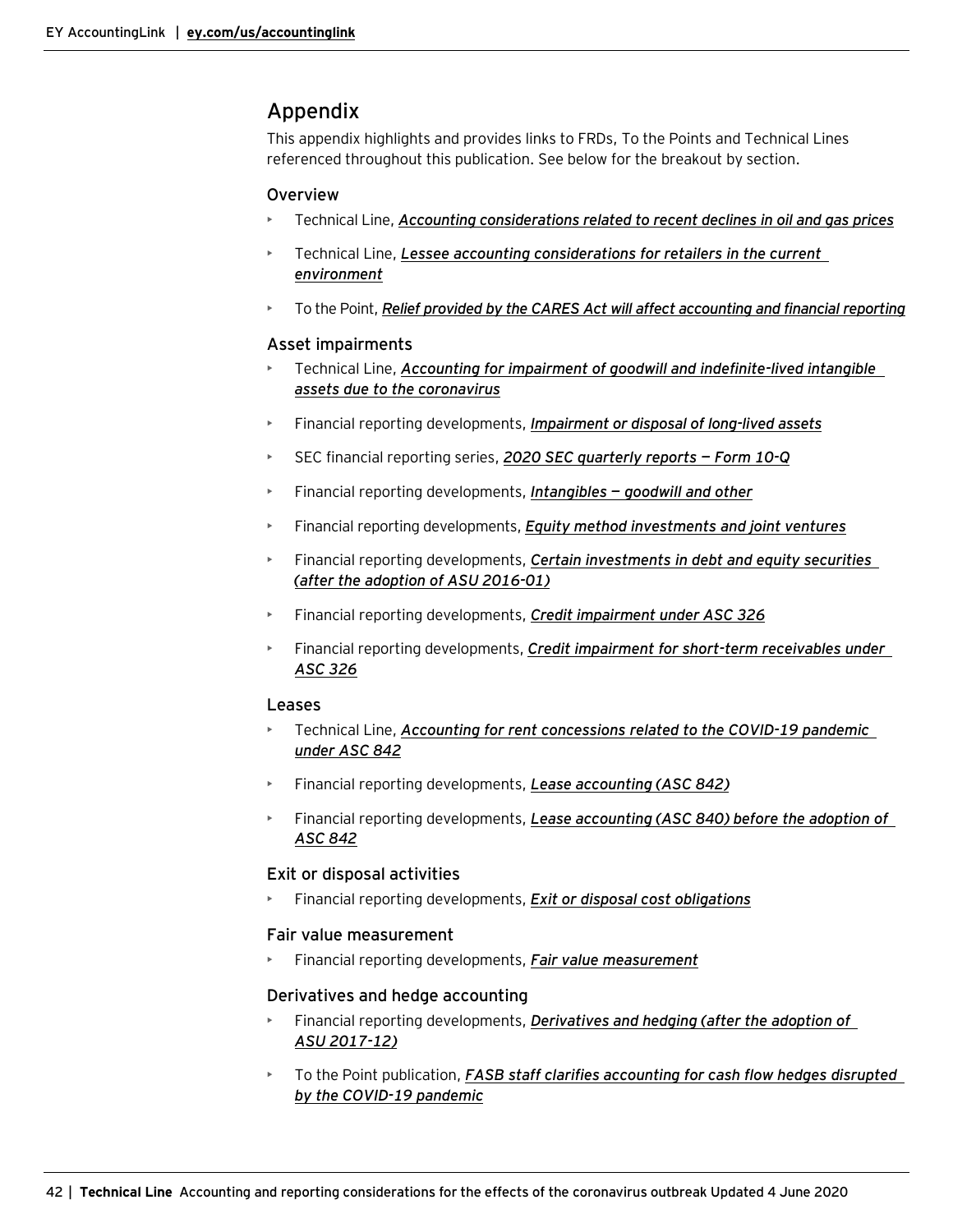# Appendix

This appendix highlights and provides links to FRDs, To the Points and Technical Lines referenced throughout this publication. See below for the breakout by section.

## Overview

- Technical Line, ***Accounting considerations related to recent declines in oil and gas prices***
- Technical Line, ***Lessee accounting considerations for retailers in the current environment***
- To the Point, ***Relief provided by the CARES Act will affect accounting and financial reporting***

## Asset impairments

- Technical Line, ***Accounting for impairment of goodwill and indefinite-lived intangible assets due to the coronavirus***
- Financial reporting developments, ***Impairment or disposal of long-lived assets***
- SEC financial reporting series, ***2020 SEC quarterly reports — Form 10-Q***
- Financial reporting developments, ***Intangibles — goodwill and other***
- Financial reporting developments, ***Equity method investments and joint ventures***
- Financial reporting developments, ***Certain investments in debt and equity securities (after the adoption of ASU 2016-01)***
- Financial reporting developments, ***Credit impairment under ASC 326***
- Financial reporting developments, ***Credit impairment for short-term receivables under ASC 326***

## Leases

- Technical Line, ***Accounting for rent concessions related to the COVID-19 pandemic under ASC 842***
- Financial reporting developments, ***Lease accounting (ASC 842)***
- Financial reporting developments, ***Lease accounting (ASC 840) before the adoption of ASC 842***

## Exit or disposal activities

- Financial reporting developments, ***Exit or disposal cost obligations***

## Fair value measurement

- Financial reporting developments, ***Fair value measurement***

## Derivatives and hedge accounting

- Financial reporting developments, ***Derivatives and hedging (after the adoption of ASU 2017-12)***
- To the Point publication, ***FASB staff clarifies accounting for cash flow hedges disrupted by the COVID-19 pandemic***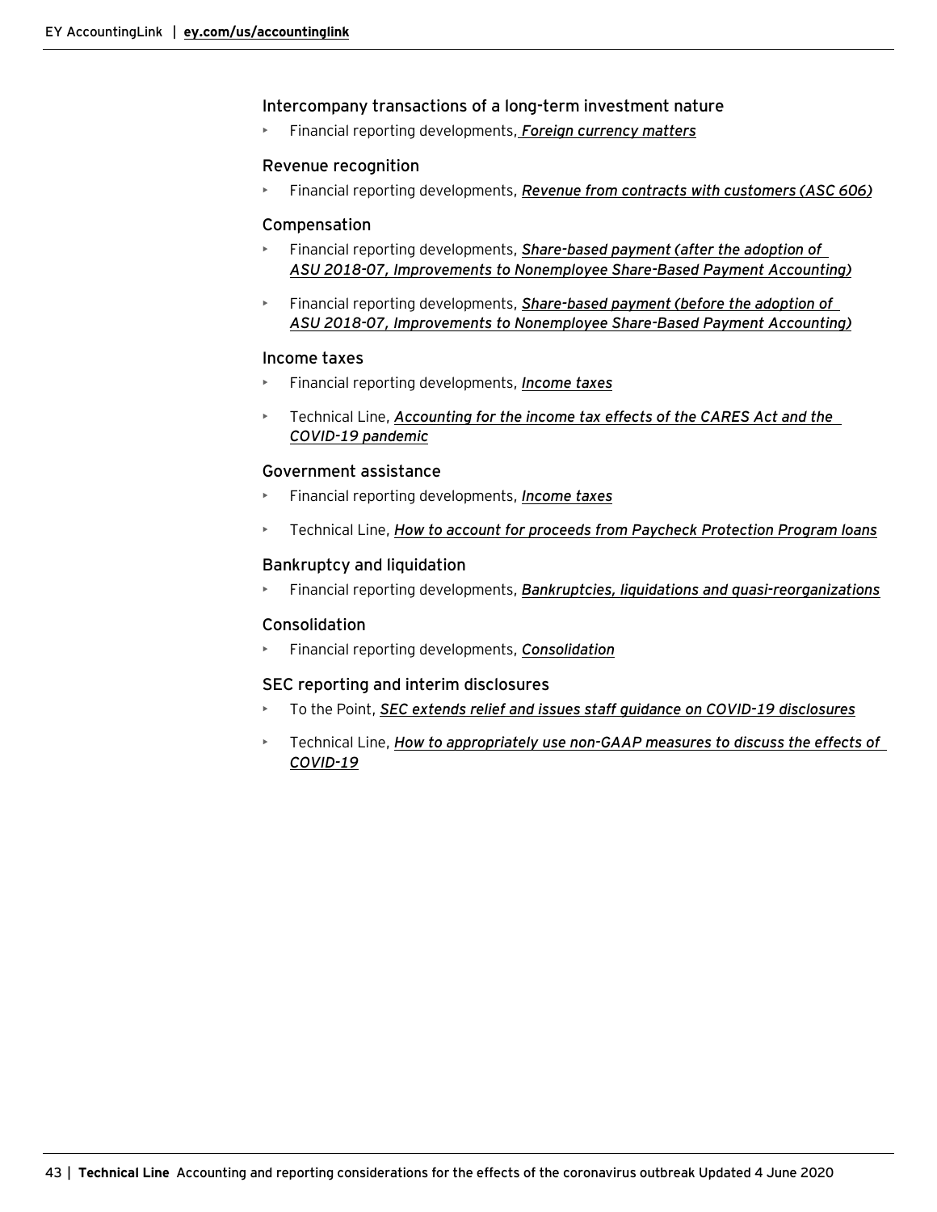### Intercompany transactions of a long-term investment nature

- Financial reporting developments, ***Foreign currency matters***

### Revenue recognition

- Financial reporting developments, ***Revenue from contracts with customers (ASC 606)***

### Compensation

- Financial reporting developments, ***Share-based payment (after the adoption of ASU 2018-07, Improvements to Nonemployee Share-Based Payment Accounting)***
- Financial reporting developments, ***Share-based payment (before the adoption of ASU 2018-07, Improvements to Nonemployee Share-Based Payment Accounting)***

### Income taxes

- Financial reporting developments, ***Income taxes***
- Technical Line, ***Accounting for the income tax effects of the CARES Act and the COVID-19 pandemic***

### Government assistance

- Financial reporting developments, ***Income taxes***
- Technical Line, ***How to account for proceeds from Paycheck Protection Program loans***

### Bankruptcy and liquidation

- Financial reporting developments, ***Bankruptcies, liquidations and quasi-reorganizations***

### Consolidation

- Financial reporting developments, ***Consolidation***

### SEC reporting and interim disclosures

- To the Point, ***SEC extends relief and issues staff guidance on COVID-19 disclosures***
- Technical Line, ***How to appropriately use non-GAAP measures to discuss the effects of COVID-19***